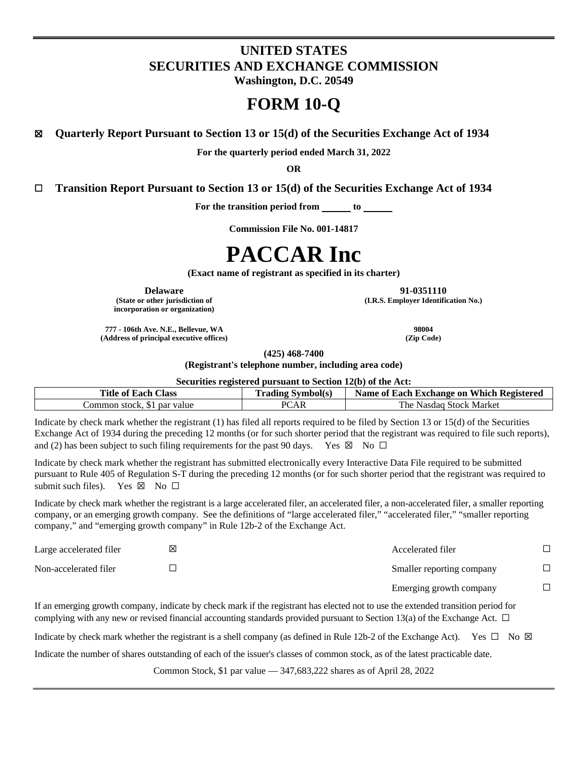# UNITED STATES
# SECURITIES AND EXCHANGE COMMISSION
**Washington, D.C. 20549**

# FORM 10-Q

☒ **Quarterly Report Pursuant to Section 13 or 15(d) of the Securities Exchange Act of 1934**

**For the quarterly period ended March 31, 2022**

**OR**

☐ **Transition Report Pursuant to Section 13 or 15(d) of the Securities Exchange Act of 1934**

**For the transition period from ______ to ______**

**Commission File No. 001-14817**

# PACCAR Inc

**(Exact name of registrant as specified in its charter)**

| **Delaware** | **91-0351110** |
|---|---|
| **(State or other jurisdiction of incorporation or organization)** | **(I.R.S. Employer Identification No.)** |
| **777 - 106th Ave. N.E., Bellevue, WA** | **98004** |
| **(Address of principal executive offices)** | **(Zip Code)** |

**(425) 468-7400**
**(Registrant's telephone number, including area code)**

**Securities registered pursuant to Section 12(b) of the Act:**

| Title of Each Class | Trading Symbol(s) | Name of Each Exchange on Which Registered |
|---|---|---|
| Common stock, $1 par value | PCAR | The Nasdaq Stock Market |

Indicate by check mark whether the registrant (1) has filed all reports required to be filed by Section 13 or 15(d) of the Securities Exchange Act of 1934 during the preceding 12 months (or for such shorter period that the registrant was required to file such reports), and (2) has been subject to such filing requirements for the past 90 days. Yes ☒ No ☐

Indicate by check mark whether the registrant has submitted electronically every Interactive Data File required to be submitted pursuant to Rule 405 of Regulation S-T during the preceding 12 months (or for such shorter period that the registrant was required to submit such files). Yes ☒ No ☐

Indicate by check mark whether the registrant is a large accelerated filer, an accelerated filer, a non-accelerated filer, a smaller reporting company, or an emerging growth company. See the definitions of "large accelerated filer," "accelerated filer," "smaller reporting company," and "emerging growth company" in Rule 12b-2 of the Exchange Act.

| | | | |
|---|---|---|---|
| Large accelerated filer | ☒ | Accelerated filer | ☐ |
| Non-accelerated filer | ☐ | Smaller reporting company | ☐ |
| | | Emerging growth company | ☐ |

If an emerging growth company, indicate by check mark if the registrant has elected not to use the extended transition period for complying with any new or revised financial accounting standards provided pursuant to Section 13(a) of the Exchange Act. ☐

Indicate by check mark whether the registrant is a shell company (as defined in Rule 12b-2 of the Exchange Act). Yes ☐ No ☒

Indicate the number of shares outstanding of each of the issuer's classes of common stock, as of the latest practicable date.

Common Stock, $1 par value — 347,683,222 shares as of April 28, 2022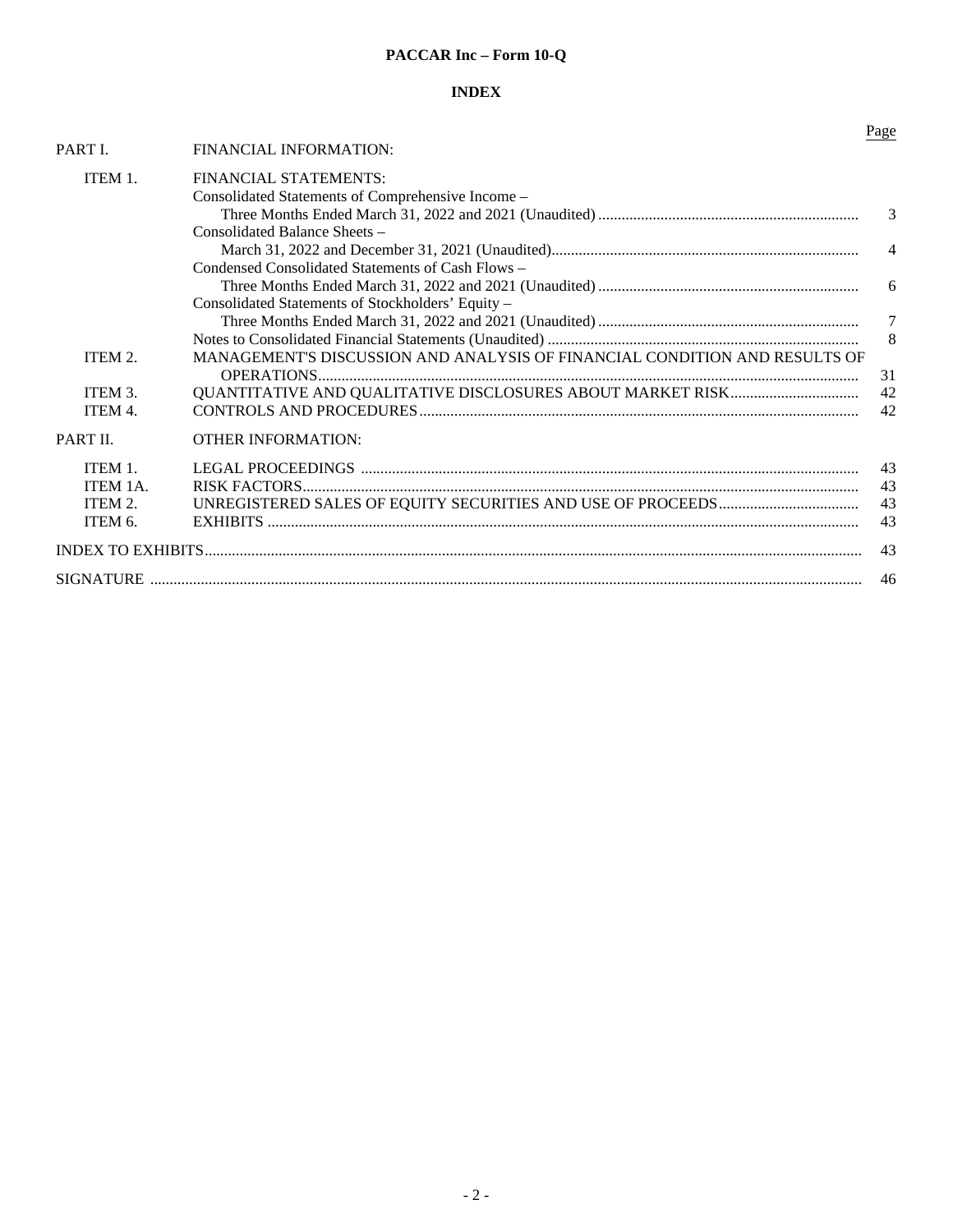**PACCAR Inc – Form 10-Q**

**INDEX**

| | | Page |
|---|---|---|
| PART I. | FINANCIAL INFORMATION: | |
| ITEM 1. | FINANCIAL STATEMENTS: | |
| | Consolidated Statements of Comprehensive Income – Three Months Ended March 31, 2022 and 2021 (Unaudited) | 3 |
| | Consolidated Balance Sheets – March 31, 2022 and December 31, 2021 (Unaudited) | 4 |
| | Condensed Consolidated Statements of Cash Flows – Three Months Ended March 31, 2022 and 2021 (Unaudited) | 6 |
| | Consolidated Statements of Stockholders' Equity – Three Months Ended March 31, 2022 and 2021 (Unaudited) | 7 |
| | Notes to Consolidated Financial Statements (Unaudited) | 8 |
| ITEM 2. | MANAGEMENT'S DISCUSSION AND ANALYSIS OF FINANCIAL CONDITION AND RESULTS OF OPERATIONS | 31 |
| ITEM 3. | QUANTITATIVE AND QUALITATIVE DISCLOSURES ABOUT MARKET RISK | 42 |
| ITEM 4. | CONTROLS AND PROCEDURES | 42 |
| PART II. | OTHER INFORMATION: | |
| ITEM 1. | LEGAL PROCEEDINGS | 43 |
| ITEM 1A. | RISK FACTORS | 43 |
| ITEM 2. | UNREGISTERED SALES OF EQUITY SECURITIES AND USE OF PROCEEDS | 43 |
| ITEM 6. | EXHIBITS | 43 |
| INDEX TO EXHIBITS | | 43 |
| SIGNATURE | | 46 |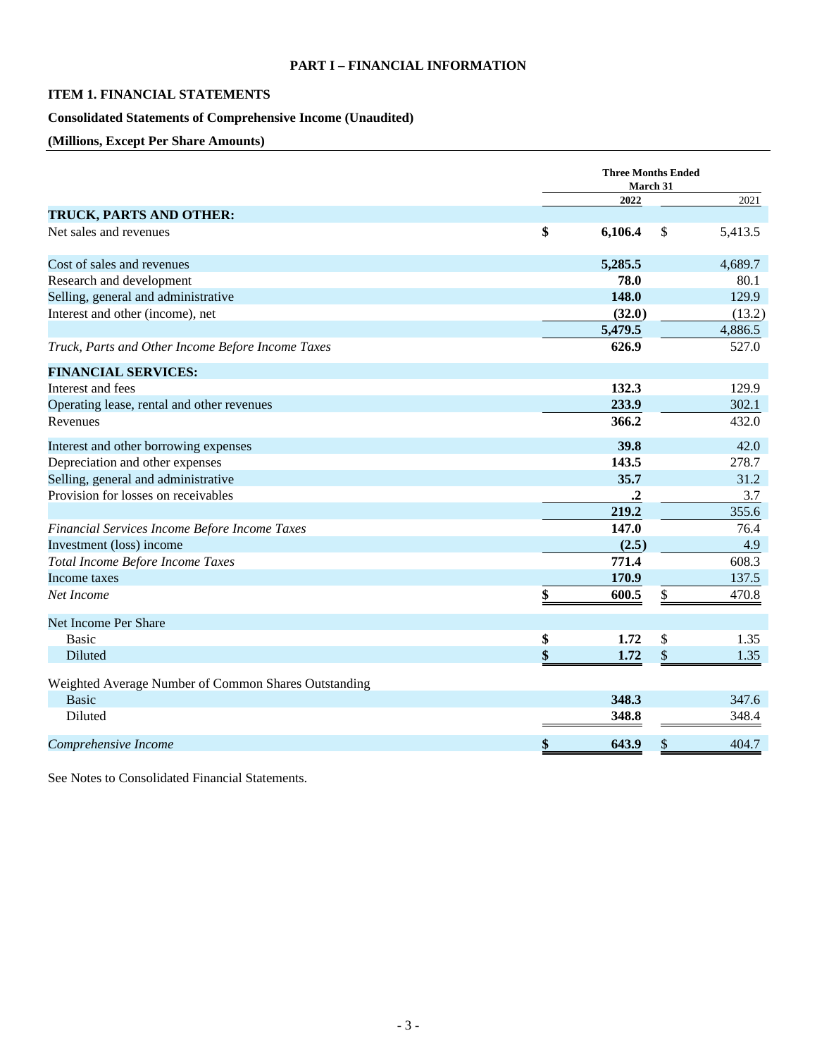**PART I – FINANCIAL INFORMATION**

## ITEM 1. FINANCIAL STATEMENTS

### Consolidated Statements of Comprehensive Income (Unaudited)

### (Millions, Except Per Share Amounts)

| | Three Months Ended March 31 | |
|---|---|---|
| | **2022** | 2021 |
| **TRUCK, PARTS AND OTHER:** | | |
| Net sales and revenues | **$ 6,106.4** | $ 5,413.5 |
| Cost of sales and revenues | **5,285.5** | 4,689.7 |
| Research and development | **78.0** | 80.1 |
| Selling, general and administrative | **148.0** | 129.9 |
| Interest and other (income), net | **(32.0)** | (13.2) |
| | **5,479.5** | 4,886.5 |
| *Truck, Parts and Other Income Before Income Taxes* | **626.9** | 527.0 |
| **FINANCIAL SERVICES:** | | |
| Interest and fees | **132.3** | 129.9 |
| Operating lease, rental and other revenues | **233.9** | 302.1 |
| Revenues | **366.2** | 432.0 |
| Interest and other borrowing expenses | **39.8** | 42.0 |
| Depreciation and other expenses | **143.5** | 278.7 |
| Selling, general and administrative | **35.7** | 31.2 |
| Provision for losses on receivables | **.2** | 3.7 |
| | **219.2** | 355.6 |
| *Financial Services Income Before Income Taxes* | **147.0** | 76.4 |
| Investment (loss) income | **(2.5)** | 4.9 |
| *Total Income Before Income Taxes* | **771.4** | 608.3 |
| Income taxes | **170.9** | 137.5 |
| *Net Income* | **$ 600.5** | $ 470.8 |
| Net Income Per Share | | |
| Basic | **$ 1.72** | $ 1.35 |
| Diluted | **$ 1.72** | $ 1.35 |
| Weighted Average Number of Common Shares Outstanding | | |
| Basic | **348.3** | 347.6 |
| Diluted | **348.8** | 348.4 |
| *Comprehensive Income* | **$ 643.9** | $ 404.7 |

See Notes to Consolidated Financial Statements.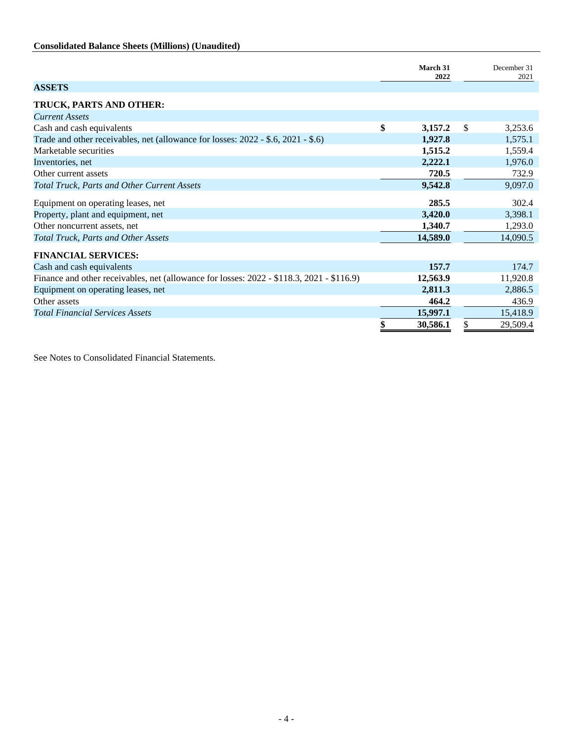**Consolidated Balance Sheets (Millions) (Unaudited)**

| | March 31 2022 | December 31 2021 |
|---|---|---|
| **ASSETS** | | |
| **TRUCK, PARTS AND OTHER:** | | |
| *Current Assets* | | |
| Cash and cash equivalents | **$ 3,157.2** | $ 3,253.6 |
| Trade and other receivables, net (allowance for losses: 2022 - $.6, 2021 - $.6) | **1,927.8** | 1,575.1 |
| Marketable securities | **1,515.2** | 1,559.4 |
| Inventories, net | **2,222.1** | 1,976.0 |
| Other current assets | **720.5** | 732.9 |
| *Total Truck, Parts and Other Current Assets* | **9,542.8** | 9,097.0 |
| Equipment on operating leases, net | **285.5** | 302.4 |
| Property, plant and equipment, net | **3,420.0** | 3,398.1 |
| Other noncurrent assets, net | **1,340.7** | 1,293.0 |
| *Total Truck, Parts and Other Assets* | **14,589.0** | 14,090.5 |
| **FINANCIAL SERVICES:** | | |
| Cash and cash equivalents | **157.7** | 174.7 |
| Finance and other receivables, net (allowance for losses: 2022 - $118.3, 2021 - $116.9) | **12,563.9** | 11,920.8 |
| Equipment on operating leases, net | **2,811.3** | 2,886.5 |
| Other assets | **464.2** | 436.9 |
| *Total Financial Services Assets* | **15,997.1** | 15,418.9 |
| | **$ 30,586.1** | $ 29,509.4 |

See Notes to Consolidated Financial Statements.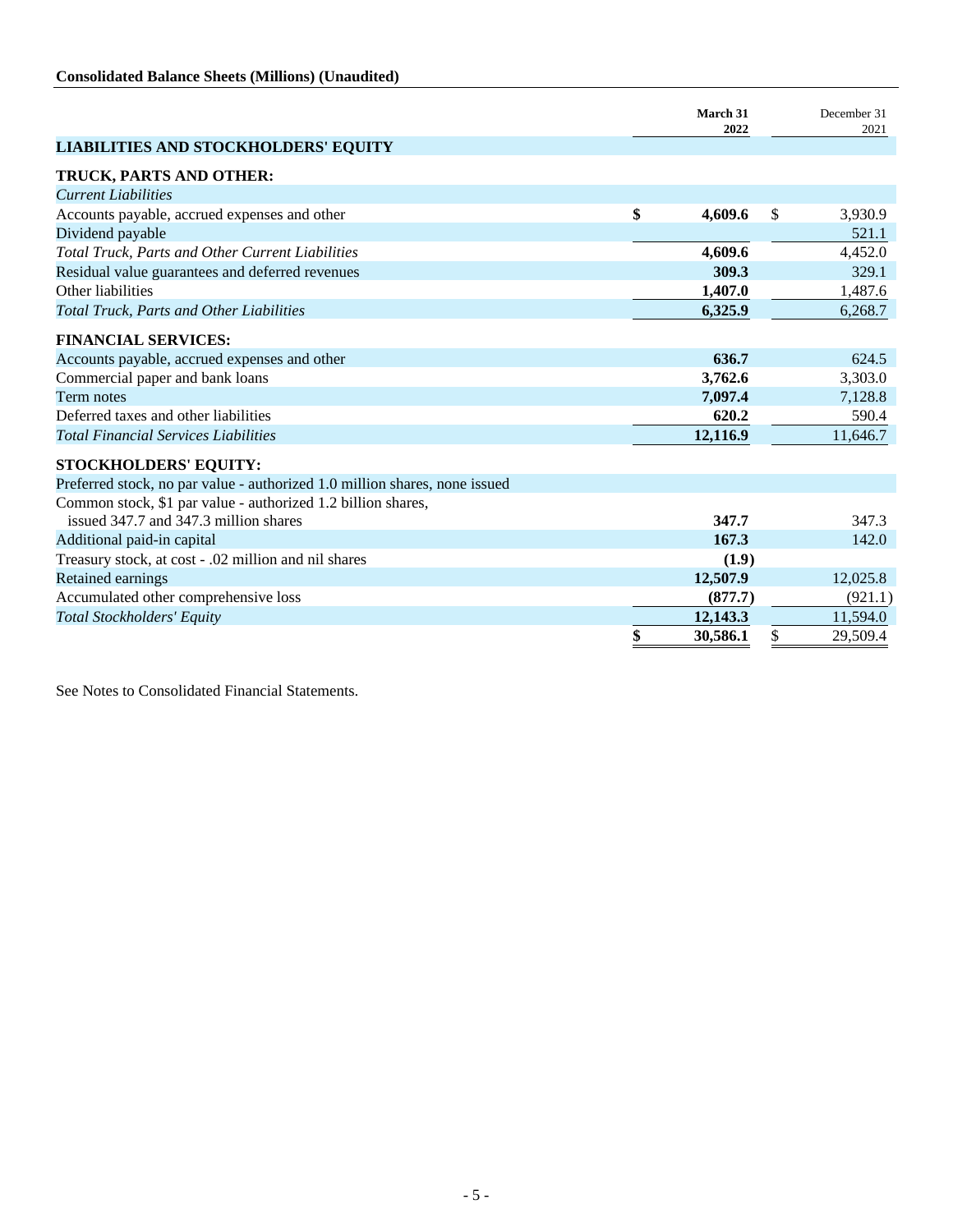## Consolidated Balance Sheets (Millions) (Unaudited)

| | March 31 2022 | December 31 2021 |
|---|---|---|
| **LIABILITIES AND STOCKHOLDERS' EQUITY** | | |
| **TRUCK, PARTS AND OTHER:** | | |
| *Current Liabilities* | | |
| Accounts payable, accrued expenses and other | **$ 4,609.6** | $ 3,930.9 |
| Dividend payable | | 521.1 |
| *Total Truck, Parts and Other Current Liabilities* | **4,609.6** | 4,452.0 |
| Residual value guarantees and deferred revenues | **309.3** | 329.1 |
| Other liabilities | **1,407.0** | 1,487.6 |
| *Total Truck, Parts and Other Liabilities* | **6,325.9** | 6,268.7 |
| **FINANCIAL SERVICES:** | | |
| Accounts payable, accrued expenses and other | **636.7** | 624.5 |
| Commercial paper and bank loans | **3,762.6** | 3,303.0 |
| Term notes | **7,097.4** | 7,128.8 |
| Deferred taxes and other liabilities | **620.2** | 590.4 |
| *Total Financial Services Liabilities* | **12,116.9** | 11,646.7 |
| **STOCKHOLDERS' EQUITY:** | | |
| Preferred stock, no par value - authorized 1.0 million shares, none issued | | |
| Common stock, $1 par value - authorized 1.2 billion shares, issued 347.7 and 347.3 million shares | **347.7** | 347.3 |
| Additional paid-in capital | **167.3** | 142.0 |
| Treasury stock, at cost - .02 million and nil shares | **(1.9)** | |
| Retained earnings | **12,507.9** | 12,025.8 |
| Accumulated other comprehensive loss | **(877.7)** | (921.1) |
| *Total Stockholders' Equity* | **12,143.3** | 11,594.0 |
| | **$ 30,586.1** | $ 29,509.4 |

See Notes to Consolidated Financial Statements.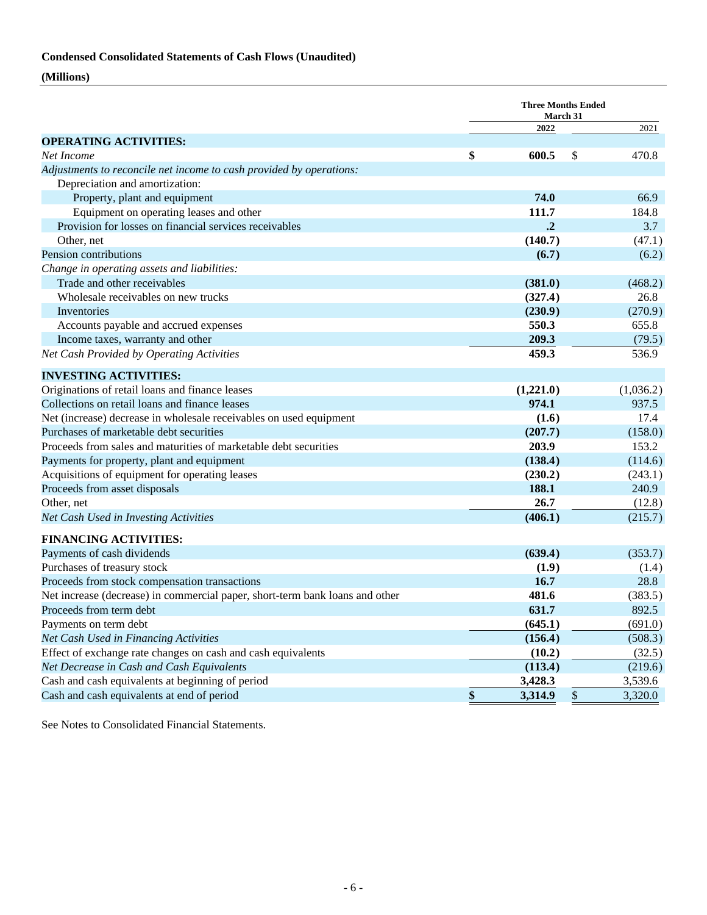**Condensed Consolidated Statements of Cash Flows (Unaudited)**

**(Millions)**

| | Three Months Ended March 31 | |
|---|---|---|
| | **2022** | 2021 |
| **OPERATING ACTIVITIES:** | | |
| *Net Income* | **$ 600.5** | $ 470.8 |
| *Adjustments to reconcile net income to cash provided by operations:* | | |
| Depreciation and amortization: | | |
| Property, plant and equipment | **74.0** | 66.9 |
| Equipment on operating leases and other | **111.7** | 184.8 |
| Provision for losses on financial services receivables | **.2** | 3.7 |
| Other, net | **(140.7)** | (47.1) |
| Pension contributions | **(6.7)** | (6.2) |
| *Change in operating assets and liabilities:* | | |
| Trade and other receivables | **(381.0)** | (468.2) |
| Wholesale receivables on new trucks | **(327.4)** | 26.8 |
| Inventories | **(230.9)** | (270.9) |
| Accounts payable and accrued expenses | **550.3** | 655.8 |
| Income taxes, warranty and other | **209.3** | (79.5) |
| *Net Cash Provided by Operating Activities* | **459.3** | 536.9 |
| **INVESTING ACTIVITIES:** | | |
| Originations of retail loans and finance leases | **(1,221.0)** | (1,036.2) |
| Collections on retail loans and finance leases | **974.1** | 937.5 |
| Net (increase) decrease in wholesale receivables on used equipment | **(1.6)** | 17.4 |
| Purchases of marketable debt securities | **(207.7)** | (158.0) |
| Proceeds from sales and maturities of marketable debt securities | **203.9** | 153.2 |
| Payments for property, plant and equipment | **(138.4)** | (114.6) |
| Acquisitions of equipment for operating leases | **(230.2)** | (243.1) |
| Proceeds from asset disposals | **188.1** | 240.9 |
| Other, net | **26.7** | (12.8) |
| *Net Cash Used in Investing Activities* | **(406.1)** | (215.7) |
| **FINANCING ACTIVITIES:** | | |
| Payments of cash dividends | **(639.4)** | (353.7) |
| Purchases of treasury stock | **(1.9)** | (1.4) |
| Proceeds from stock compensation transactions | **16.7** | 28.8 |
| Net increase (decrease) in commercial paper, short-term bank loans and other | **481.6** | (383.5) |
| Proceeds from term debt | **631.7** | 892.5 |
| Payments on term debt | **(645.1)** | (691.0) |
| *Net Cash Used in Financing Activities* | **(156.4)** | (508.3) |
| Effect of exchange rate changes on cash and cash equivalents | **(10.2)** | (32.5) |
| *Net Decrease in Cash and Cash Equivalents* | **(113.4)** | (219.6) |
| Cash and cash equivalents at beginning of period | **3,428.3** | 3,539.6 |
| Cash and cash equivalents at end of period | **$ 3,314.9** | $ 3,320.0 |

See Notes to Consolidated Financial Statements.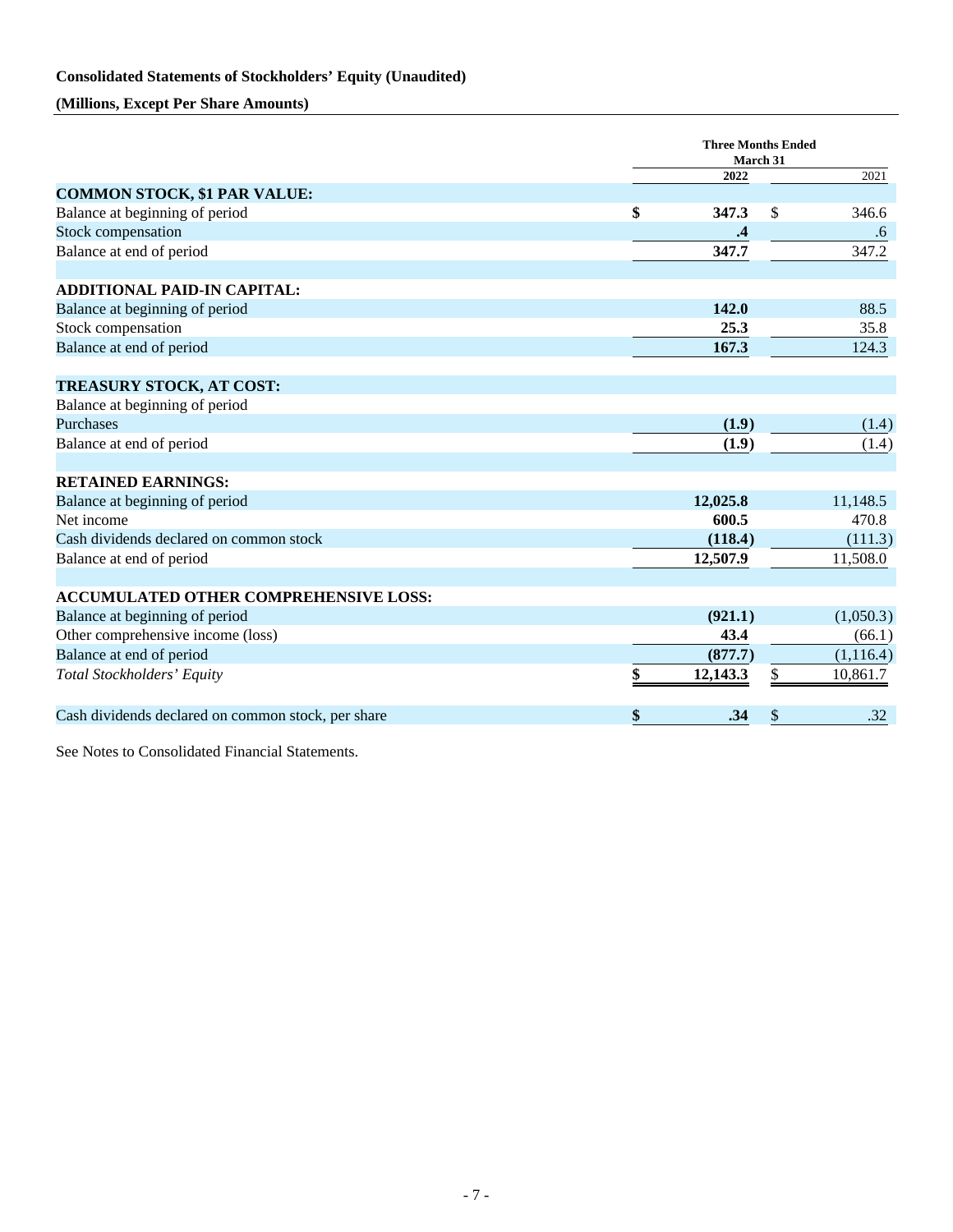**Consolidated Statements of Stockholders' Equity (Unaudited)**

**(Millions, Except Per Share Amounts)**

| | Three Months Ended March 31 | |
|---|---|---|
| | **2022** | 2021 |
| **COMMON STOCK, $1 PAR VALUE:** | | |
| Balance at beginning of period | **$ 347.3** | $ 346.6 |
| Stock compensation | **.4** | .6 |
| Balance at end of period | **347.7** | 347.2 |
| | | |
| **ADDITIONAL PAID-IN CAPITAL:** | | |
| Balance at beginning of period | **142.0** | 88.5 |
| Stock compensation | **25.3** | 35.8 |
| Balance at end of period | **167.3** | 124.3 |
| | | |
| **TREASURY STOCK, AT COST:** | | |
| Balance at beginning of period | | |
| Purchases | **(1.9)** | (1.4) |
| Balance at end of period | **(1.9)** | (1.4) |
| | | |
| **RETAINED EARNINGS:** | | |
| Balance at beginning of period | **12,025.8** | 11,148.5 |
| Net income | **600.5** | 470.8 |
| Cash dividends declared on common stock | **(118.4)** | (111.3) |
| Balance at end of period | **12,507.9** | 11,508.0 |
| | | |
| **ACCUMULATED OTHER COMPREHENSIVE LOSS:** | | |
| Balance at beginning of period | **(921.1)** | (1,050.3) |
| Other comprehensive income (loss) | **43.4** | (66.1) |
| Balance at end of period | **(877.7)** | (1,116.4) |
| *Total Stockholders' Equity* | **$ 12,143.3** | $ 10,861.7 |
| | | |
| Cash dividends declared on common stock, per share | **$ .34** | $ .32 |

See Notes to Consolidated Financial Statements.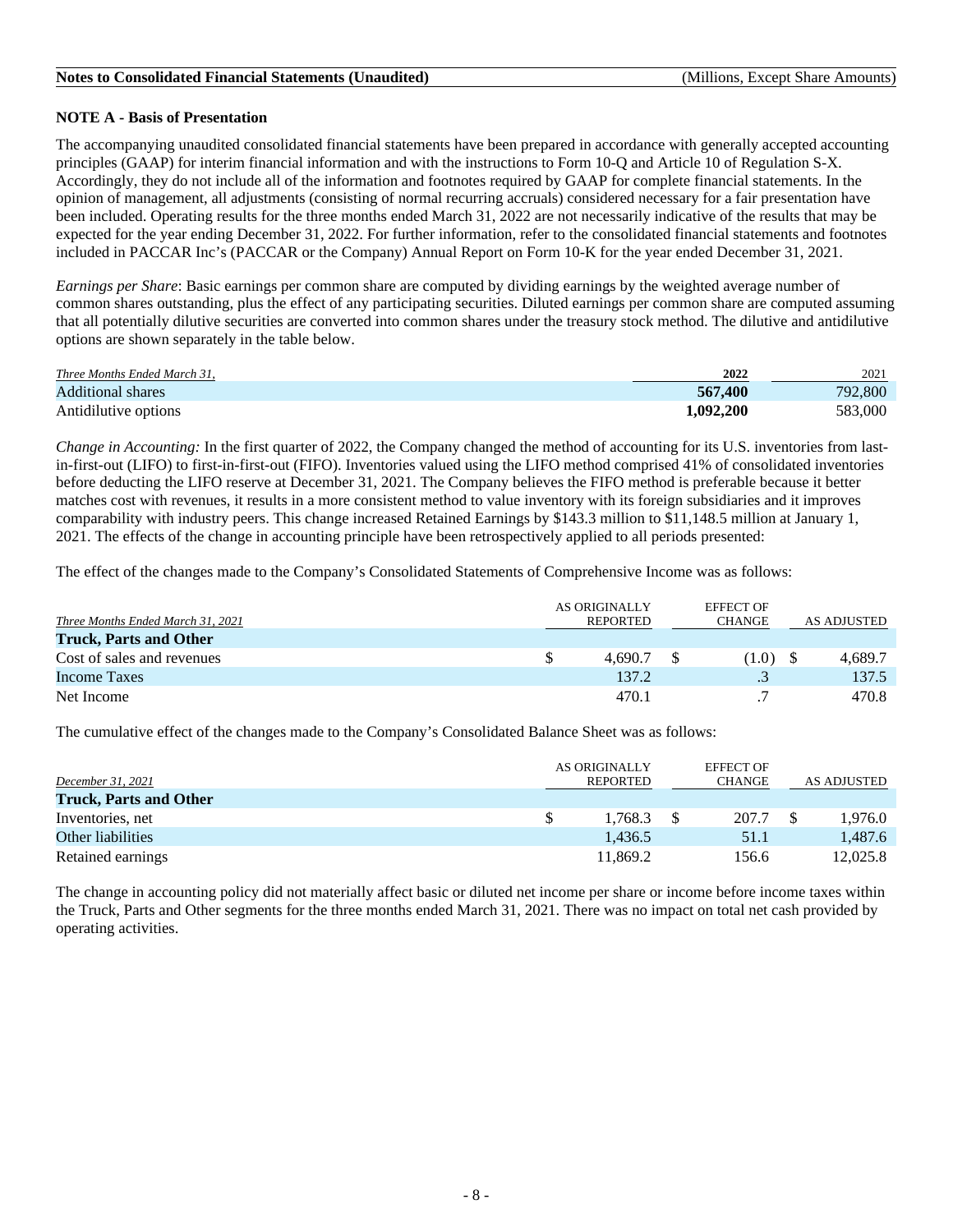**Notes to Consolidated Financial Statements (Unaudited)** (Millions, Except Share Amounts)

**NOTE A - Basis of Presentation**

The accompanying unaudited consolidated financial statements have been prepared in accordance with generally accepted accounting principles (GAAP) for interim financial information and with the instructions to Form 10-Q and Article 10 of Regulation S-X. Accordingly, they do not include all of the information and footnotes required by GAAP for complete financial statements. In the opinion of management, all adjustments (consisting of normal recurring accruals) considered necessary for a fair presentation have been included. Operating results for the three months ended March 31, 2022 are not necessarily indicative of the results that may be expected for the year ending December 31, 2022. For further information, refer to the consolidated financial statements and footnotes included in PACCAR Inc's (PACCAR or the Company) Annual Report on Form 10-K for the year ended December 31, 2021.

*Earnings per Share*: Basic earnings per common share are computed by dividing earnings by the weighted average number of common shares outstanding, plus the effect of any participating securities. Diluted earnings per common share are computed assuming that all potentially dilutive securities are converted into common shares under the treasury stock method. The dilutive and antidilutive options are shown separately in the table below.

| *Three Months Ended March 31,* | **2022** | 2021 |
|---|---|---|
| Additional shares | **567,400** | 792,800 |
| Antidilutive options | **1,092,200** | 583,000 |

*Change in Accounting:* In the first quarter of 2022, the Company changed the method of accounting for its U.S. inventories from last-in-first-out (LIFO) to first-in-first-out (FIFO). Inventories valued using the LIFO method comprised 41% of consolidated inventories before deducting the LIFO reserve at December 31, 2021. The Company believes the FIFO method is preferable because it better matches cost with revenues, it results in a more consistent method to value inventory with its foreign subsidiaries and it improves comparability with industry peers. This change increased Retained Earnings by $143.3 million to $11,148.5 million at January 1, 2021. The effects of the change in accounting principle have been retrospectively applied to all periods presented:

The effect of the changes made to the Company's Consolidated Statements of Comprehensive Income was as follows:

| *Three Months Ended March 31, 2021* | AS ORIGINALLY REPORTED | EFFECT OF CHANGE | AS ADJUSTED |
|---|---|---|---|
| **Truck, Parts and Other** | | | |
| Cost of sales and revenues | $ 4,690.7 | $ (1.0) | $ 4,689.7 |
| Income Taxes | 137.2 | .3 | 137.5 |
| Net Income | 470.1 | .7 | 470.8 |

The cumulative effect of the changes made to the Company's Consolidated Balance Sheet was as follows:

| *December 31, 2021* | AS ORIGINALLY REPORTED | EFFECT OF CHANGE | AS ADJUSTED |
|---|---|---|---|
| **Truck, Parts and Other** | | | |
| Inventories, net | $ 1,768.3 | $ 207.7 | $ 1,976.0 |
| Other liabilities | 1,436.5 | 51.1 | 1,487.6 |
| Retained earnings | 11,869.2 | 156.6 | 12,025.8 |

The change in accounting policy did not materially affect basic or diluted net income per share or income before income taxes within the Truck, Parts and Other segments for the three months ended March 31, 2021. There was no impact on total net cash provided by operating activities.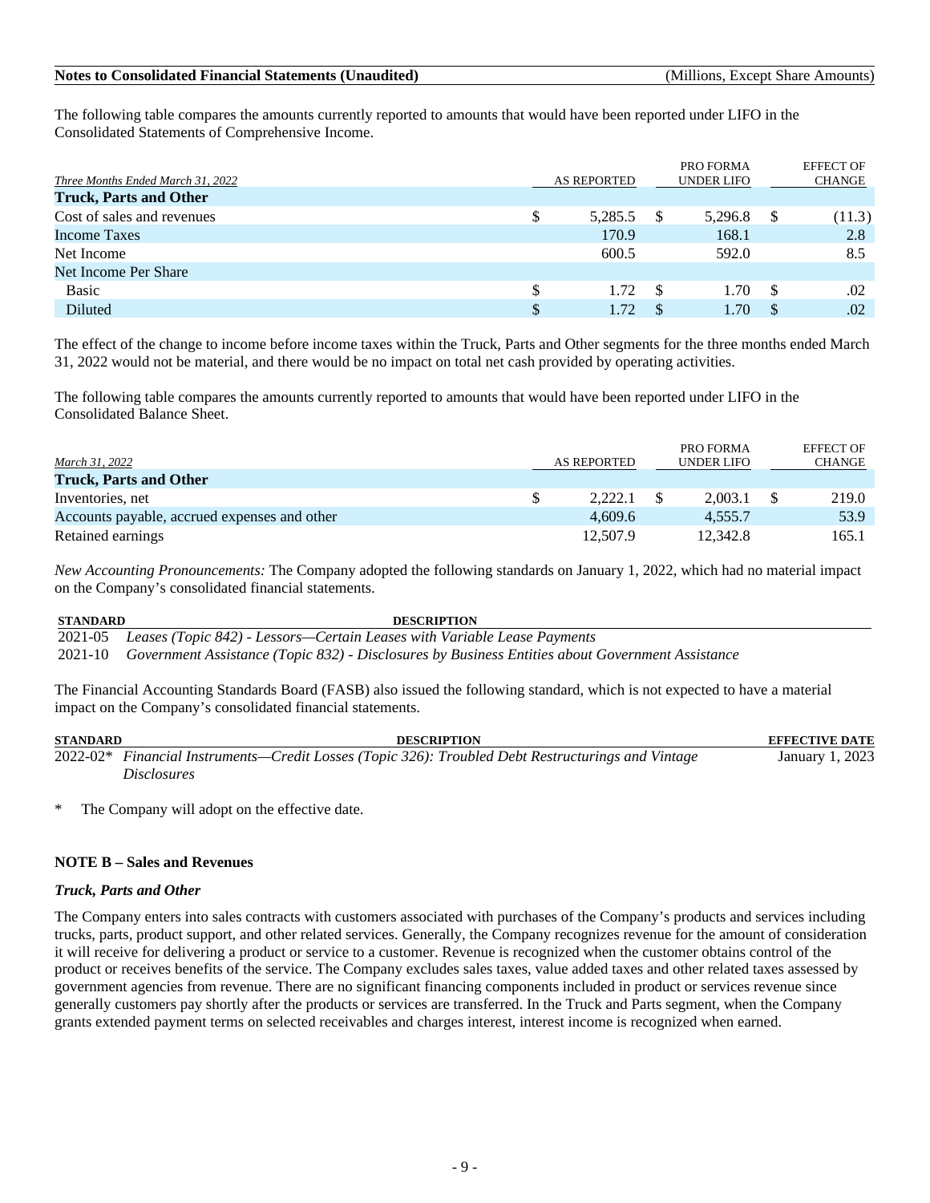The following table compares the amounts currently reported to amounts that would have been reported under LIFO in the Consolidated Statements of Comprehensive Income.

| *Three Months Ended March 31, 2022* | AS REPORTED | PRO FORMA UNDER LIFO | EFFECT OF CHANGE |
|---|---|---|---|
| **Truck, Parts and Other** | | | |
| Cost of sales and revenues | $ 5,285.5 | $ 5,296.8 | $ (11.3) |
| Income Taxes | 170.9 | 168.1 | 2.8 |
| Net Income | 600.5 | 592.0 | 8.5 |
| Net Income Per Share | | | |
| Basic | $ 1.72 | $ 1.70 | $ .02 |
| Diluted | $ 1.72 | $ 1.70 | $ .02 |

The effect of the change to income before income taxes within the Truck, Parts and Other segments for the three months ended March 31, 2022 would not be material, and there would be no impact on total net cash provided by operating activities.

The following table compares the amounts currently reported to amounts that would have been reported under LIFO in the Consolidated Balance Sheet.

| *March 31, 2022* | AS REPORTED | PRO FORMA UNDER LIFO | EFFECT OF CHANGE |
|---|---|---|---|
| **Truck, Parts and Other** | | | |
| Inventories, net | $ 2,222.1 | $ 2,003.1 | $ 219.0 |
| Accounts payable, accrued expenses and other | 4,609.6 | 4,555.7 | 53.9 |
| Retained earnings | 12,507.9 | 12,342.8 | 165.1 |

*New Accounting Pronouncements:* The Company adopted the following standards on January 1, 2022, which had no material impact on the Company's consolidated financial statements.

| STANDARD | DESCRIPTION |
|---|---|
| 2021-05 | *Leases (Topic 842) - Lessors—Certain Leases with Variable Lease Payments* |
| 2021-10 | *Government Assistance (Topic 832) - Disclosures by Business Entities about Government Assistance* |

The Financial Accounting Standards Board (FASB) also issued the following standard, which is not expected to have a material impact on the Company's consolidated financial statements.

| STANDARD | DESCRIPTION | EFFECTIVE DATE |
|---|---|---|
| 2022-02* | *Financial Instruments—Credit Losses (Topic 326): Troubled Debt Restructurings and Vintage Disclosures* | January 1, 2023 |

\* The Company will adopt on the effective date.

**NOTE B – Sales and Revenues**

***Truck, Parts and Other***

The Company enters into sales contracts with customers associated with purchases of the Company's products and services including trucks, parts, product support, and other related services. Generally, the Company recognizes revenue for the amount of consideration it will receive for delivering a product or service to a customer. Revenue is recognized when the customer obtains control of the product or receives benefits of the service. The Company excludes sales taxes, value added taxes and other related taxes assessed by government agencies from revenue. There are no significant financing components included in product or services revenue since generally customers pay shortly after the products or services are transferred. In the Truck and Parts segment, when the Company grants extended payment terms on selected receivables and charges interest, interest income is recognized when earned.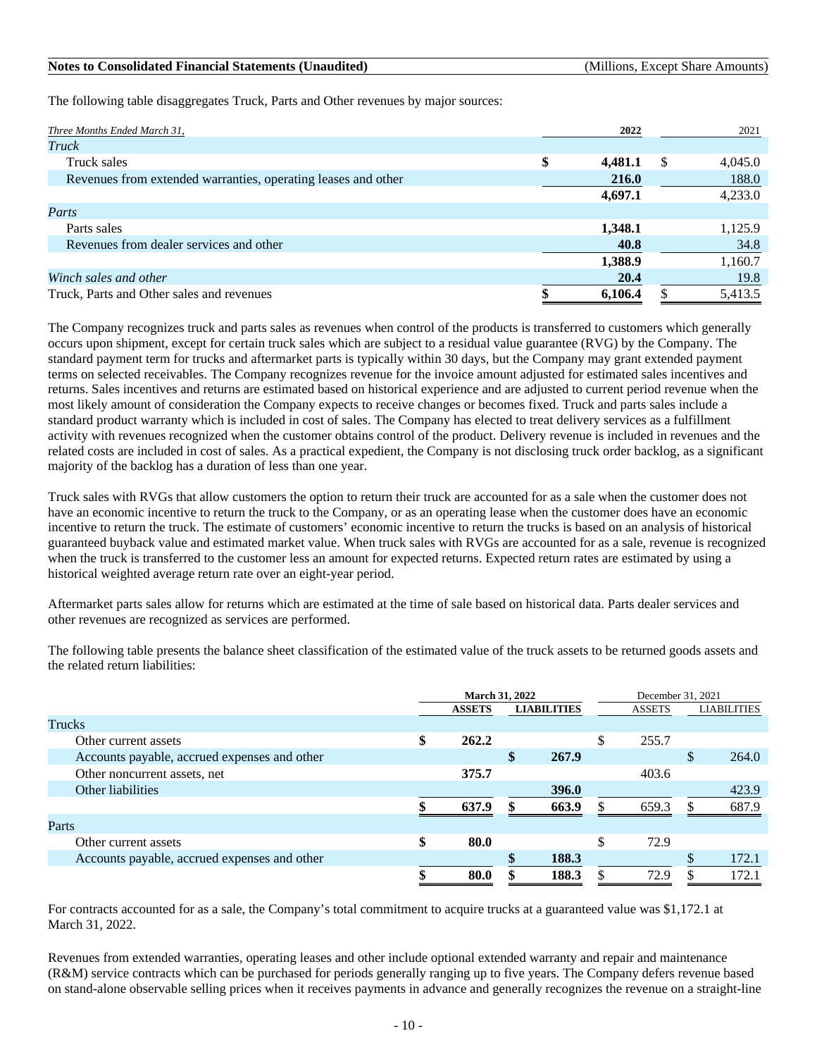The following table disaggregates Truck, Parts and Other revenues by major sources:

| *Three Months Ended March 31,* | **2022** | 2021 |
|---|---|---|
| *Truck* | | |
| Truck sales | **$ 4,481.1** | $ 4,045.0 |
| Revenues from extended warranties, operating leases and other | **216.0** | 188.0 |
| | **4,697.1** | 4,233.0 |
| *Parts* | | |
| Parts sales | **1,348.1** | 1,125.9 |
| Revenues from dealer services and other | **40.8** | 34.8 |
| | **1,388.9** | 1,160.7 |
| *Winch sales and other* | **20.4** | 19.8 |
| Truck, Parts and Other sales and revenues | **$ 6,106.4** | $ 5,413.5 |

The Company recognizes truck and parts sales as revenues when control of the products is transferred to customers which generally occurs upon shipment, except for certain truck sales which are subject to a residual value guarantee (RVG) by the Company. The standard payment term for trucks and aftermarket parts is typically within 30 days, but the Company may grant extended payment terms on selected receivables. The Company recognizes revenue for the invoice amount adjusted for estimated sales incentives and returns. Sales incentives and returns are estimated based on historical experience and are adjusted to current period revenue when the most likely amount of consideration the Company expects to receive changes or becomes fixed. Truck and parts sales include a standard product warranty which is included in cost of sales. The Company has elected to treat delivery services as a fulfillment activity with revenues recognized when the customer obtains control of the product. Delivery revenue is included in revenues and the related costs are included in cost of sales. As a practical expedient, the Company is not disclosing truck order backlog, as a significant majority of the backlog has a duration of less than one year.

Truck sales with RVGs that allow customers the option to return their truck are accounted for as a sale when the customer does not have an economic incentive to return the truck to the Company, or as an operating lease when the customer does have an economic incentive to return the truck. The estimate of customers' economic incentive to return the trucks is based on an analysis of historical guaranteed buyback value and estimated market value. When truck sales with RVGs are accounted for as a sale, revenue is recognized when the truck is transferred to the customer less an amount for expected returns. Expected return rates are estimated by using a historical weighted average return rate over an eight-year period.

Aftermarket parts sales allow for returns which are estimated at the time of sale based on historical data. Parts dealer services and other revenues are recognized as services are performed.

The following table presents the balance sheet classification of the estimated value of the truck assets to be returned goods assets and the related return liabilities:

| | **March 31, 2022** | | December 31, 2021 | |
|---|---|---|---|---|
| | **ASSETS** | **LIABILITIES** | ASSETS | LIABILITIES |
| Trucks | | | | |
| Other current assets | **$ 262.2** | | $ 255.7 | |
| Accounts payable, accrued expenses and other | | **$ 267.9** | | $ 264.0 |
| Other noncurrent assets, net | **375.7** | | 403.6 | |
| Other liabilities | | **396.0** | | 423.9 |
| | **$ 637.9** | **$ 663.9** | $ 659.3 | $ 687.9 |
| Parts | | | | |
| Other current assets | **$ 80.0** | | $ 72.9 | |
| Accounts payable, accrued expenses and other | | **$ 188.3** | | $ 172.1 |
| | **$ 80.0** | **$ 188.3** | $ 72.9 | $ 172.1 |

For contracts accounted for as a sale, the Company's total commitment to acquire trucks at a guaranteed value was $1,172.1 at March 31, 2022.

Revenues from extended warranties, operating leases and other include optional extended warranty and repair and maintenance (R&M) service contracts which can be purchased for periods generally ranging up to five years. The Company defers revenue based on stand-alone observable selling prices when it receives payments in advance and generally recognizes the revenue on a straight-line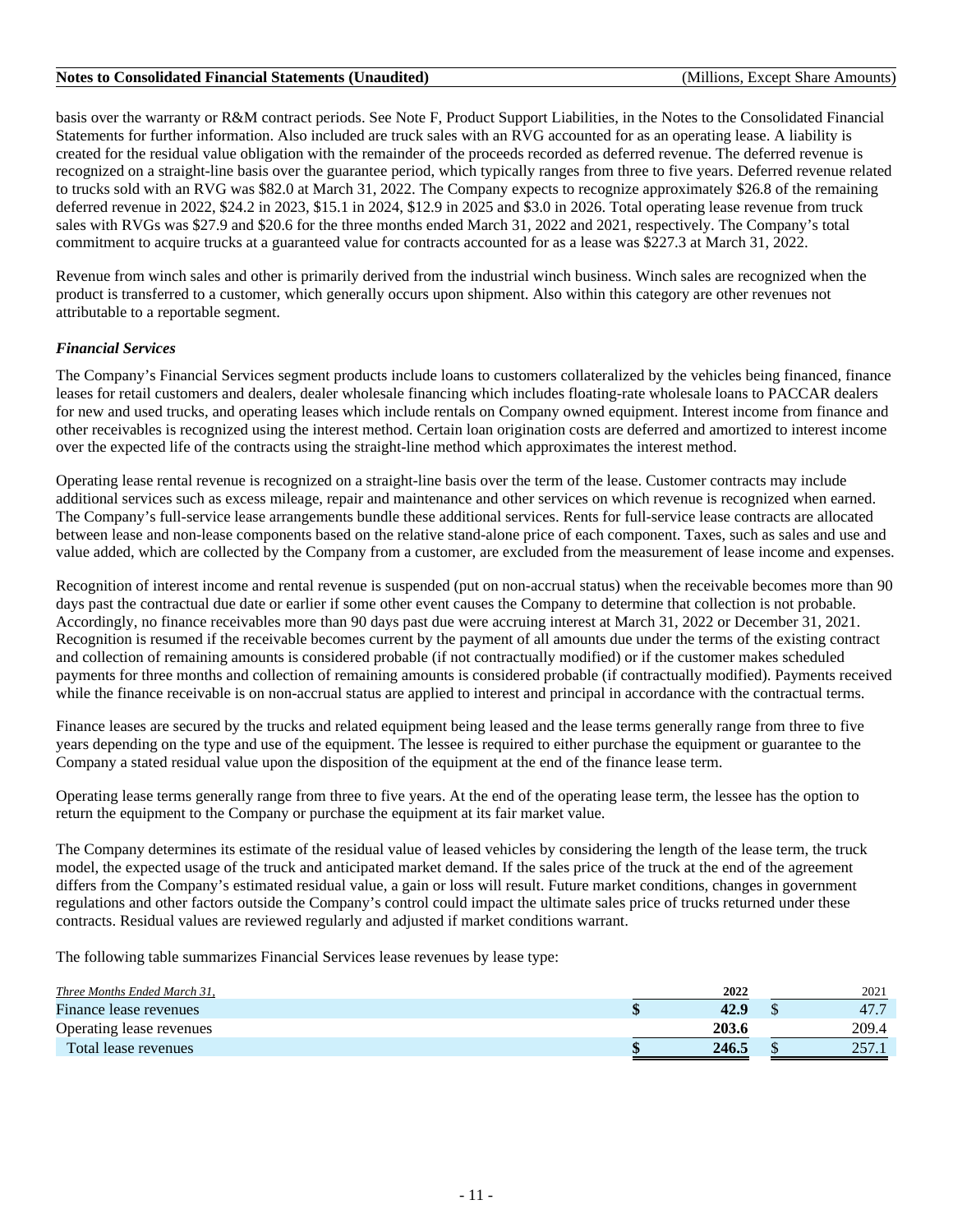basis over the warranty or R&M contract periods. See Note F, Product Support Liabilities, in the Notes to the Consolidated Financial Statements for further information. Also included are truck sales with an RVG accounted for as an operating lease. A liability is created for the residual value obligation with the remainder of the proceeds recorded as deferred revenue. The deferred revenue is recognized on a straight-line basis over the guarantee period, which typically ranges from three to five years. Deferred revenue related to trucks sold with an RVG was $82.0 at March 31, 2022. The Company expects to recognize approximately $26.8 of the remaining deferred revenue in 2022, $24.2 in 2023, $15.1 in 2024, $12.9 in 2025 and $3.0 in 2026. Total operating lease revenue from truck sales with RVGs was $27.9 and $20.6 for the three months ended March 31, 2022 and 2021, respectively. The Company's total commitment to acquire trucks at a guaranteed value for contracts accounted for as a lease was $227.3 at March 31, 2022.

Revenue from winch sales and other is primarily derived from the industrial winch business. Winch sales are recognized when the product is transferred to a customer, which generally occurs upon shipment. Also within this category are other revenues not attributable to a reportable segment.

***Financial Services***

The Company's Financial Services segment products include loans to customers collateralized by the vehicles being financed, finance leases for retail customers and dealers, dealer wholesale financing which includes floating-rate wholesale loans to PACCAR dealers for new and used trucks, and operating leases which include rentals on Company owned equipment. Interest income from finance and other receivables is recognized using the interest method. Certain loan origination costs are deferred and amortized to interest income over the expected life of the contracts using the straight-line method which approximates the interest method.

Operating lease rental revenue is recognized on a straight-line basis over the term of the lease. Customer contracts may include additional services such as excess mileage, repair and maintenance and other services on which revenue is recognized when earned. The Company's full-service lease arrangements bundle these additional services. Rents for full-service lease contracts are allocated between lease and non-lease components based on the relative stand-alone price of each component. Taxes, such as sales and use and value added, which are collected by the Company from a customer, are excluded from the measurement of lease income and expenses.

Recognition of interest income and rental revenue is suspended (put on non-accrual status) when the receivable becomes more than 90 days past the contractual due date or earlier if some other event causes the Company to determine that collection is not probable. Accordingly, no finance receivables more than 90 days past due were accruing interest at March 31, 2022 or December 31, 2021. Recognition is resumed if the receivable becomes current by the payment of all amounts due under the terms of the existing contract and collection of remaining amounts is considered probable (if not contractually modified) or if the customer makes scheduled payments for three months and collection of remaining amounts is considered probable (if contractually modified). Payments received while the finance receivable is on non-accrual status are applied to interest and principal in accordance with the contractual terms.

Finance leases are secured by the trucks and related equipment being leased and the lease terms generally range from three to five years depending on the type and use of the equipment. The lessee is required to either purchase the equipment or guarantee to the Company a stated residual value upon the disposition of the equipment at the end of the finance lease term.

Operating lease terms generally range from three to five years. At the end of the operating lease term, the lessee has the option to return the equipment to the Company or purchase the equipment at its fair market value.

The Company determines its estimate of the residual value of leased vehicles by considering the length of the lease term, the truck model, the expected usage of the truck and anticipated market demand. If the sales price of the truck at the end of the agreement differs from the Company's estimated residual value, a gain or loss will result. Future market conditions, changes in government regulations and other factors outside the Company's control could impact the ultimate sales price of trucks returned under these contracts. Residual values are reviewed regularly and adjusted if market conditions warrant.

The following table summarizes Financial Services lease revenues by lease type:

| *Three Months Ended March 31,* | **2022** | 2021 |
|---|---|---|
| Finance lease revenues | **$ 42.9** | $ 47.7 |
| Operating lease revenues | **203.6** | 209.4 |
| Total lease revenues | **$ 246.5** | $ 257.1 |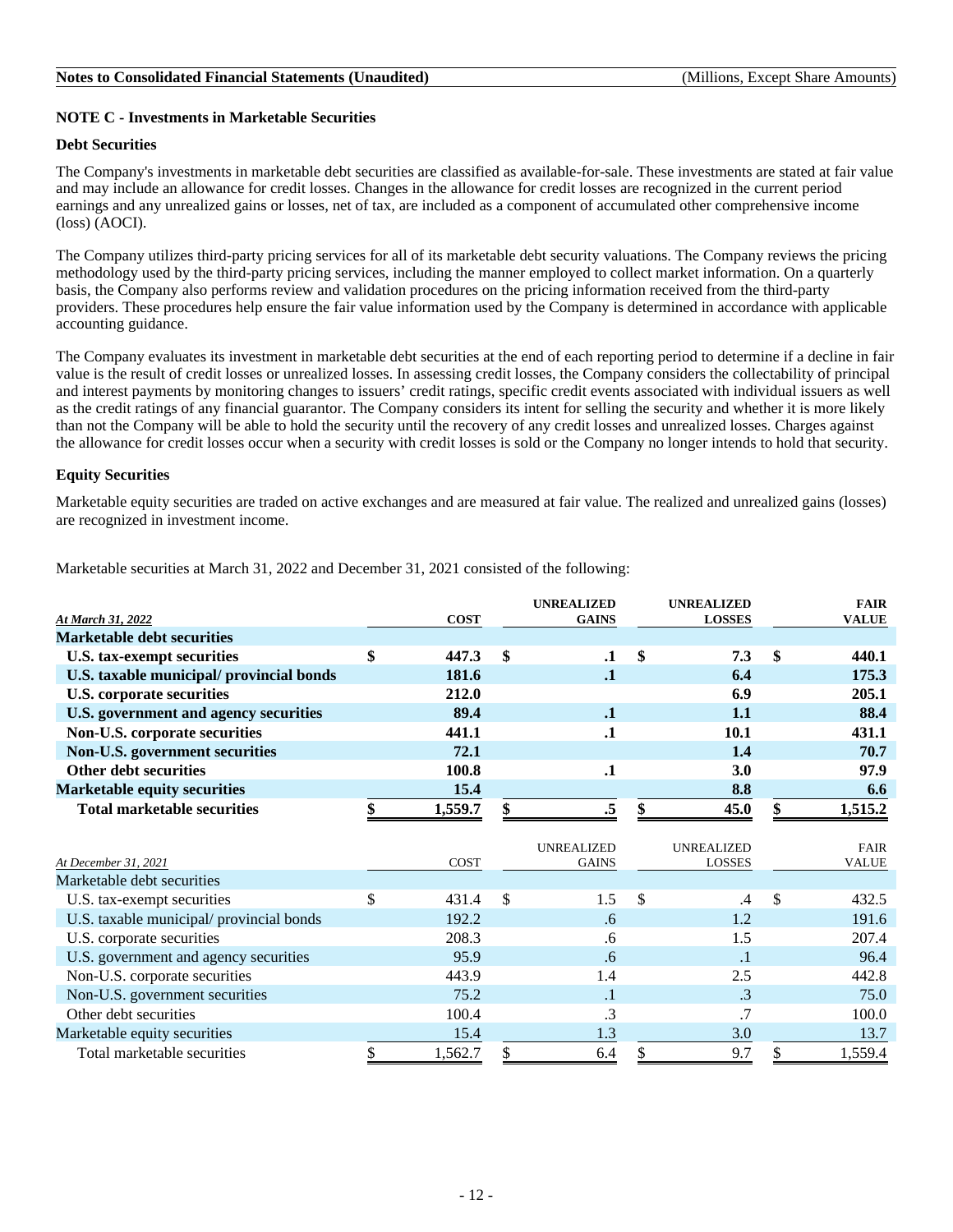## NOTE C - Investments in Marketable Securities

### Debt Securities

The Company's investments in marketable debt securities are classified as available-for-sale. These investments are stated at fair value and may include an allowance for credit losses. Changes in the allowance for credit losses are recognized in the current period earnings and any unrealized gains or losses, net of tax, are included as a component of accumulated other comprehensive income (loss) (AOCI).

The Company utilizes third-party pricing services for all of its marketable debt security valuations. The Company reviews the pricing methodology used by the third-party pricing services, including the manner employed to collect market information. On a quarterly basis, the Company also performs review and validation procedures on the pricing information received from the third-party providers. These procedures help ensure the fair value information used by the Company is determined in accordance with applicable accounting guidance.

The Company evaluates its investment in marketable debt securities at the end of each reporting period to determine if a decline in fair value is the result of credit losses or unrealized losses. In assessing credit losses, the Company considers the collectability of principal and interest payments by monitoring changes to issuers' credit ratings, specific credit events associated with individual issuers as well as the credit ratings of any financial guarantor. The Company considers its intent for selling the security and whether it is more likely than not the Company will be able to hold the security until the recovery of any credit losses and unrealized losses. Charges against the allowance for credit losses occur when a security with credit losses is sold or the Company no longer intends to hold that security.

### Equity Securities

Marketable equity securities are traded on active exchanges and are measured at fair value. The realized and unrealized gains (losses) are recognized in investment income.

Marketable securities at March 31, 2022 and December 31, 2021 consisted of the following:

| ***At March 31, 2022*** | **COST** | **UNREALIZED GAINS** | **UNREALIZED LOSSES** | **FAIR VALUE** |
|---|---|---|---|---|
| **Marketable debt securities** | | | | |
| **U.S. tax-exempt securities** | **$ 447.3** | **$ .1** | **$ 7.3** | **$ 440.1** |
| **U.S. taxable municipal/ provincial bonds** | **181.6** | **.1** | **6.4** | **175.3** |
| **U.S. corporate securities** | **212.0** | | **6.9** | **205.1** |
| **U.S. government and agency securities** | **89.4** | **.1** | **1.1** | **88.4** |
| **Non-U.S. corporate securities** | **441.1** | **.1** | **10.1** | **431.1** |
| **Non-U.S. government securities** | **72.1** | | **1.4** | **70.7** |
| **Other debt securities** | **100.8** | **.1** | **3.0** | **97.9** |
| **Marketable equity securities** | **15.4** | | **8.8** | **6.6** |
| **Total marketable securities** | **$ 1,559.7** | **$ .5** | **$ 45.0** | **$ 1,515.2** |

| *At December 31, 2021* | COST | UNREALIZED GAINS | UNREALIZED LOSSES | FAIR VALUE |
|---|---|---|---|---|
| Marketable debt securities | | | | |
| U.S. tax-exempt securities | $ 431.4 | $ 1.5 | $ .4 | $ 432.5 |
| U.S. taxable municipal/ provincial bonds | 192.2 | .6 | 1.2 | 191.6 |
| U.S. corporate securities | 208.3 | .6 | 1.5 | 207.4 |
| U.S. government and agency securities | 95.9 | .6 | .1 | 96.4 |
| Non-U.S. corporate securities | 443.9 | 1.4 | 2.5 | 442.8 |
| Non-U.S. government securities | 75.2 | .1 | .3 | 75.0 |
| Other debt securities | 100.4 | .3 | .7 | 100.0 |
| Marketable equity securities | 15.4 | 1.3 | 3.0 | 13.7 |
| Total marketable securities | $ 1,562.7 | $ 6.4 | $ 9.7 | $ 1,559.4 |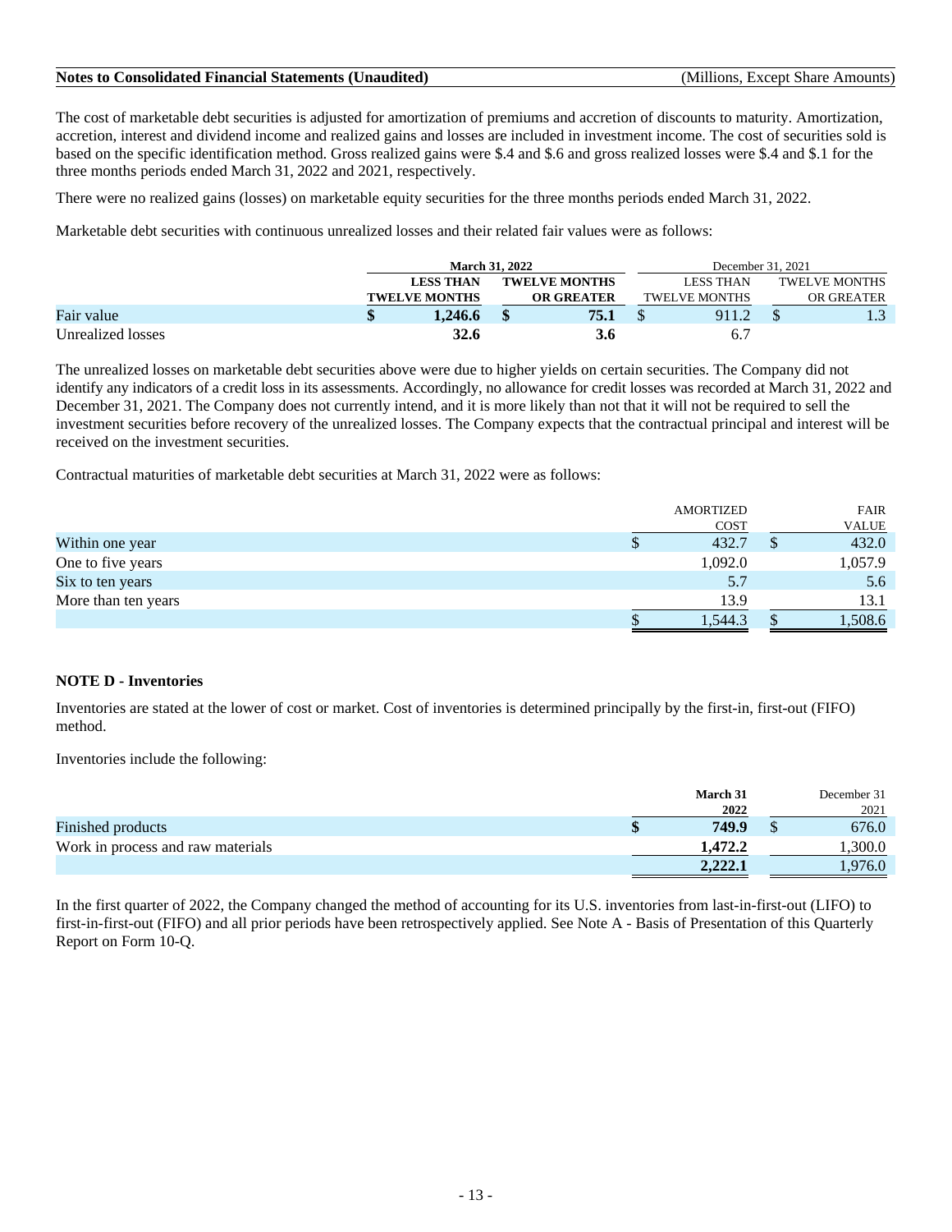The cost of marketable debt securities is adjusted for amortization of premiums and accretion of discounts to maturity. Amortization, accretion, interest and dividend income and realized gains and losses are included in investment income. The cost of securities sold is based on the specific identification method. Gross realized gains were $.4 and $.6 and gross realized losses were $.4 and $.1 for the three months periods ended March 31, 2022 and 2021, respectively.

There were no realized gains (losses) on marketable equity securities for the three months periods ended March 31, 2022.

Marketable debt securities with continuous unrealized losses and their related fair values were as follows:

| | **March 31, 2022** | | December 31, 2021 | |
|---|---|---|---|---|
| | **LESS THAN TWELVE MONTHS** | **TWELVE MONTHS OR GREATER** | LESS THAN TWELVE MONTHS | TWELVE MONTHS OR GREATER |
| Fair value | **$ 1,246.6** | **$ 75.1** | $ 911.2 | $ 1.3 |
| Unrealized losses | **32.6** | **3.6** | 6.7 | |

The unrealized losses on marketable debt securities above were due to higher yields on certain securities. The Company did not identify any indicators of a credit loss in its assessments. Accordingly, no allowance for credit losses was recorded at March 31, 2022 and December 31, 2021. The Company does not currently intend, and it is more likely than not that it will not be required to sell the investment securities before recovery of the unrealized losses. The Company expects that the contractual principal and interest will be received on the investment securities.

Contractual maturities of marketable debt securities at March 31, 2022 were as follows:

| | AMORTIZED COST | FAIR VALUE |
|---|---|---|
| Within one year | $ 432.7 | $ 432.0 |
| One to five years | 1,092.0 | 1,057.9 |
| Six to ten years | 5.7 | 5.6 |
| More than ten years | 13.9 | 13.1 |
| | $ 1,544.3 | $ 1,508.6 |

**NOTE D - Inventories**

Inventories are stated at the lower of cost or market. Cost of inventories is determined principally by the first-in, first-out (FIFO) method.

Inventories include the following:

| | **March 31 2022** | December 31 2021 |
|---|---|---|
| Finished products | **$ 749.9** | $ 676.0 |
| Work in process and raw materials | **1,472.2** | 1,300.0 |
| | **2,222.1** | 1,976.0 |

In the first quarter of 2022, the Company changed the method of accounting for its U.S. inventories from last-in-first-out (LIFO) to first-in-first-out (FIFO) and all prior periods have been retrospectively applied. See Note A - Basis of Presentation of this Quarterly Report on Form 10-Q.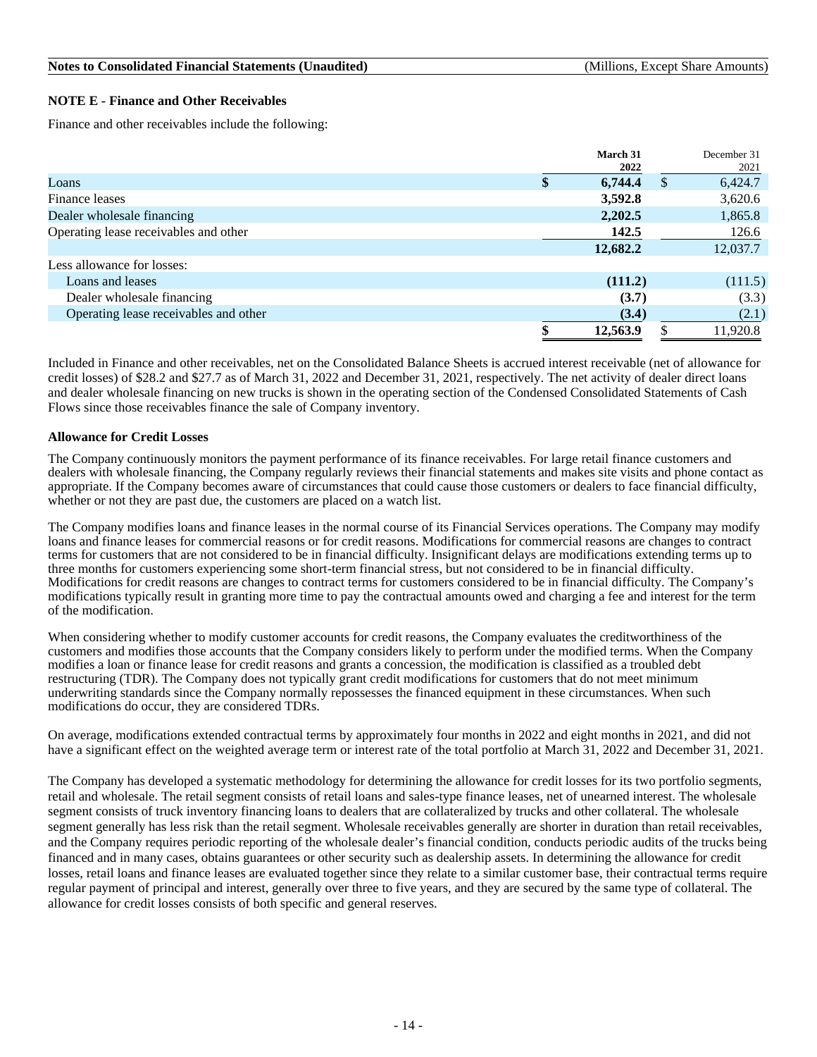**NOTE E - Finance and Other Receivables**

Finance and other receivables include the following:

| | March 31 2022 | December 31 2021 |
|---|---|---|
| Loans | $ 6,744.4 | $ 6,424.7 |
| Finance leases | 3,592.8 | 3,620.6 |
| Dealer wholesale financing | 2,202.5 | 1,865.8 |
| Operating lease receivables and other | 142.5 | 126.6 |
| | 12,682.2 | 12,037.7 |
| Less allowance for losses: | | |
| Loans and leases | (111.2) | (111.5) |
| Dealer wholesale financing | (3.7) | (3.3) |
| Operating lease receivables and other | (3.4) | (2.1) |
| | $ 12,563.9 | $ 11,920.8 |

Included in Finance and other receivables, net on the Consolidated Balance Sheets is accrued interest receivable (net of allowance for credit losses) of $28.2 and $27.7 as of March 31, 2022 and December 31, 2021, respectively. The net activity of dealer direct loans and dealer wholesale financing on new trucks is shown in the operating section of the Condensed Consolidated Statements of Cash Flows since those receivables finance the sale of Company inventory.

**Allowance for Credit Losses**

The Company continuously monitors the payment performance of its finance receivables. For large retail finance customers and dealers with wholesale financing, the Company regularly reviews their financial statements and makes site visits and phone contact as appropriate. If the Company becomes aware of circumstances that could cause those customers or dealers to face financial difficulty, whether or not they are past due, the customers are placed on a watch list.

The Company modifies loans and finance leases in the normal course of its Financial Services operations. The Company may modify loans and finance leases for commercial reasons or for credit reasons. Modifications for commercial reasons are changes to contract terms for customers that are not considered to be in financial difficulty. Insignificant delays are modifications extending terms up to three months for customers experiencing some short-term financial stress, but not considered to be in financial difficulty. Modifications for credit reasons are changes to contract terms for customers considered to be in financial difficulty. The Company's modifications typically result in granting more time to pay the contractual amounts owed and charging a fee and interest for the term of the modification.

When considering whether to modify customer accounts for credit reasons, the Company evaluates the creditworthiness of the customers and modifies those accounts that the Company considers likely to perform under the modified terms. When the Company modifies a loan or finance lease for credit reasons and grants a concession, the modification is classified as a troubled debt restructuring (TDR). The Company does not typically grant credit modifications for customers that do not meet minimum underwriting standards since the Company normally repossesses the financed equipment in these circumstances. When such modifications do occur, they are considered TDRs.

On average, modifications extended contractual terms by approximately four months in 2022 and eight months in 2021, and did not have a significant effect on the weighted average term or interest rate of the total portfolio at March 31, 2022 and December 31, 2021.

The Company has developed a systematic methodology for determining the allowance for credit losses for its two portfolio segments, retail and wholesale. The retail segment consists of retail loans and sales-type finance leases, net of unearned interest. The wholesale segment consists of truck inventory financing loans to dealers that are collateralized by trucks and other collateral. The wholesale segment generally has less risk than the retail segment. Wholesale receivables generally are shorter in duration than retail receivables, and the Company requires periodic reporting of the wholesale dealer's financial condition, conducts periodic audits of the trucks being financed and in many cases, obtains guarantees or other security such as dealership assets. In determining the allowance for credit losses, retail loans and finance leases are evaluated together since they relate to a similar customer base, their contractual terms require regular payment of principal and interest, generally over three to five years, and they are secured by the same type of collateral. The allowance for credit losses consists of both specific and general reserves.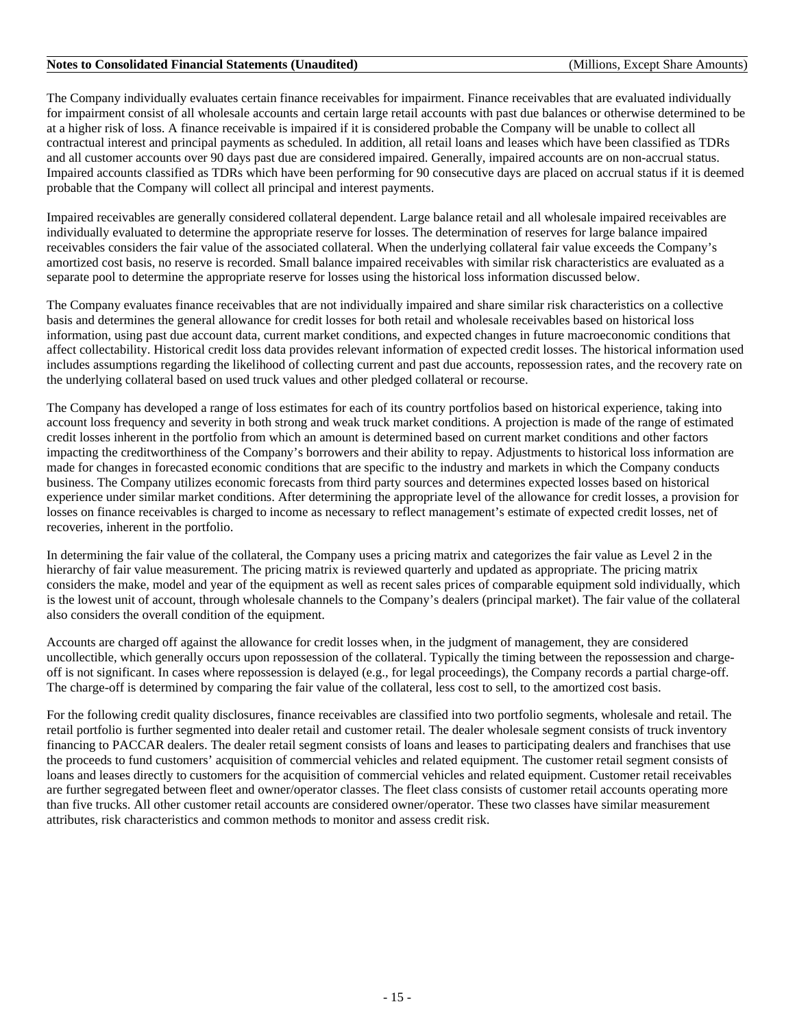The Company individually evaluates certain finance receivables for impairment. Finance receivables that are evaluated individually for impairment consist of all wholesale accounts and certain large retail accounts with past due balances or otherwise determined to be at a higher risk of loss. A finance receivable is impaired if it is considered probable the Company will be unable to collect all contractual interest and principal payments as scheduled. In addition, all retail loans and leases which have been classified as TDRs and all customer accounts over 90 days past due are considered impaired. Generally, impaired accounts are on non-accrual status. Impaired accounts classified as TDRs which have been performing for 90 consecutive days are placed on accrual status if it is deemed probable that the Company will collect all principal and interest payments.

Impaired receivables are generally considered collateral dependent. Large balance retail and all wholesale impaired receivables are individually evaluated to determine the appropriate reserve for losses. The determination of reserves for large balance impaired receivables considers the fair value of the associated collateral. When the underlying collateral fair value exceeds the Company's amortized cost basis, no reserve is recorded. Small balance impaired receivables with similar risk characteristics are evaluated as a separate pool to determine the appropriate reserve for losses using the historical loss information discussed below.

The Company evaluates finance receivables that are not individually impaired and share similar risk characteristics on a collective basis and determines the general allowance for credit losses for both retail and wholesale receivables based on historical loss information, using past due account data, current market conditions, and expected changes in future macroeconomic conditions that affect collectability. Historical credit loss data provides relevant information of expected credit losses. The historical information used includes assumptions regarding the likelihood of collecting current and past due accounts, repossession rates, and the recovery rate on the underlying collateral based on used truck values and other pledged collateral or recourse.

The Company has developed a range of loss estimates for each of its country portfolios based on historical experience, taking into account loss frequency and severity in both strong and weak truck market conditions. A projection is made of the range of estimated credit losses inherent in the portfolio from which an amount is determined based on current market conditions and other factors impacting the creditworthiness of the Company's borrowers and their ability to repay. Adjustments to historical loss information are made for changes in forecasted economic conditions that are specific to the industry and markets in which the Company conducts business. The Company utilizes economic forecasts from third party sources and determines expected losses based on historical experience under similar market conditions. After determining the appropriate level of the allowance for credit losses, a provision for losses on finance receivables is charged to income as necessary to reflect management's estimate of expected credit losses, net of recoveries, inherent in the portfolio.

In determining the fair value of the collateral, the Company uses a pricing matrix and categorizes the fair value as Level 2 in the hierarchy of fair value measurement. The pricing matrix is reviewed quarterly and updated as appropriate. The pricing matrix considers the make, model and year of the equipment as well as recent sales prices of comparable equipment sold individually, which is the lowest unit of account, through wholesale channels to the Company's dealers (principal market). The fair value of the collateral also considers the overall condition of the equipment.

Accounts are charged off against the allowance for credit losses when, in the judgment of management, they are considered uncollectible, which generally occurs upon repossession of the collateral. Typically the timing between the repossession and charge-off is not significant. In cases where repossession is delayed (e.g., for legal proceedings), the Company records a partial charge-off. The charge-off is determined by comparing the fair value of the collateral, less cost to sell, to the amortized cost basis.

For the following credit quality disclosures, finance receivables are classified into two portfolio segments, wholesale and retail. The retail portfolio is further segmented into dealer retail and customer retail. The dealer wholesale segment consists of truck inventory financing to PACCAR dealers. The dealer retail segment consists of loans and leases to participating dealers and franchises that use the proceeds to fund customers' acquisition of commercial vehicles and related equipment. The customer retail segment consists of loans and leases directly to customers for the acquisition of commercial vehicles and related equipment. Customer retail receivables are further segregated between fleet and owner/operator classes. The fleet class consists of customer retail accounts operating more than five trucks. All other customer retail accounts are considered owner/operator. These two classes have similar measurement attributes, risk characteristics and common methods to monitor and assess credit risk.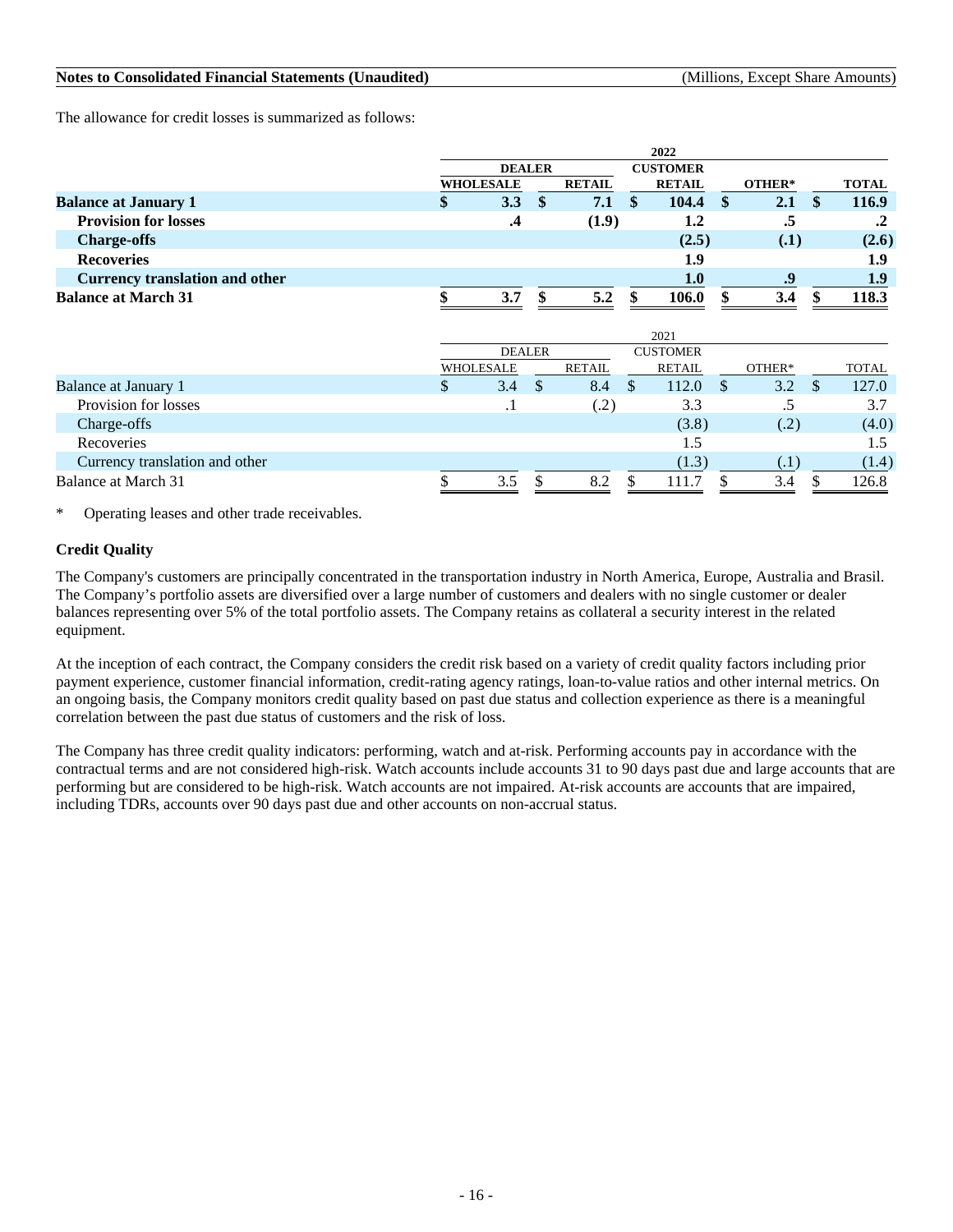The allowance for credit losses is summarized as follows:

| | 2022 | | | | |
|---|---|---|---|---|---|
| | DEALER | | CUSTOMER | | |
| | WHOLESALE | RETAIL | RETAIL | OTHER* | TOTAL |
| **Balance at January 1** | **$ 3.3** | **$ 7.1** | **$ 104.4** | **$ 2.1** | **$ 116.9** |
| **Provision for losses** | **.4** | **(1.9)** | **1.2** | **.5** | **.2** |
| **Charge-offs** | | | **(2.5)** | **(.1)** | **(2.6)** |
| **Recoveries** | | | **1.9** | | **1.9** |
| **Currency translation and other** | | | **1.0** | **.9** | **1.9** |
| **Balance at March 31** | **$ 3.7** | **$ 5.2** | **$ 106.0** | **$ 3.4** | **$ 118.3** |

| | 2021 | | | | |
|---|---|---|---|---|---|
| | DEALER | | CUSTOMER | | |
| | WHOLESALE | RETAIL | RETAIL | OTHER* | TOTAL |
| Balance at January 1 | $ 3.4 | $ 8.4 | $ 112.0 | $ 3.2 | $ 127.0 |
| Provision for losses | .1 | (.2) | 3.3 | .5 | 3.7 |
| Charge-offs | | | (3.8) | (.2) | (4.0) |
| Recoveries | | | 1.5 | | 1.5 |
| Currency translation and other | | | (1.3) | (.1) | (1.4) |
| Balance at March 31 | $ 3.5 | $ 8.2 | $ 111.7 | $ 3.4 | $ 126.8 |

\* Operating leases and other trade receivables.

### Credit Quality

The Company's customers are principally concentrated in the transportation industry in North America, Europe, Australia and Brasil. The Company's portfolio assets are diversified over a large number of customers and dealers with no single customer or dealer balances representing over 5% of the total portfolio assets. The Company retains as collateral a security interest in the related equipment.

At the inception of each contract, the Company considers the credit risk based on a variety of credit quality factors including prior payment experience, customer financial information, credit-rating agency ratings, loan-to-value ratios and other internal metrics. On an ongoing basis, the Company monitors credit quality based on past due status and collection experience as there is a meaningful correlation between the past due status of customers and the risk of loss.

The Company has three credit quality indicators: performing, watch and at-risk. Performing accounts pay in accordance with the contractual terms and are not considered high-risk. Watch accounts include accounts 31 to 90 days past due and large accounts that are performing but are considered to be high-risk. Watch accounts are not impaired. At-risk accounts are accounts that are impaired, including TDRs, accounts over 90 days past due and other accounts on non-accrual status.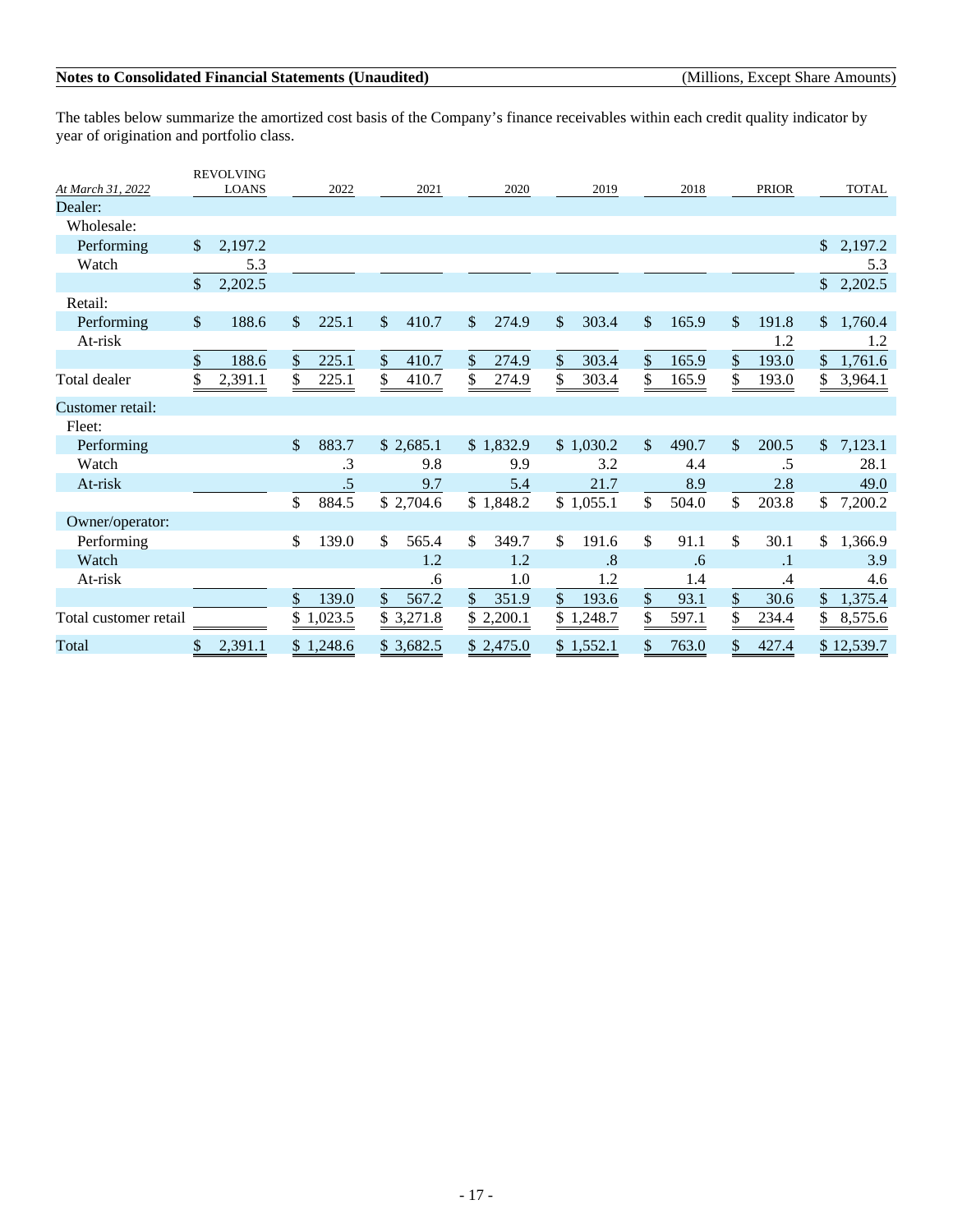The tables below summarize the amortized cost basis of the Company's finance receivables within each credit quality indicator by year of origination and portfolio class.

| *At March 31, 2022* | REVOLVING LOANS | 2022 | 2021 | 2020 | 2019 | 2018 | PRIOR | TOTAL |
|---|---|---|---|---|---|---|---|---|
| Dealer: | | | | | | | | |
| Wholesale: | | | | | | | | |
| Performing | $ 2,197.2 | | | | | | | $ 2,197.2 |
| Watch | 5.3 | | | | | | | 5.3 |
| | $ 2,202.5 | | | | | | | $ 2,202.5 |
| Retail: | | | | | | | | |
| Performing | $ 188.6 | $ 225.1 | $ 410.7 | $ 274.9 | $ 303.4 | $ 165.9 | $ 191.8 | $ 1,760.4 |
| At-risk | | | | | | | 1.2 | 1.2 |
| | $ 188.6 | $ 225.1 | $ 410.7 | $ 274.9 | $ 303.4 | $ 165.9 | $ 193.0 | $ 1,761.6 |
| Total dealer | $ 2,391.1 | $ 225.1 | $ 410.7 | $ 274.9 | $ 303.4 | $ 165.9 | $ 193.0 | $ 3,964.1 |
| Customer retail: | | | | | | | | |
| Fleet: | | | | | | | | |
| Performing | | $ 883.7 | $ 2,685.1 | $ 1,832.9 | $ 1,030.2 | $ 490.7 | $ 200.5 | $ 7,123.1 |
| Watch | | .3 | 9.8 | 9.9 | 3.2 | 4.4 | .5 | 28.1 |
| At-risk | | .5 | 9.7 | 5.4 | 21.7 | 8.9 | 2.8 | 49.0 |
| | | $ 884.5 | $ 2,704.6 | $ 1,848.2 | $ 1,055.1 | $ 504.0 | $ 203.8 | $ 7,200.2 |
| Owner/operator: | | | | | | | | |
| Performing | | $ 139.0 | $ 565.4 | $ 349.7 | $ 191.6 | $ 91.1 | $ 30.1 | $ 1,366.9 |
| Watch | | | 1.2 | 1.2 | .8 | .6 | .1 | 3.9 |
| At-risk | | | .6 | 1.0 | 1.2 | 1.4 | .4 | 4.6 |
| | | $ 139.0 | $ 567.2 | $ 351.9 | $ 193.6 | $ 93.1 | $ 30.6 | $ 1,375.4 |
| Total customer retail | | $ 1,023.5 | $ 3,271.8 | $ 2,200.1 | $ 1,248.7 | $ 597.1 | $ 234.4 | $ 8,575.6 |
| Total | $ 2,391.1 | $ 1,248.6 | $ 3,682.5 | $ 2,475.0 | $ 1,552.1 | $ 763.0 | $ 427.4 | $ 12,539.7 |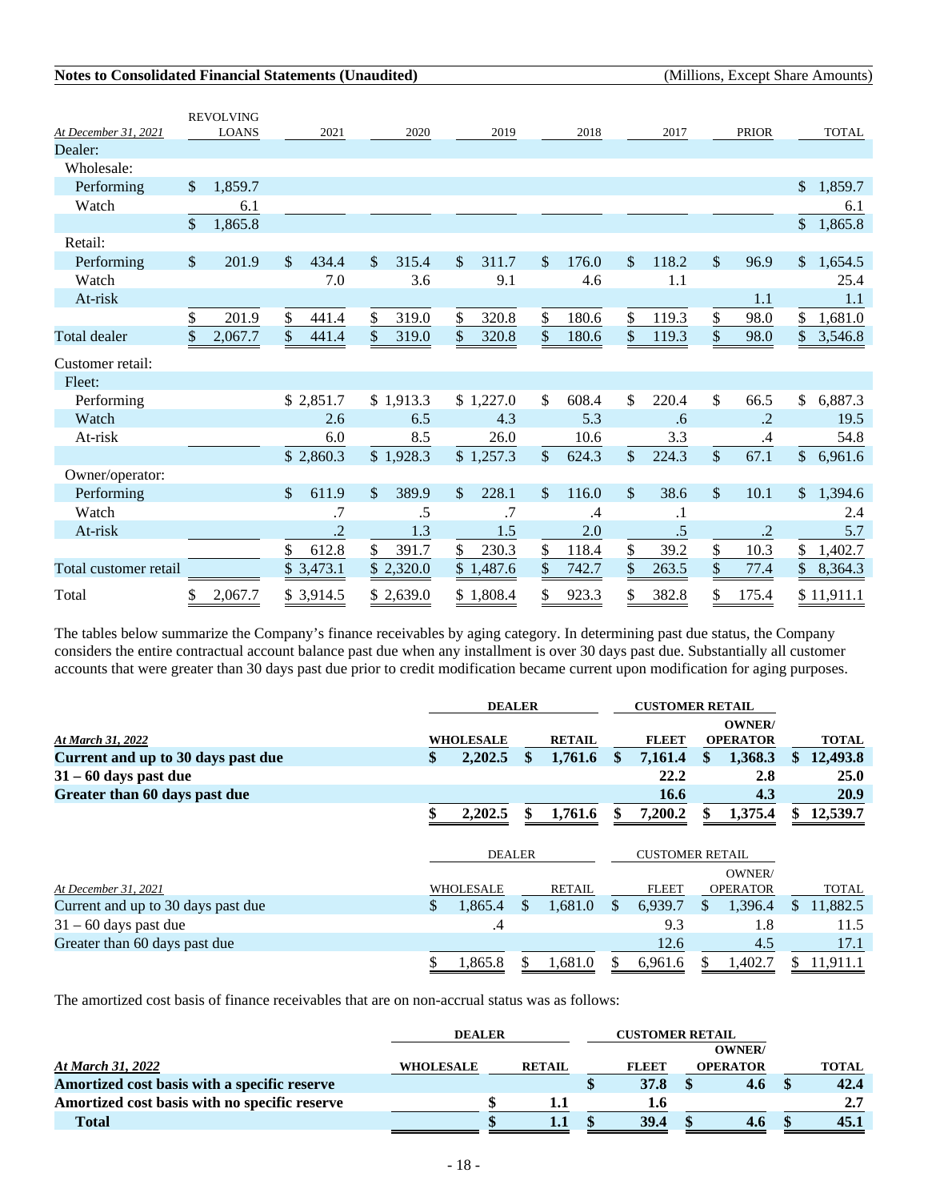**Notes to Consolidated Financial Statements (Unaudited)** (Millions, Except Share Amounts)

| *At December 31, 2021* | REVOLVING LOANS | 2021 | 2020 | 2019 | 2018 | 2017 | PRIOR | TOTAL |
|---|---|---|---|---|---|---|---|---|
| Dealer: | | | | | | | | |
| Wholesale: | | | | | | | | |
| Performing | $ 1,859.7 | | | | | | | $ 1,859.7 |
| Watch | 6.1 | | | | | | | 6.1 |
| | $ 1,865.8 | | | | | | | $ 1,865.8 |
| Retail: | | | | | | | | |
| Performing | $ 201.9 | $ 434.4 | $ 315.4 | $ 311.7 | $ 176.0 | $ 118.2 | $ 96.9 | $ 1,654.5 |
| Watch | | 7.0 | 3.6 | 9.1 | 4.6 | 1.1 | | 25.4 |
| At-risk | | | | | | | 1.1 | 1.1 |
| | $ 201.9 | $ 441.4 | $ 319.0 | $ 320.8 | $ 180.6 | $ 119.3 | $ 98.0 | $ 1,681.0 |
| Total dealer | $ 2,067.7 | $ 441.4 | $ 319.0 | $ 320.8 | $ 180.6 | $ 119.3 | $ 98.0 | $ 3,546.8 |
| Customer retail: | | | | | | | | |
| Fleet: | | | | | | | | |
| Performing | | $ 2,851.7 | $ 1,913.3 | $ 1,227.0 | $ 608.4 | $ 220.4 | $ 66.5 | $ 6,887.3 |
| Watch | | 2.6 | 6.5 | 4.3 | 5.3 | .6 | .2 | 19.5 |
| At-risk | | 6.0 | 8.5 | 26.0 | 10.6 | 3.3 | .4 | 54.8 |
| | | $ 2,860.3 | $ 1,928.3 | $ 1,257.3 | $ 624.3 | $ 224.3 | $ 67.1 | $ 6,961.6 |
| Owner/operator: | | | | | | | | |
| Performing | | $ 611.9 | $ 389.9 | $ 228.1 | $ 116.0 | $ 38.6 | $ 10.1 | $ 1,394.6 |
| Watch | | .7 | .5 | .7 | .4 | .1 | | 2.4 |
| At-risk | | .2 | 1.3 | 1.5 | 2.0 | .5 | .2 | 5.7 |
| | | $ 612.8 | $ 391.7 | $ 230.3 | $ 118.4 | $ 39.2 | $ 10.3 | $ 1,402.7 |
| Total customer retail | | $ 3,473.1 | $ 2,320.0 | $ 1,487.6 | $ 742.7 | $ 263.5 | $ 77.4 | $ 8,364.3 |
| Total | $ 2,067.7 | $ 3,914.5 | $ 2,639.0 | $ 1,808.4 | $ 923.3 | $ 382.8 | $ 175.4 | $ 11,911.1 |

The tables below summarize the Company's finance receivables by aging category. In determining past due status, the Company considers the entire contractual account balance past due when any installment is over 30 days past due. Substantially all customer accounts that were greater than 30 days past due prior to credit modification became current upon modification for aging purposes.

| | **DEALER** | | **CUSTOMER RETAIL** | | |
|---|---|---|---|---|---|
| ***At March 31, 2022*** | **WHOLESALE** | **RETAIL** | **FLEET** | **OWNER/ OPERATOR** | **TOTAL** |
| **Current and up to 30 days past due** | **$ 2,202.5** | **$ 1,761.6** | **$ 7,161.4** | **$ 1,368.3** | **$ 12,493.8** |
| **31 – 60 days past due** | | | **22.2** | **2.8** | **25.0** |
| **Greater than 60 days past due** | | | **16.6** | **4.3** | **20.9** |
| | **$ 2,202.5** | **$ 1,761.6** | **$ 7,200.2** | **$ 1,375.4** | **$ 12,539.7** |

| | DEALER | | CUSTOMER RETAIL | | |
|---|---|---|---|---|---|
| *At December 31, 2021* | WHOLESALE | RETAIL | FLEET | OWNER/ OPERATOR | TOTAL |
| Current and up to 30 days past due | $ 1,865.4 | $ 1,681.0 | $ 6,939.7 | $ 1,396.4 | $ 11,882.5 |
| 31 – 60 days past due | .4 | | 9.3 | 1.8 | 11.5 |
| Greater than 60 days past due | | | 12.6 | 4.5 | 17.1 |
| | $ 1,865.8 | $ 1,681.0 | $ 6,961.6 | $ 1,402.7 | $ 11,911.1 |

The amortized cost basis of finance receivables that are on non-accrual status was as follows:

| | **DEALER** | | **CUSTOMER RETAIL** | | |
|---|---|---|---|---|---|
| ***At March 31, 2022*** | **WHOLESALE** | **RETAIL** | **FLEET** | **OWNER/ OPERATOR** | **TOTAL** |
| **Amortized cost basis with a specific reserve** | | | **$ 37.8** | **$ 4.6** | **$ 42.4** |
| **Amortized cost basis with no specific reserve** | | **$ 1.1** | **1.6** | | **2.7** |
| **Total** | | **$ 1.1** | **$ 39.4** | **$ 4.6** | **$ 45.1** |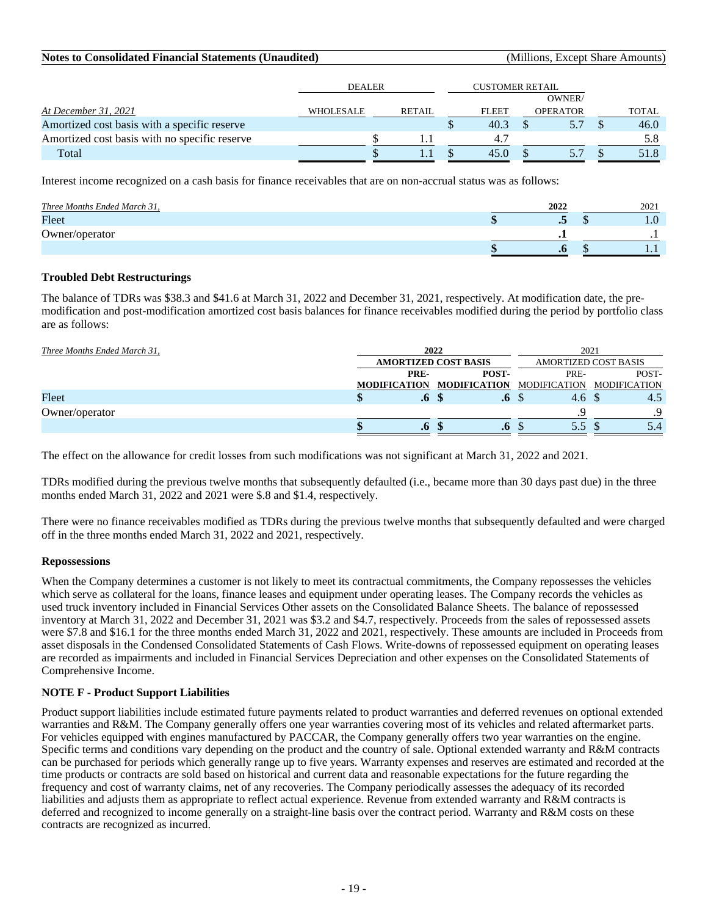|  | DEALER |  | CUSTOMER RETAIL |  |  |
|---|---|---|---|---|---|
| *At December 31, 2021* | WHOLESALE | RETAIL | FLEET | OWNER/ OPERATOR | TOTAL |
| Amortized cost basis with a specific reserve |  |  | $ 40.3 | $ 5.7 | $ 46.0 |
| Amortized cost basis with no specific reserve |  | $ 1.1 | 4.7 |  | 5.8 |
| Total |  | $ 1.1 | $ 45.0 | $ 5.7 | $ 51.8 |

Interest income recognized on a cash basis for finance receivables that are on non-accrual status was as follows:

| *Three Months Ended March 31,* | **2022** | 2021 |
|---|---|---|
| Fleet | **$ .5** | $ 1.0 |
| Owner/operator | **.1** | .1 |
|  | **$ .6** | $ 1.1 |

**Troubled Debt Restructurings**

The balance of TDRs was $38.3 and $41.6 at March 31, 2022 and December 31, 2021, respectively. At modification date, the pre-modification and post-modification amortized cost basis balances for finance receivables modified during the period by portfolio class are as follows:

| *Three Months Ended March 31,* | **2022** |  | 2021 |  |
|---|---|---|---|---|
|  | **AMORTIZED COST BASIS** |  | AMORTIZED COST BASIS |  |
|  | **PRE-MODIFICATION** | **POST-MODIFICATION** | PRE-MODIFICATION | POST-MODIFICATION |
| Fleet | **$ .6** | **$ .6** | $ 4.6 | $ 4.5 |
| Owner/operator |  |  | .9 | .9 |
|  | **$ .6** | **$ .6** | $ 5.5 | $ 5.4 |

The effect on the allowance for credit losses from such modifications was not significant at March 31, 2022 and 2021.

TDRs modified during the previous twelve months that subsequently defaulted (i.e., became more than 30 days past due) in the three months ended March 31, 2022 and 2021 were $.8 and $1.4, respectively.

There were no finance receivables modified as TDRs during the previous twelve months that subsequently defaulted and were charged off in the three months ended March 31, 2022 and 2021, respectively.

**Repossessions**

When the Company determines a customer is not likely to meet its contractual commitments, the Company repossesses the vehicles which serve as collateral for the loans, finance leases and equipment under operating leases. The Company records the vehicles as used truck inventory included in Financial Services Other assets on the Consolidated Balance Sheets. The balance of repossessed inventory at March 31, 2022 and December 31, 2021 was $3.2 and $4.7, respectively. Proceeds from the sales of repossessed assets were $7.8 and $16.1 for the three months ended March 31, 2022 and 2021, respectively. These amounts are included in Proceeds from asset disposals in the Condensed Consolidated Statements of Cash Flows. Write-downs of repossessed equipment on operating leases are recorded as impairments and included in Financial Services Depreciation and other expenses on the Consolidated Statements of Comprehensive Income.

## NOTE F - Product Support Liabilities

Product support liabilities include estimated future payments related to product warranties and deferred revenues on optional extended warranties and R&M. The Company generally offers one year warranties covering most of its vehicles and related aftermarket parts. For vehicles equipped with engines manufactured by PACCAR, the Company generally offers two year warranties on the engine. Specific terms and conditions vary depending on the product and the country of sale. Optional extended warranty and R&M contracts can be purchased for periods which generally range up to five years. Warranty expenses and reserves are estimated and recorded at the time products or contracts are sold based on historical and current data and reasonable expectations for the future regarding the frequency and cost of warranty claims, net of any recoveries. The Company periodically assesses the adequacy of its recorded liabilities and adjusts them as appropriate to reflect actual experience. Revenue from extended warranty and R&M contracts is deferred and recognized to income generally on a straight-line basis over the contract period. Warranty and R&M costs on these contracts are recognized as incurred.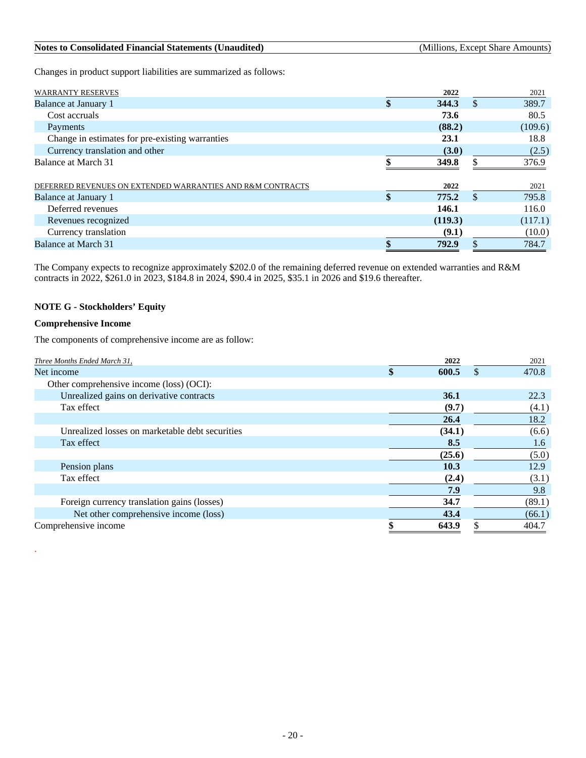Changes in product support liabilities are summarized as follows:

| WARRANTY RESERVES | 2022 | 2021 |
|---|---|---|
| Balance at January 1 | **$ 344.3** | $ 389.7 |
| Cost accruals | **73.6** | 80.5 |
| Payments | **(88.2)** | (109.6) |
| Change in estimates for pre-existing warranties | **23.1** | 18.8 |
| Currency translation and other | **(3.0)** | (2.5) |
| Balance at March 31 | **$ 349.8** | $ 376.9 |

| DEFERRED REVENUES ON EXTENDED WARRANTIES AND R&M CONTRACTS | 2022 | 2021 |
|---|---|---|
| Balance at January 1 | **$ 775.2** | $ 795.8 |
| Deferred revenues | **146.1** | 116.0 |
| Revenues recognized | **(119.3)** | (117.1) |
| Currency translation | **(9.1)** | (10.0) |
| Balance at March 31 | **$ 792.9** | $ 784.7 |

The Company expects to recognize approximately $202.0 of the remaining deferred revenue on extended warranties and R&M contracts in 2022, $261.0 in 2023, $184.8 in 2024, $90.4 in 2025, $35.1 in 2026 and $19.6 thereafter.

### NOTE G - Stockholders' Equity

#### Comprehensive Income

The components of comprehensive income are as follow:

| *Three Months Ended March 31,* | 2022 | 2021 |
|---|---|---|
| Net income | **$ 600.5** | $ 470.8 |
| Other comprehensive income (loss) (OCI): | | |
| Unrealized gains on derivative contracts | **36.1** | 22.3 |
| Tax effect | **(9.7)** | (4.1) |
| | **26.4** | 18.2 |
| Unrealized losses on marketable debt securities | **(34.1)** | (6.6) |
| Tax effect | **8.5** | 1.6 |
| | **(25.6)** | (5.0) |
| Pension plans | **10.3** | 12.9 |
| Tax effect | **(2.4)** | (3.1) |
| | **7.9** | 9.8 |
| Foreign currency translation gains (losses) | **34.7** | (89.1) |
| Net other comprehensive income (loss) | **43.4** | (66.1) |
| Comprehensive income | **$ 643.9** | $ 404.7 |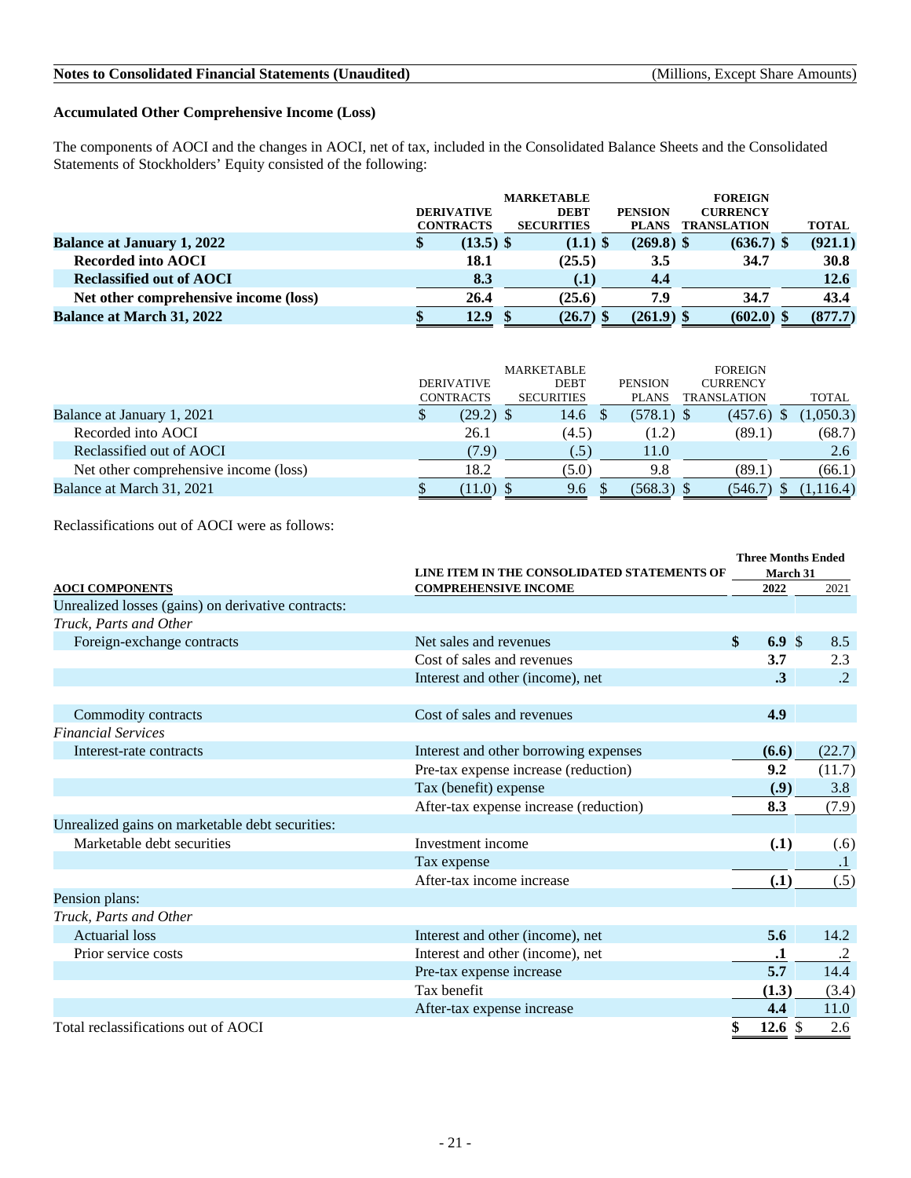## Accumulated Other Comprehensive Income (Loss)

The components of AOCI and the changes in AOCI, net of tax, included in the Consolidated Balance Sheets and the Consolidated Statements of Stockholders' Equity consisted of the following:

| | DERIVATIVE CONTRACTS | MARKETABLE DEBT SECURITIES | PENSION PLANS | FOREIGN CURRENCY TRANSLATION | TOTAL |
|---|---|---|---|---|---|
| **Balance at January 1, 2022** | **$ (13.5)** | **$ (1.1)** | **$ (269.8)** | **$ (636.7)** | **$ (921.1)** |
| **Recorded into AOCI** | **18.1** | **(25.5)** | **3.5** | **34.7** | **30.8** |
| **Reclassified out of AOCI** | **8.3** | **(.1)** | **4.4** | | **12.6** |
| **Net other comprehensive income (loss)** | **26.4** | **(25.6)** | **7.9** | **34.7** | **43.4** |
| **Balance at March 31, 2022** | **$ 12.9** | **$ (26.7)** | **$ (261.9)** | **$ (602.0)** | **$ (877.7)** |

| | DERIVATIVE CONTRACTS | MARKETABLE DEBT SECURITIES | PENSION PLANS | FOREIGN CURRENCY TRANSLATION | TOTAL |
|---|---|---|---|---|---|
| Balance at January 1, 2021 | $ (29.2) | $ 14.6 | $ (578.1) | $ (457.6) | $ (1,050.3) |
| Recorded into AOCI | 26.1 | (4.5) | (1.2) | (89.1) | (68.7) |
| Reclassified out of AOCI | (7.9) | (.5) | 11.0 | | 2.6 |
| Net other comprehensive income (loss) | 18.2 | (5.0) | 9.8 | (89.1) | (66.1) |
| Balance at March 31, 2021 | $ (11.0) | $ 9.6 | $ (568.3) | $ (546.7) | $ (1,116.4) |

Reclassifications out of AOCI were as follows:

| AOCI COMPONENTS | LINE ITEM IN THE CONSOLIDATED STATEMENTS OF COMPREHENSIVE INCOME | Three Months Ended March 31 2022 | 2021 |
|---|---|---|---|
| Unrealized losses (gains) on derivative contracts: | | | |
| *Truck, Parts and Other* | | | |
| Foreign-exchange contracts | Net sales and revenues | **$ 6.9** | $ 8.5 |
| | Cost of sales and revenues | **3.7** | 2.3 |
| | Interest and other (income), net | **.3** | .2 |
| Commodity contracts | Cost of sales and revenues | **4.9** | |
| *Financial Services* | | | |
| Interest-rate contracts | Interest and other borrowing expenses | **(6.6)** | (22.7) |
| | Pre-tax expense increase (reduction) | **9.2** | (11.7) |
| | Tax (benefit) expense | **(.9)** | 3.8 |
| | After-tax expense increase (reduction) | **8.3** | (7.9) |
| Unrealized gains on marketable debt securities: | | | |
| Marketable debt securities | Investment income | **(.1)** | (.6) |
| | Tax expense | | .1 |
| | After-tax income increase | **(.1)** | (.5) |
| Pension plans: | | | |
| *Truck, Parts and Other* | | | |
| Actuarial loss | Interest and other (income), net | **5.6** | 14.2 |
| Prior service costs | Interest and other (income), net | **.1** | .2 |
| | Pre-tax expense increase | **5.7** | 14.4 |
| | Tax benefit | **(1.3)** | (3.4) |
| | After-tax expense increase | **4.4** | 11.0 |
| Total reclassifications out of AOCI | | **$ 12.6** | $ 2.6 |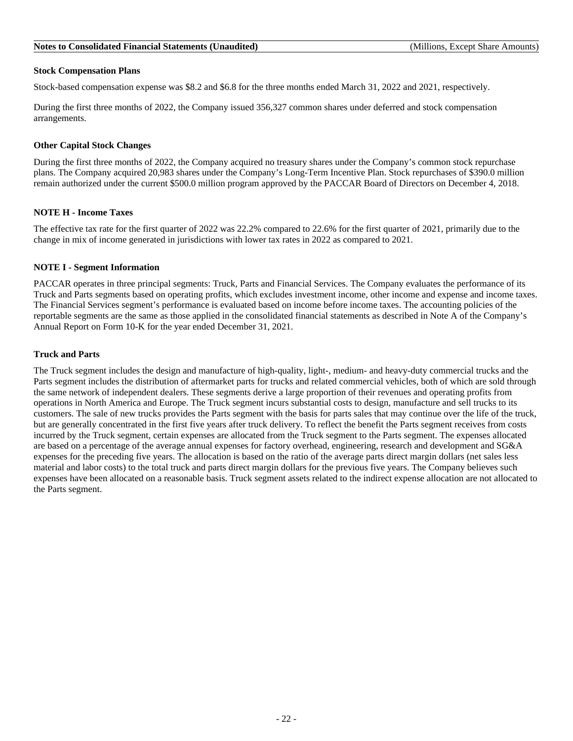### Stock Compensation Plans

Stock-based compensation expense was $8.2 and $6.8 for the three months ended March 31, 2022 and 2021, respectively.

During the first three months of 2022, the Company issued 356,327 common shares under deferred and stock compensation arrangements.

### Other Capital Stock Changes

During the first three months of 2022, the Company acquired no treasury shares under the Company's common stock repurchase plans. The Company acquired 20,983 shares under the Company's Long-Term Incentive Plan. Stock repurchases of $390.0 million remain authorized under the current $500.0 million program approved by the PACCAR Board of Directors on December 4, 2018.

## NOTE H - Income Taxes

The effective tax rate for the first quarter of 2022 was 22.2% compared to 22.6% for the first quarter of 2021, primarily due to the change in mix of income generated in jurisdictions with lower tax rates in 2022 as compared to 2021.

## NOTE I - Segment Information

PACCAR operates in three principal segments: Truck, Parts and Financial Services. The Company evaluates the performance of its Truck and Parts segments based on operating profits, which excludes investment income, other income and expense and income taxes. The Financial Services segment's performance is evaluated based on income before income taxes. The accounting policies of the reportable segments are the same as those applied in the consolidated financial statements as described in Note A of the Company's Annual Report on Form 10-K for the year ended December 31, 2021.

### Truck and Parts

The Truck segment includes the design and manufacture of high-quality, light-, medium- and heavy-duty commercial trucks and the Parts segment includes the distribution of aftermarket parts for trucks and related commercial vehicles, both of which are sold through the same network of independent dealers. These segments derive a large proportion of their revenues and operating profits from operations in North America and Europe. The Truck segment incurs substantial costs to design, manufacture and sell trucks to its customers. The sale of new trucks provides the Parts segment with the basis for parts sales that may continue over the life of the truck, but are generally concentrated in the first five years after truck delivery. To reflect the benefit the Parts segment receives from costs incurred by the Truck segment, certain expenses are allocated from the Truck segment to the Parts segment. The expenses allocated are based on a percentage of the average annual expenses for factory overhead, engineering, research and development and SG&A expenses for the preceding five years. The allocation is based on the ratio of the average parts direct margin dollars (net sales less material and labor costs) to the total truck and parts direct margin dollars for the previous five years. The Company believes such expenses have been allocated on a reasonable basis. Truck segment assets related to the indirect expense allocation are not allocated to the Parts segment.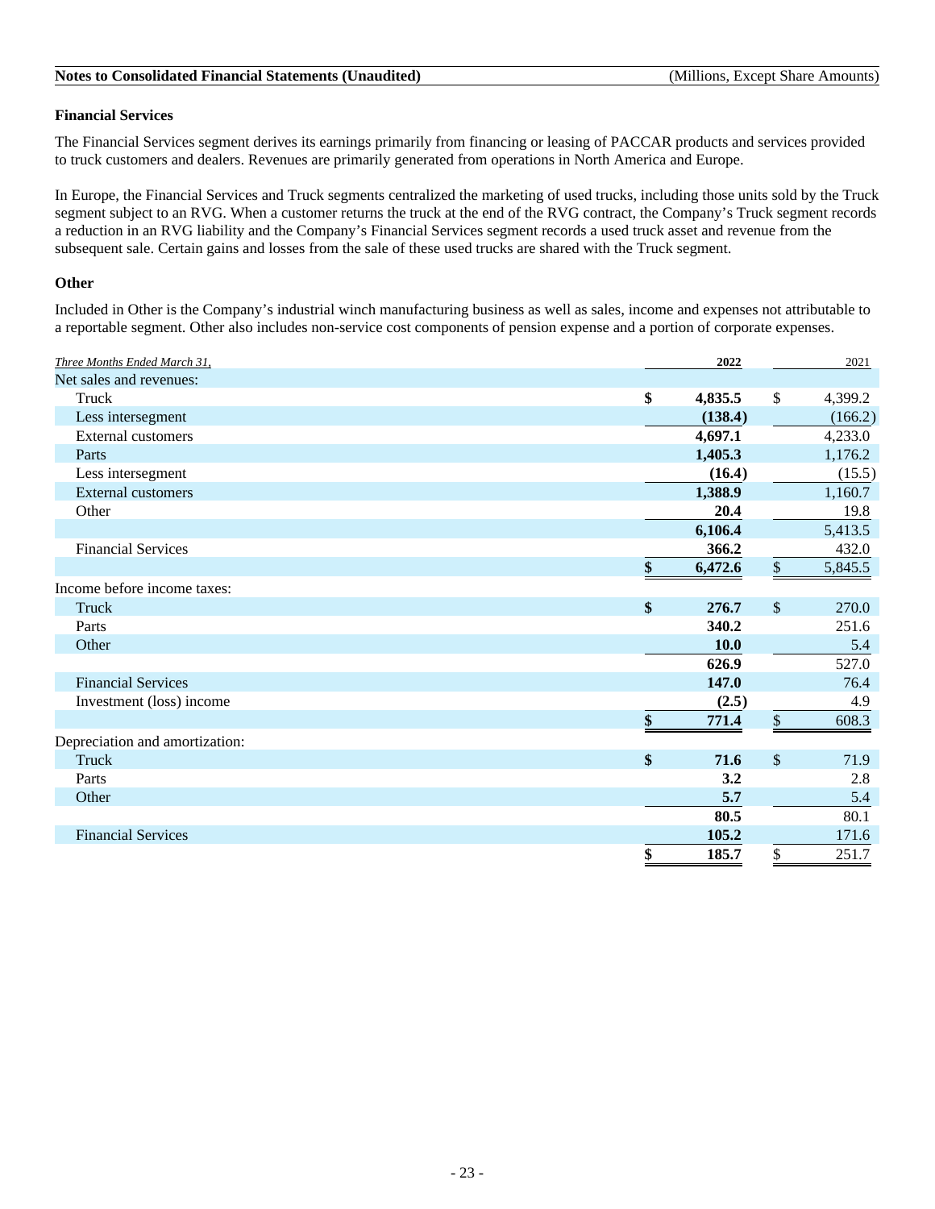### Financial Services

The Financial Services segment derives its earnings primarily from financing or leasing of PACCAR products and services provided to truck customers and dealers. Revenues are primarily generated from operations in North America and Europe.

In Europe, the Financial Services and Truck segments centralized the marketing of used trucks, including those units sold by the Truck segment subject to an RVG. When a customer returns the truck at the end of the RVG contract, the Company's Truck segment records a reduction in an RVG liability and the Company's Financial Services segment records a used truck asset and revenue from the subsequent sale. Certain gains and losses from the sale of these used trucks are shared with the Truck segment.

### Other

Included in Other is the Company's industrial winch manufacturing business as well as sales, income and expenses not attributable to a reportable segment. Other also includes non-service cost components of pension expense and a portion of corporate expenses.

| *Three Months Ended March 31,* | **2022** | 2021 |
|---|---|---|
| Net sales and revenues: | | |
| Truck | **$ 4,835.5** | $ 4,399.2 |
| Less intersegment | **(138.4)** | (166.2) |
| External customers | **4,697.1** | 4,233.0 |
| Parts | **1,405.3** | 1,176.2 |
| Less intersegment | **(16.4)** | (15.5) |
| External customers | **1,388.9** | 1,160.7 |
| Other | **20.4** | 19.8 |
| | **6,106.4** | 5,413.5 |
| Financial Services | **366.2** | 432.0 |
| | **$ 6,472.6** | $ 5,845.5 |
| Income before income taxes: | | |
| Truck | **$ 276.7** | $ 270.0 |
| Parts | **340.2** | 251.6 |
| Other | **10.0** | 5.4 |
| | **626.9** | 527.0 |
| Financial Services | **147.0** | 76.4 |
| Investment (loss) income | **(2.5)** | 4.9 |
| | **$ 771.4** | $ 608.3 |
| Depreciation and amortization: | | |
| Truck | **$ 71.6** | $ 71.9 |
| Parts | **3.2** | 2.8 |
| Other | **5.7** | 5.4 |
| | **80.5** | 80.1 |
| Financial Services | **105.2** | 171.6 |
| | **$ 185.7** | $ 251.7 |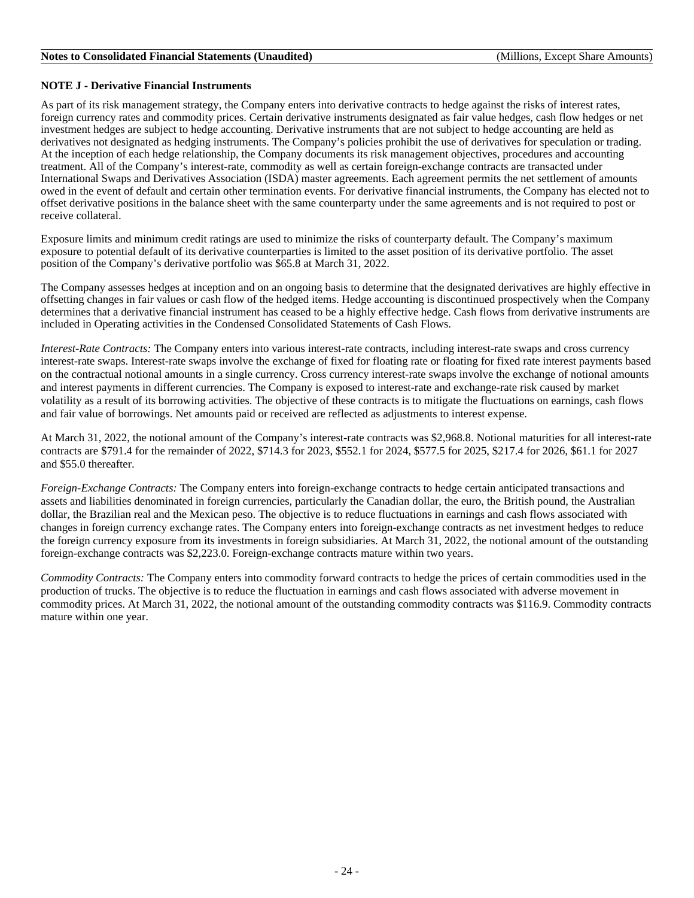## NOTE J - Derivative Financial Instruments

As part of its risk management strategy, the Company enters into derivative contracts to hedge against the risks of interest rates, foreign currency rates and commodity prices. Certain derivative instruments designated as fair value hedges, cash flow hedges or net investment hedges are subject to hedge accounting. Derivative instruments that are not subject to hedge accounting are held as derivatives not designated as hedging instruments. The Company's policies prohibit the use of derivatives for speculation or trading. At the inception of each hedge relationship, the Company documents its risk management objectives, procedures and accounting treatment. All of the Company's interest-rate, commodity as well as certain foreign-exchange contracts are transacted under International Swaps and Derivatives Association (ISDA) master agreements. Each agreement permits the net settlement of amounts owed in the event of default and certain other termination events. For derivative financial instruments, the Company has elected not to offset derivative positions in the balance sheet with the same counterparty under the same agreements and is not required to post or receive collateral.

Exposure limits and minimum credit ratings are used to minimize the risks of counterparty default. The Company's maximum exposure to potential default of its derivative counterparties is limited to the asset position of its derivative portfolio. The asset position of the Company's derivative portfolio was $65.8 at March 31, 2022.

The Company assesses hedges at inception and on an ongoing basis to determine that the designated derivatives are highly effective in offsetting changes in fair values or cash flow of the hedged items. Hedge accounting is discontinued prospectively when the Company determines that a derivative financial instrument has ceased to be a highly effective hedge. Cash flows from derivative instruments are included in Operating activities in the Condensed Consolidated Statements of Cash Flows.

*Interest-Rate Contracts:* The Company enters into various interest-rate contracts, including interest-rate swaps and cross currency interest-rate swaps. Interest-rate swaps involve the exchange of fixed for floating rate or floating for fixed rate interest payments based on the contractual notional amounts in a single currency. Cross currency interest-rate swaps involve the exchange of notional amounts and interest payments in different currencies. The Company is exposed to interest-rate and exchange-rate risk caused by market volatility as a result of its borrowing activities. The objective of these contracts is to mitigate the fluctuations on earnings, cash flows and fair value of borrowings. Net amounts paid or received are reflected as adjustments to interest expense.

At March 31, 2022, the notional amount of the Company's interest-rate contracts was $2,968.8. Notional maturities for all interest-rate contracts are $791.4 for the remainder of 2022, $714.3 for 2023, $552.1 for 2024, $577.5 for 2025, $217.4 for 2026, $61.1 for 2027 and $55.0 thereafter.

*Foreign-Exchange Contracts:* The Company enters into foreign-exchange contracts to hedge certain anticipated transactions and assets and liabilities denominated in foreign currencies, particularly the Canadian dollar, the euro, the British pound, the Australian dollar, the Brazilian real and the Mexican peso. The objective is to reduce fluctuations in earnings and cash flows associated with changes in foreign currency exchange rates. The Company enters into foreign-exchange contracts as net investment hedges to reduce the foreign currency exposure from its investments in foreign subsidiaries. At March 31, 2022, the notional amount of the outstanding foreign-exchange contracts was $2,223.0. Foreign-exchange contracts mature within two years.

*Commodity Contracts:* The Company enters into commodity forward contracts to hedge the prices of certain commodities used in the production of trucks. The objective is to reduce the fluctuation in earnings and cash flows associated with adverse movement in commodity prices. At March 31, 2022, the notional amount of the outstanding commodity contracts was $116.9. Commodity contracts mature within one year.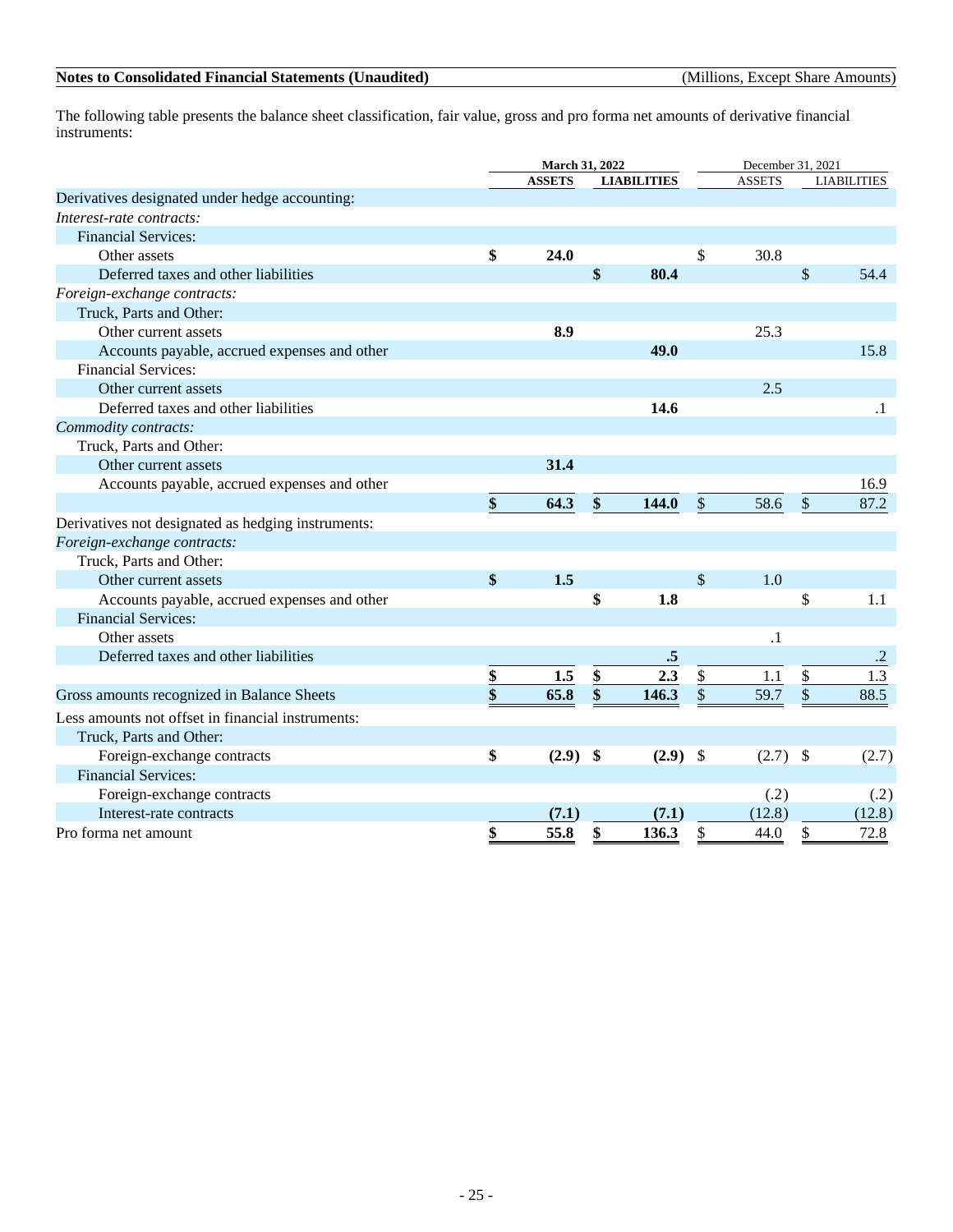The following table presents the balance sheet classification, fair value, gross and pro forma net amounts of derivative financial instruments:

| | March 31, 2022 | | December 31, 2021 | |
|---|---|---|---|---|
| | **ASSETS** | **LIABILITIES** | ASSETS | LIABILITIES |
| Derivatives designated under hedge accounting: | | | | |
| *Interest-rate contracts:* | | | | |
| Financial Services: | | | | |
| Other assets | **$ 24.0** | | $ 30.8 | |
| Deferred taxes and other liabilities | | **$ 80.4** | | $ 54.4 |
| *Foreign-exchange contracts:* | | | | |
| Truck, Parts and Other: | | | | |
| Other current assets | **8.9** | | 25.3 | |
| Accounts payable, accrued expenses and other | | **49.0** | | 15.8 |
| Financial Services: | | | | |
| Other current assets | | | 2.5 | |
| Deferred taxes and other liabilities | | **14.6** | | .1 |
| *Commodity contracts:* | | | | |
| Truck, Parts and Other: | | | | |
| Other current assets | **31.4** | | | |
| Accounts payable, accrued expenses and other | | | | 16.9 |
| | **$ 64.3** | **$ 144.0** | $ 58.6 | $ 87.2 |
| Derivatives not designated as hedging instruments: | | | | |
| *Foreign-exchange contracts:* | | | | |
| Truck, Parts and Other: | | | | |
| Other current assets | **$ 1.5** | | $ 1.0 | |
| Accounts payable, accrued expenses and other | | **$ 1.8** | | $ 1.1 |
| Financial Services: | | | | |
| Other assets | | | .1 | |
| Deferred taxes and other liabilities | | **.5** | | .2 |
| | **$ 1.5** | **$ 2.3** | $ 1.1 | $ 1.3 |
| Gross amounts recognized in Balance Sheets | **$ 65.8** | **$ 146.3** | $ 59.7 | $ 88.5 |
| Less amounts not offset in financial instruments: | | | | |
| Truck, Parts and Other: | | | | |
| Foreign-exchange contracts | **$ (2.9)** | **$ (2.9)** | $ (2.7) | $ (2.7) |
| Financial Services: | | | | |
| Foreign-exchange contracts | | | (.2) | (.2) |
| Interest-rate contracts | **(7.1)** | **(7.1)** | (12.8) | (12.8) |
| Pro forma net amount | **$ 55.8** | **$ 136.3** | $ 44.0 | $ 72.8 |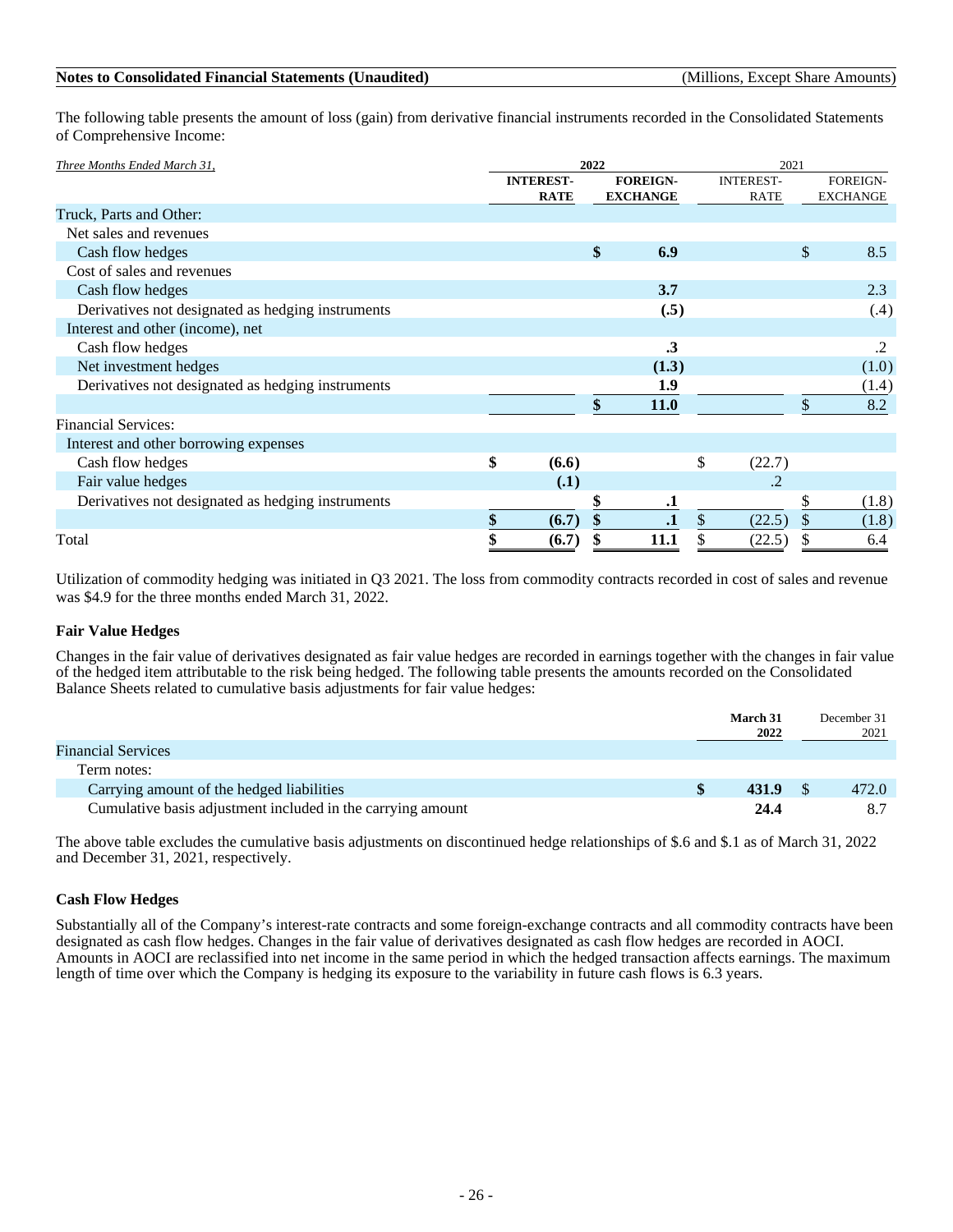The following table presents the amount of loss (gain) from derivative financial instruments recorded in the Consolidated Statements of Comprehensive Income:

| *Three Months Ended March 31,* | 2022 | | 2021 | |
|---|---|---|---|---|
| | **INTEREST-RATE** | **FOREIGN-EXCHANGE** | INTEREST-RATE | FOREIGN-EXCHANGE |
| Truck, Parts and Other: | | | | |
| Net sales and revenues | | | | |
| Cash flow hedges | | **$ 6.9** | | $ 8.5 |
| Cost of sales and revenues | | | | |
| Cash flow hedges | | **3.7** | | 2.3 |
| Derivatives not designated as hedging instruments | | **(.5)** | | (.4) |
| Interest and other (income), net | | | | |
| Cash flow hedges | | **.3** | | .2 |
| Net investment hedges | | **(1.3)** | | (1.0) |
| Derivatives not designated as hedging instruments | | **1.9** | | (1.4) |
| | | **$ 11.0** | | $ 8.2 |
| Financial Services: | | | | |
| Interest and other borrowing expenses | | | | |
| Cash flow hedges | **$ (6.6)** | | $ (22.7) | |
| Fair value hedges | **(.1)** | | .2 | |
| Derivatives not designated as hedging instruments | | **$ .1** | | $ (1.8) |
| | **$ (6.7)** | **$ .1** | $ (22.5) | $ (1.8) |
| Total | **$ (6.7)** | **$ 11.1** | $ (22.5) | $ 6.4 |

Utilization of commodity hedging was initiated in Q3 2021. The loss from commodity contracts recorded in cost of sales and revenue was $4.9 for the three months ended March 31, 2022.

### Fair Value Hedges

Changes in the fair value of derivatives designated as fair value hedges are recorded in earnings together with the changes in fair value of the hedged item attributable to the risk being hedged. The following table presents the amounts recorded on the Consolidated Balance Sheets related to cumulative basis adjustments for fair value hedges:

| | **March 31 2022** | December 31 2021 |
|---|---|---|
| Financial Services | | |
| Term notes: | | |
| Carrying amount of the hedged liabilities | **$ 431.9** | $ 472.0 |
| Cumulative basis adjustment included in the carrying amount | **24.4** | 8.7 |

The above table excludes the cumulative basis adjustments on discontinued hedge relationships of $.6 and $.1 as of March 31, 2022 and December 31, 2021, respectively.

### Cash Flow Hedges

Substantially all of the Company's interest-rate contracts and some foreign-exchange contracts and all commodity contracts have been designated as cash flow hedges. Changes in the fair value of derivatives designated as cash flow hedges are recorded in AOCI. Amounts in AOCI are reclassified into net income in the same period in which the hedged transaction affects earnings. The maximum length of time over which the Company is hedging its exposure to the variability in future cash flows is 6.3 years.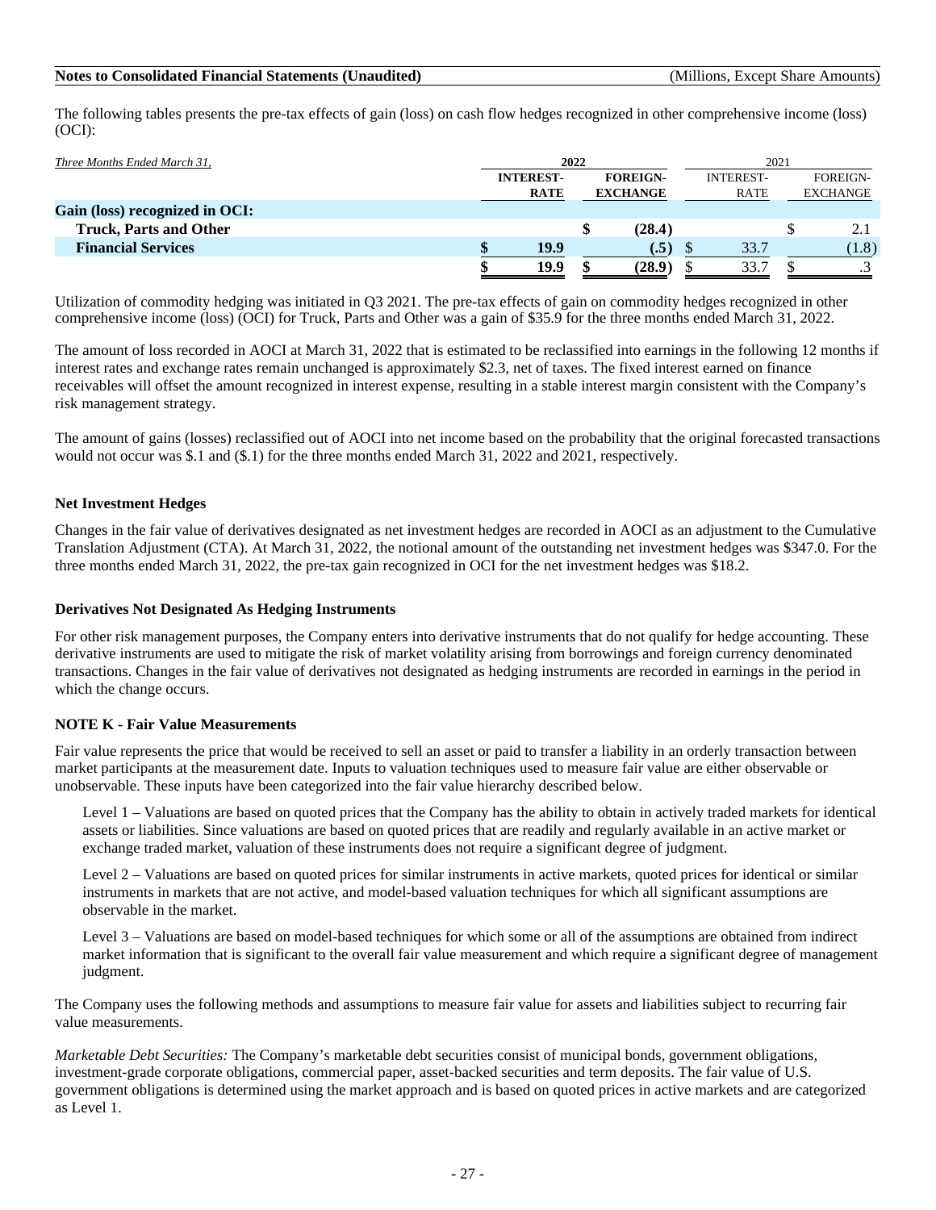The following tables presents the pre-tax effects of gain (loss) on cash flow hedges recognized in other comprehensive income (loss) (OCI):

| *Three Months Ended March 31,* | 2022 | | 2021 | |
|---|---|---|---|---|
| | **INTEREST-RATE** | **FOREIGN-EXCHANGE** | INTEREST-RATE | FOREIGN-EXCHANGE |
| **Gain (loss) recognized in OCI:** | | | | |
| **Truck, Parts and Other** | | **$ (28.4)** | | $ 2.1 |
| **Financial Services** | **$ 19.9** | **(.5)** | $ 33.7 | (1.8) |
| | **$ 19.9** | **$ (28.9)** | $ 33.7 | $ .3 |

Utilization of commodity hedging was initiated in Q3 2021. The pre-tax effects of gain on commodity hedges recognized in other comprehensive income (loss) (OCI) for Truck, Parts and Other was a gain of $35.9 for the three months ended March 31, 2022.

The amount of loss recorded in AOCI at March 31, 2022 that is estimated to be reclassified into earnings in the following 12 months if interest rates and exchange rates remain unchanged is approximately $2.3, net of taxes. The fixed interest earned on finance receivables will offset the amount recognized in interest expense, resulting in a stable interest margin consistent with the Company's risk management strategy.

The amount of gains (losses) reclassified out of AOCI into net income based on the probability that the original forecasted transactions would not occur was $.1 and ($.1) for the three months ended March 31, 2022 and 2021, respectively.

### Net Investment Hedges

Changes in the fair value of derivatives designated as net investment hedges are recorded in AOCI as an adjustment to the Cumulative Translation Adjustment (CTA). At March 31, 2022, the notional amount of the outstanding net investment hedges was $347.0. For the three months ended March 31, 2022, the pre-tax gain recognized in OCI for the net investment hedges was $18.2.

### Derivatives Not Designated As Hedging Instruments

For other risk management purposes, the Company enters into derivative instruments that do not qualify for hedge accounting. These derivative instruments are used to mitigate the risk of market volatility arising from borrowings and foreign currency denominated transactions. Changes in the fair value of derivatives not designated as hedging instruments are recorded in earnings in the period in which the change occurs.

## NOTE K - Fair Value Measurements

Fair value represents the price that would be received to sell an asset or paid to transfer a liability in an orderly transaction between market participants at the measurement date. Inputs to valuation techniques used to measure fair value are either observable or unobservable. These inputs have been categorized into the fair value hierarchy described below.

Level 1 – Valuations are based on quoted prices that the Company has the ability to obtain in actively traded markets for identical assets or liabilities. Since valuations are based on quoted prices that are readily and regularly available in an active market or exchange traded market, valuation of these instruments does not require a significant degree of judgment.

Level 2 – Valuations are based on quoted prices for similar instruments in active markets, quoted prices for identical or similar instruments in markets that are not active, and model-based valuation techniques for which all significant assumptions are observable in the market.

Level 3 – Valuations are based on model-based techniques for which some or all of the assumptions are obtained from indirect market information that is significant to the overall fair value measurement and which require a significant degree of management judgment.

The Company uses the following methods and assumptions to measure fair value for assets and liabilities subject to recurring fair value measurements.

*Marketable Debt Securities:* The Company's marketable debt securities consist of municipal bonds, government obligations, investment-grade corporate obligations, commercial paper, asset-backed securities and term deposits. The fair value of U.S. government obligations is determined using the market approach and is based on quoted prices in active markets and are categorized as Level 1.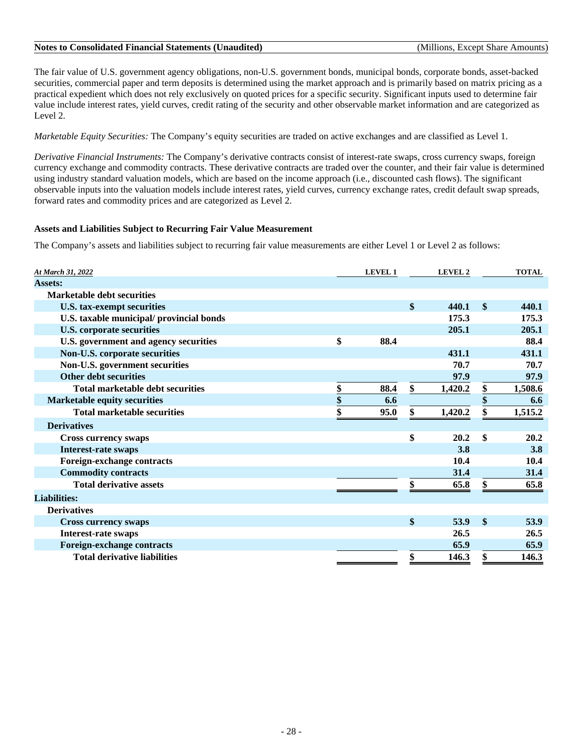The fair value of U.S. government agency obligations, non-U.S. government bonds, municipal bonds, corporate bonds, asset-backed securities, commercial paper and term deposits is determined using the market approach and is primarily based on matrix pricing as a practical expedient which does not rely exclusively on quoted prices for a specific security. Significant inputs used to determine fair value include interest rates, yield curves, credit rating of the security and other observable market information and are categorized as Level 2.

*Marketable Equity Securities:* The Company's equity securities are traded on active exchanges and are classified as Level 1.

*Derivative Financial Instruments:* The Company's derivative contracts consist of interest-rate swaps, cross currency swaps, foreign currency exchange and commodity contracts. These derivative contracts are traded over the counter, and their fair value is determined using industry standard valuation models, which are based on the income approach (i.e., discounted cash flows). The significant observable inputs into the valuation models include interest rates, yield curves, currency exchange rates, credit default swap spreads, forward rates and commodity prices and are categorized as Level 2.

### Assets and Liabilities Subject to Recurring Fair Value Measurement

The Company's assets and liabilities subject to recurring fair value measurements are either Level 1 or Level 2 as follows:

| *At March 31, 2022* | LEVEL 1 | LEVEL 2 | TOTAL |
|---|---|---|---|
| **Assets:** | | | |
| **Marketable debt securities** | | | |
| **U.S. tax-exempt securities** | | $ 440.1 | $ 440.1 |
| **U.S. taxable municipal/ provincial bonds** | | 175.3 | 175.3 |
| **U.S. corporate securities** | | 205.1 | 205.1 |
| **U.S. government and agency securities** | $ 88.4 | | 88.4 |
| **Non-U.S. corporate securities** | | 431.1 | 431.1 |
| **Non-U.S. government securities** | | 70.7 | 70.7 |
| **Other debt securities** | | 97.9 | 97.9 |
| **Total marketable debt securities** | $ 88.4 | $ 1,420.2 | $ 1,508.6 |
| **Marketable equity securities** | $ 6.6 | | $ 6.6 |
| **Total marketable securities** | $ 95.0 | $ 1,420.2 | $ 1,515.2 |
| **Derivatives** | | | |
| **Cross currency swaps** | | $ 20.2 | $ 20.2 |
| **Interest-rate swaps** | | 3.8 | 3.8 |
| **Foreign-exchange contracts** | | 10.4 | 10.4 |
| **Commodity contracts** | | 31.4 | 31.4 |
| **Total derivative assets** | | $ 65.8 | $ 65.8 |
| **Liabilities:** | | | |
| **Derivatives** | | | |
| **Cross currency swaps** | | $ 53.9 | $ 53.9 |
| **Interest-rate swaps** | | 26.5 | 26.5 |
| **Foreign-exchange contracts** | | 65.9 | 65.9 |
| **Total derivative liabilities** | | $ 146.3 | $ 146.3 |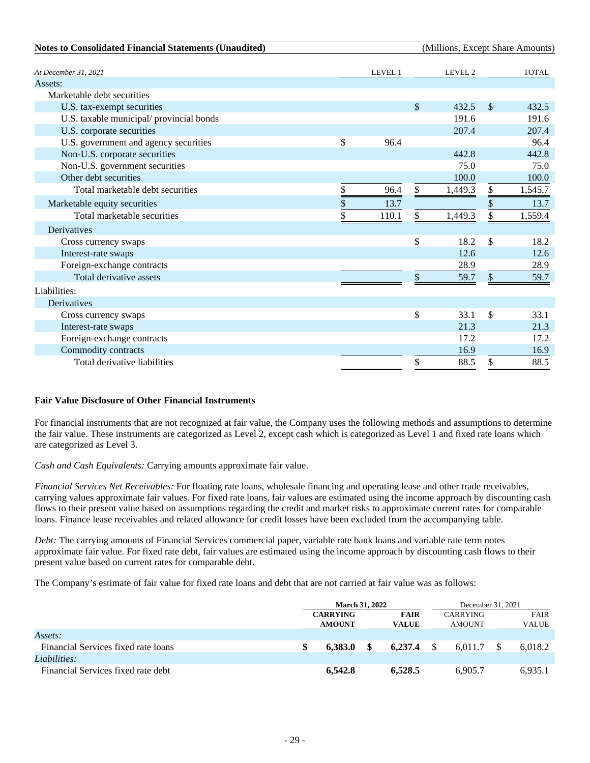**Notes to Consolidated Financial Statements (Unaudited)** (Millions, Except Share Amounts)

| *At December 31, 2021* | LEVEL 1 | LEVEL 2 | TOTAL |
|---|---|---|---|
| Assets: | | | |
| Marketable debt securities | | | |
| U.S. tax-exempt securities | | $ 432.5 | $ 432.5 |
| U.S. taxable municipal/ provincial bonds | | 191.6 | 191.6 |
| U.S. corporate securities | | 207.4 | 207.4 |
| U.S. government and agency securities | $ 96.4 | | 96.4 |
| Non-U.S. corporate securities | | 442.8 | 442.8 |
| Non-U.S. government securities | | 75.0 | 75.0 |
| Other debt securities | | 100.0 | 100.0 |
| Total marketable debt securities | $ 96.4 | $ 1,449.3 | $ 1,545.7 |
| Marketable equity securities | $ 13.7 | | $ 13.7 |
| Total marketable securities | $ 110.1 | $ 1,449.3 | $ 1,559.4 |
| Derivatives | | | |
| Cross currency swaps | | $ 18.2 | $ 18.2 |
| Interest-rate swaps | | 12.6 | 12.6 |
| Foreign-exchange contracts | | 28.9 | 28.9 |
| Total derivative assets | | $ 59.7 | $ 59.7 |
| Liabilities: | | | |
| Derivatives | | | |
| Cross currency swaps | | $ 33.1 | $ 33.1 |
| Interest-rate swaps | | 21.3 | 21.3 |
| Foreign-exchange contracts | | 17.2 | 17.2 |
| Commodity contracts | | 16.9 | 16.9 |
| Total derivative liabilities | | $ 88.5 | $ 88.5 |

**Fair Value Disclosure of Other Financial Instruments**

For financial instruments that are not recognized at fair value, the Company uses the following methods and assumptions to determine the fair value. These instruments are categorized as Level 2, except cash which is categorized as Level 1 and fixed rate loans which are categorized as Level 3.

*Cash and Cash Equivalents:* Carrying amounts approximate fair value.

*Financial Services Net Receivables:* For floating rate loans, wholesale financing and operating lease and other trade receivables, carrying values approximate fair values. For fixed rate loans, fair values are estimated using the income approach by discounting cash flows to their present value based on assumptions regarding the credit and market risks to approximate current rates for comparable loans. Finance lease receivables and related allowance for credit losses have been excluded from the accompanying table.

*Debt:* The carrying amounts of Financial Services commercial paper, variable rate bank loans and variable rate term notes approximate fair value. For fixed rate debt, fair values are estimated using the income approach by discounting cash flows to their present value based on current rates for comparable debt.

The Company's estimate of fair value for fixed rate loans and debt that are not carried at fair value was as follows:

| | **March 31, 2022** | | December 31, 2021 | |
|---|---|---|---|---|
| | **CARRYING AMOUNT** | **FAIR VALUE** | CARRYING AMOUNT | FAIR VALUE |
| *Assets:* | | | | |
| Financial Services fixed rate loans | **$ 6,383.0** | **$ 6,237.4** | $ 6,011.7 | $ 6,018.2 |
| *Liabilities:* | | | | |
| Financial Services fixed rate debt | **6,542.8** | **6,528.5** | 6,905.7 | 6,935.1 |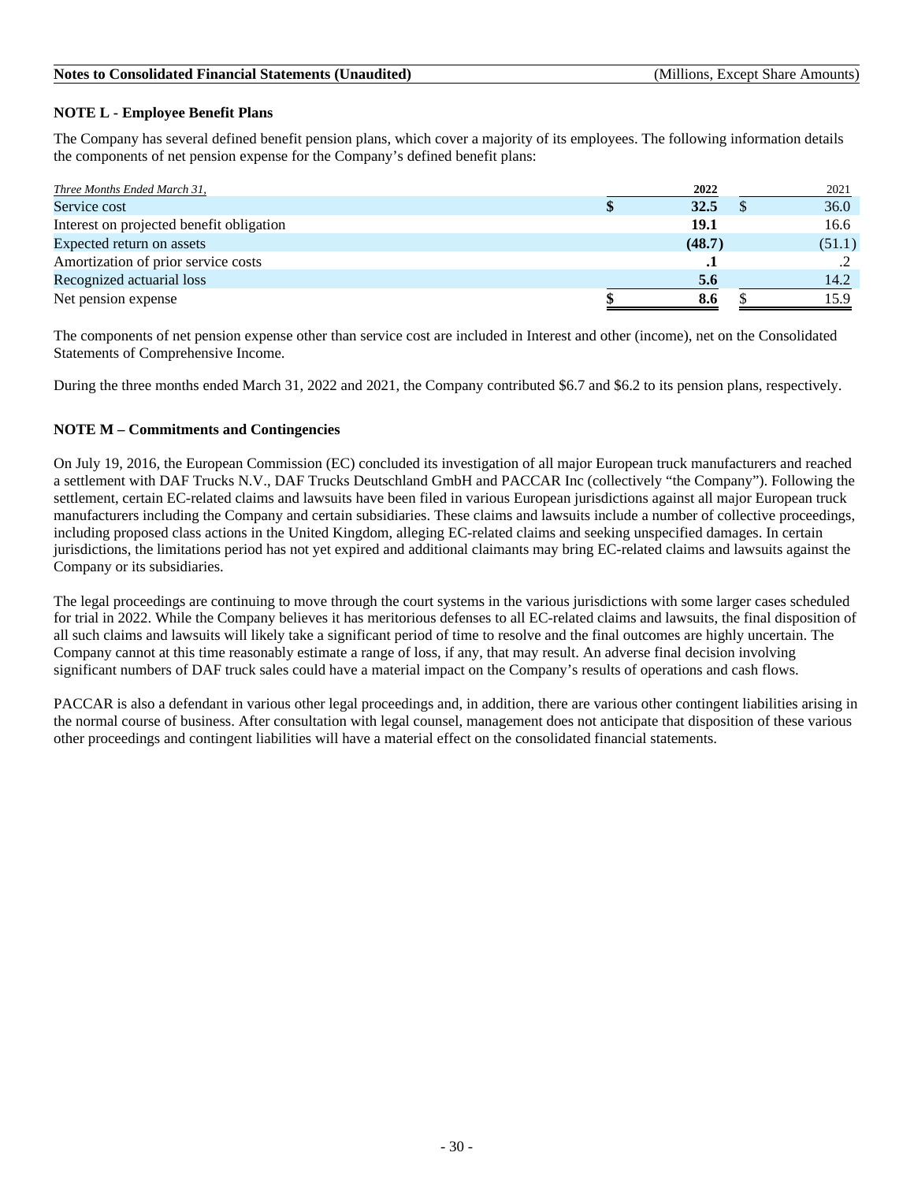**Notes to Consolidated Financial Statements (Unaudited)** (Millions, Except Share Amounts)

### NOTE L - Employee Benefit Plans

The Company has several defined benefit pension plans, which cover a majority of its employees. The following information details the components of net pension expense for the Company's defined benefit plans:

| *Three Months Ended March 31,* | **2022** | 2021 |
|---|---|---|
| Service cost | **$ 32.5** | $ 36.0 |
| Interest on projected benefit obligation | **19.1** | 16.6 |
| Expected return on assets | **(48.7)** | (51.1) |
| Amortization of prior service costs | **.1** | .2 |
| Recognized actuarial loss | **5.6** | 14.2 |
| Net pension expense | **$ 8.6** | $ 15.9 |

The components of net pension expense other than service cost are included in Interest and other (income), net on the Consolidated Statements of Comprehensive Income.

During the three months ended March 31, 2022 and 2021, the Company contributed $6.7 and $6.2 to its pension plans, respectively.

### NOTE M – Commitments and Contingencies

On July 19, 2016, the European Commission (EC) concluded its investigation of all major European truck manufacturers and reached a settlement with DAF Trucks N.V., DAF Trucks Deutschland GmbH and PACCAR Inc (collectively "the Company"). Following the settlement, certain EC-related claims and lawsuits have been filed in various European jurisdictions against all major European truck manufacturers including the Company and certain subsidiaries. These claims and lawsuits include a number of collective proceedings, including proposed class actions in the United Kingdom, alleging EC-related claims and seeking unspecified damages. In certain jurisdictions, the limitations period has not yet expired and additional claimants may bring EC-related claims and lawsuits against the Company or its subsidiaries.

The legal proceedings are continuing to move through the court systems in the various jurisdictions with some larger cases scheduled for trial in 2022. While the Company believes it has meritorious defenses to all EC-related claims and lawsuits, the final disposition of all such claims and lawsuits will likely take a significant period of time to resolve and the final outcomes are highly uncertain. The Company cannot at this time reasonably estimate a range of loss, if any, that may result. An adverse final decision involving significant numbers of DAF truck sales could have a material impact on the Company's results of operations and cash flows.

PACCAR is also a defendant in various other legal proceedings and, in addition, there are various other contingent liabilities arising in the normal course of business. After consultation with legal counsel, management does not anticipate that disposition of these various other proceedings and contingent liabilities will have a material effect on the consolidated financial statements.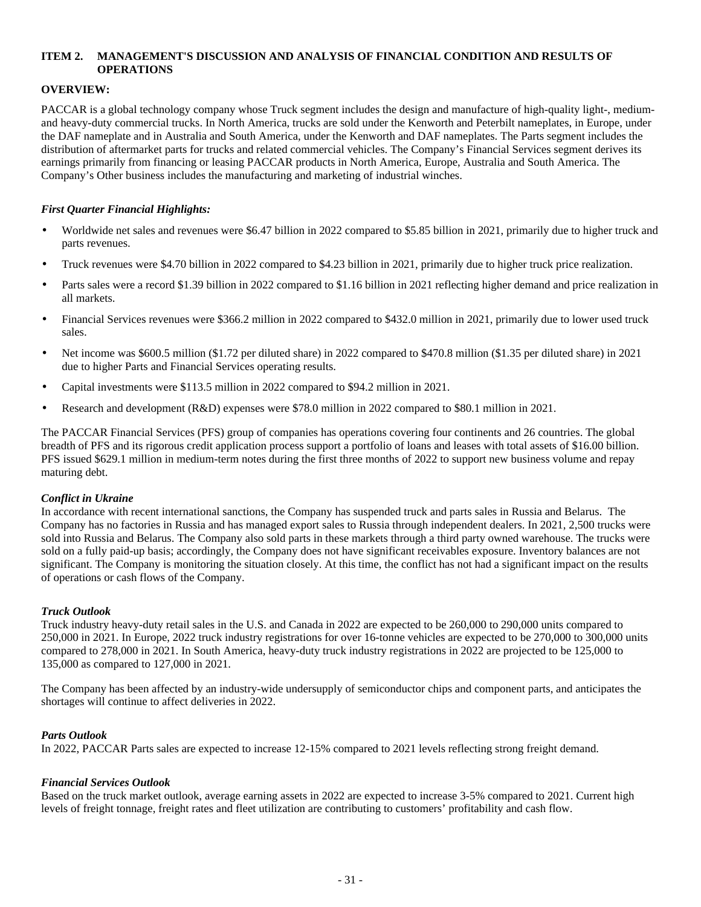## ITEM 2. MANAGEMENT'S DISCUSSION AND ANALYSIS OF FINANCIAL CONDITION AND RESULTS OF OPERATIONS

### OVERVIEW:

PACCAR is a global technology company whose Truck segment includes the design and manufacture of high-quality light-, medium- and heavy-duty commercial trucks. In North America, trucks are sold under the Kenworth and Peterbilt nameplates, in Europe, under the DAF nameplate and in Australia and South America, under the Kenworth and DAF nameplates. The Parts segment includes the distribution of aftermarket parts for trucks and related commercial vehicles. The Company's Financial Services segment derives its earnings primarily from financing or leasing PACCAR products in North America, Europe, Australia and South America. The Company's Other business includes the manufacturing and marketing of industrial winches.

#### *First Quarter Financial Highlights:*

- Worldwide net sales and revenues were $6.47 billion in 2022 compared to $5.85 billion in 2021, primarily due to higher truck and parts revenues.
- Truck revenues were $4.70 billion in 2022 compared to $4.23 billion in 2021, primarily due to higher truck price realization.
- Parts sales were a record $1.39 billion in 2022 compared to $1.16 billion in 2021 reflecting higher demand and price realization in all markets.
- Financial Services revenues were $366.2 million in 2022 compared to $432.0 million in 2021, primarily due to lower used truck sales.
- Net income was $600.5 million ($1.72 per diluted share) in 2022 compared to $470.8 million ($1.35 per diluted share) in 2021 due to higher Parts and Financial Services operating results.
- Capital investments were $113.5 million in 2022 compared to $94.2 million in 2021.
- Research and development (R&D) expenses were $78.0 million in 2022 compared to $80.1 million in 2021.

The PACCAR Financial Services (PFS) group of companies has operations covering four continents and 26 countries. The global breadth of PFS and its rigorous credit application process support a portfolio of loans and leases with total assets of $16.00 billion. PFS issued $629.1 million in medium-term notes during the first three months of 2022 to support new business volume and repay maturing debt.

#### *Conflict in Ukraine*

In accordance with recent international sanctions, the Company has suspended truck and parts sales in Russia and Belarus. The Company has no factories in Russia and has managed export sales to Russia through independent dealers. In 2021, 2,500 trucks were sold into Russia and Belarus. The Company also sold parts in these markets through a third party owned warehouse. The trucks were sold on a fully paid-up basis; accordingly, the Company does not have significant receivables exposure. Inventory balances are not significant. The Company is monitoring the situation closely. At this time, the conflict has not had a significant impact on the results of operations or cash flows of the Company.

#### *Truck Outlook*

Truck industry heavy-duty retail sales in the U.S. and Canada in 2022 are expected to be 260,000 to 290,000 units compared to 250,000 in 2021. In Europe, 2022 truck industry registrations for over 16-tonne vehicles are expected to be 270,000 to 300,000 units compared to 278,000 in 2021. In South America, heavy-duty truck industry registrations in 2022 are projected to be 125,000 to 135,000 as compared to 127,000 in 2021.

The Company has been affected by an industry-wide undersupply of semiconductor chips and component parts, and anticipates the shortages will continue to affect deliveries in 2022.

#### *Parts Outlook*

In 2022, PACCAR Parts sales are expected to increase 12-15% compared to 2021 levels reflecting strong freight demand.

#### *Financial Services Outlook*

Based on the truck market outlook, average earning assets in 2022 are expected to increase 3-5% compared to 2021. Current high levels of freight tonnage, freight rates and fleet utilization are contributing to customers' profitability and cash flow.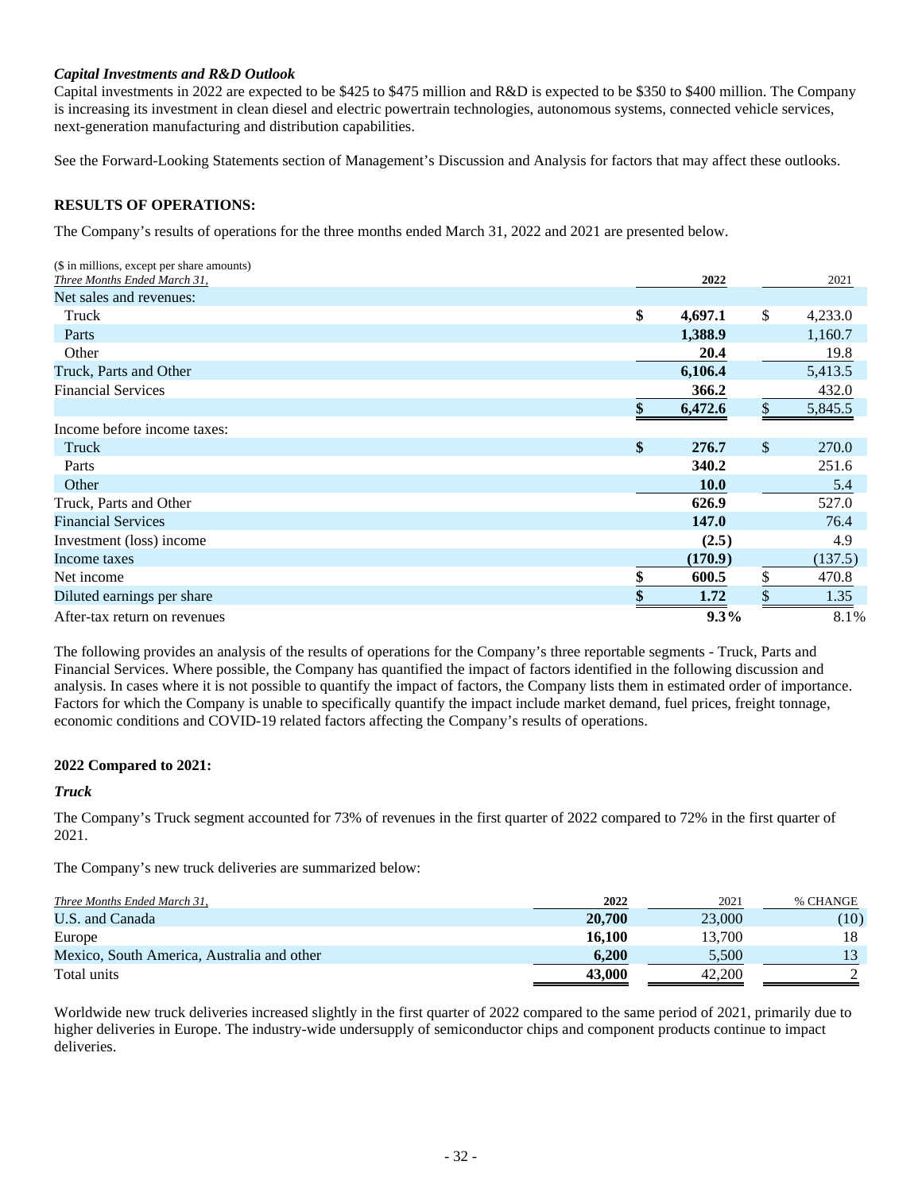### *Capital Investments and R&D Outlook*

Capital investments in 2022 are expected to be $425 to $475 million and R&D is expected to be $350 to $400 million. The Company is increasing its investment in clean diesel and electric powertrain technologies, autonomous systems, connected vehicle services, next-generation manufacturing and distribution capabilities.

See the Forward-Looking Statements section of Management's Discussion and Analysis for factors that may affect these outlooks.

## RESULTS OF OPERATIONS:

The Company's results of operations for the three months ended March 31, 2022 and 2021 are presented below.

($ in millions, except per share amounts)

| *Three Months Ended March 31,* | **2022** | 2021 |
|---|---|---|
| Net sales and revenues: | | |
| Truck | **$ 4,697.1** | $ 4,233.0 |
| Parts | **1,388.9** | 1,160.7 |
| Other | **20.4** | 19.8 |
| Truck, Parts and Other | **6,106.4** | 5,413.5 |
| Financial Services | **366.2** | 432.0 |
| | **$ 6,472.6** | $ 5,845.5 |
| Income before income taxes: | | |
| Truck | **$ 276.7** | $ 270.0 |
| Parts | **340.2** | 251.6 |
| Other | **10.0** | 5.4 |
| Truck, Parts and Other | **626.9** | 527.0 |
| Financial Services | **147.0** | 76.4 |
| Investment (loss) income | **(2.5)** | 4.9 |
| Income taxes | **(170.9)** | (137.5) |
| Net income | **$ 600.5** | $ 470.8 |
| Diluted earnings per share | **$ 1.72** | $ 1.35 |
| After-tax return on revenues | **9.3%** | 8.1% |

The following provides an analysis of the results of operations for the Company's three reportable segments - Truck, Parts and Financial Services. Where possible, the Company has quantified the impact of factors identified in the following discussion and analysis. In cases where it is not possible to quantify the impact of factors, the Company lists them in estimated order of importance. Factors for which the Company is unable to specifically quantify the impact include market demand, fuel prices, freight tonnage, economic conditions and COVID-19 related factors affecting the Company's results of operations.

### 2022 Compared to 2021:

#### *Truck*

The Company's Truck segment accounted for 73% of revenues in the first quarter of 2022 compared to 72% in the first quarter of 2021.

The Company's new truck deliveries are summarized below:

| *Three Months Ended March 31,* | **2022** | 2021 | % CHANGE |
|---|---|---|---|
| U.S. and Canada | **20,700** | 23,000 | (10) |
| Europe | **16,100** | 13,700 | 18 |
| Mexico, South America, Australia and other | **6,200** | 5,500 | 13 |
| Total units | **43,000** | 42,200 | 2 |

Worldwide new truck deliveries increased slightly in the first quarter of 2022 compared to the same period of 2021, primarily due to higher deliveries in Europe. The industry-wide undersupply of semiconductor chips and component products continue to impact deliveries.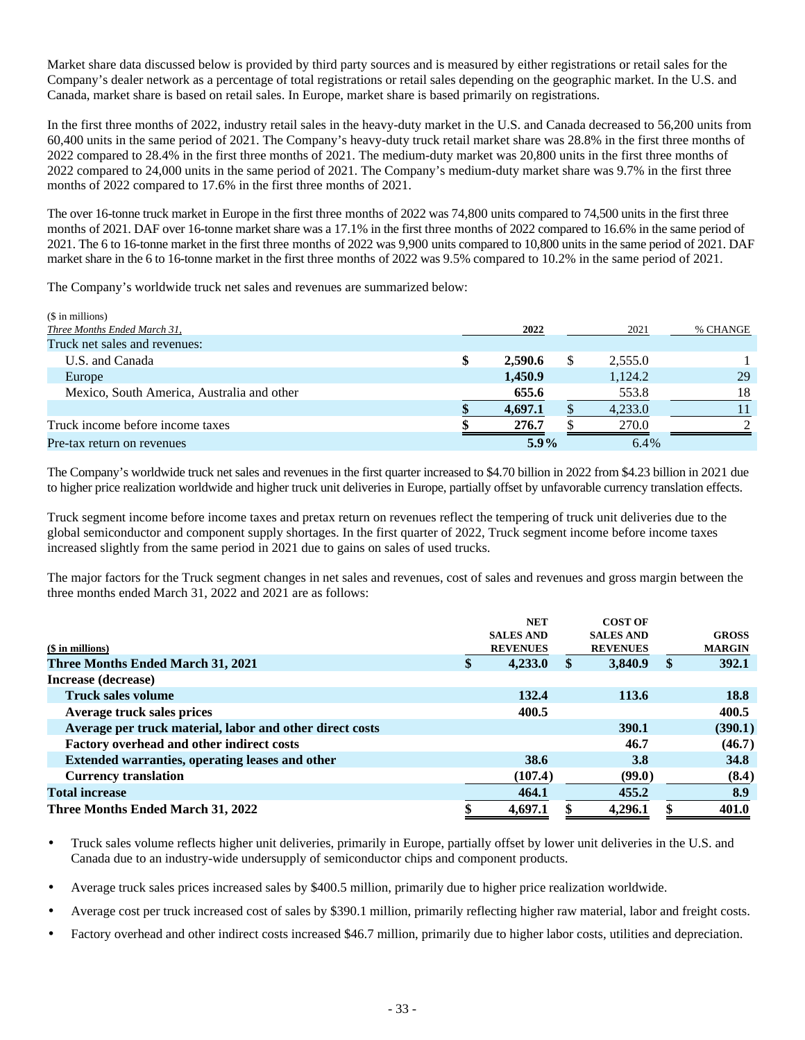Market share data discussed below is provided by third party sources and is measured by either registrations or retail sales for the Company's dealer network as a percentage of total registrations or retail sales depending on the geographic market. In the U.S. and Canada, market share is based on retail sales. In Europe, market share is based primarily on registrations.

In the first three months of 2022, industry retail sales in the heavy-duty market in the U.S. and Canada decreased to 56,200 units from 60,400 units in the same period of 2021. The Company's heavy-duty truck retail market share was 28.8% in the first three months of 2022 compared to 28.4% in the first three months of 2021. The medium-duty market was 20,800 units in the first three months of 2022 compared to 24,000 units in the same period of 2021. The Company's medium-duty market share was 9.7% in the first three months of 2022 compared to 17.6% in the first three months of 2021.

The over 16-tonne truck market in Europe in the first three months of 2022 was 74,800 units compared to 74,500 units in the first three months of 2021. DAF over 16-tonne market share was a 17.1% in the first three months of 2022 compared to 16.6% in the same period of 2021. The 6 to 16-tonne market in the first three months of 2022 was 9,900 units compared to 10,800 units in the same period of 2021. DAF market share in the 6 to 16-tonne market in the first three months of 2022 was 9.5% compared to 10.2% in the same period of 2021.

The Company's worldwide truck net sales and revenues are summarized below:

| ($ in millions) *Three Months Ended March 31,* | 2022 | 2021 | % CHANGE |
|---|---|---|---|
| Truck net sales and revenues: | | | |
| U.S. and Canada | $ 2,590.6 | $ 2,555.0 | 1 |
| Europe | 1,450.9 | 1,124.2 | 29 |
| Mexico, South America, Australia and other | 655.6 | 553.8 | 18 |
| | $ 4,697.1 | $ 4,233.0 | 11 |
| Truck income before income taxes | $ 276.7 | $ 270.0 | 2 |
| Pre-tax return on revenues | 5.9% | 6.4% | |

The Company's worldwide truck net sales and revenues in the first quarter increased to $4.70 billion in 2022 from $4.23 billion in 2021 due to higher price realization worldwide and higher truck unit deliveries in Europe, partially offset by unfavorable currency translation effects.

Truck segment income before income taxes and pretax return on revenues reflect the tempering of truck unit deliveries due to the global semiconductor and component supply shortages. In the first quarter of 2022, Truck segment income before income taxes increased slightly from the same period in 2021 due to gains on sales of used trucks.

The major factors for the Truck segment changes in net sales and revenues, cost of sales and revenues and gross margin between the three months ended March 31, 2022 and 2021 are as follows:

| ($ in millions) | NET SALES AND REVENUES | COST OF SALES AND REVENUES | GROSS MARGIN |
|---|---|---|---|
| **Three Months Ended March 31, 2021** | **$ 4,233.0** | **$ 3,840.9** | **$ 392.1** |
| **Increase (decrease)** | | | |
| **Truck sales volume** | **132.4** | **113.6** | **18.8** |
| **Average truck sales prices** | **400.5** | | **400.5** |
| **Average per truck material, labor and other direct costs** | | **390.1** | **(390.1)** |
| **Factory overhead and other indirect costs** | | **46.7** | **(46.7)** |
| **Extended warranties, operating leases and other** | **38.6** | **3.8** | **34.8** |
| **Currency translation** | **(107.4)** | **(99.0)** | **(8.4)** |
| **Total increase** | **464.1** | **455.2** | **8.9** |
| **Three Months Ended March 31, 2022** | **$ 4,697.1** | **$ 4,296.1** | **$ 401.0** |

- Truck sales volume reflects higher unit deliveries, primarily in Europe, partially offset by lower unit deliveries in the U.S. and Canada due to an industry-wide undersupply of semiconductor chips and component products.
- Average truck sales prices increased sales by $400.5 million, primarily due to higher price realization worldwide.
- Average cost per truck increased cost of sales by $390.1 million, primarily reflecting higher raw material, labor and freight costs.
- Factory overhead and other indirect costs increased $46.7 million, primarily due to higher labor costs, utilities and depreciation.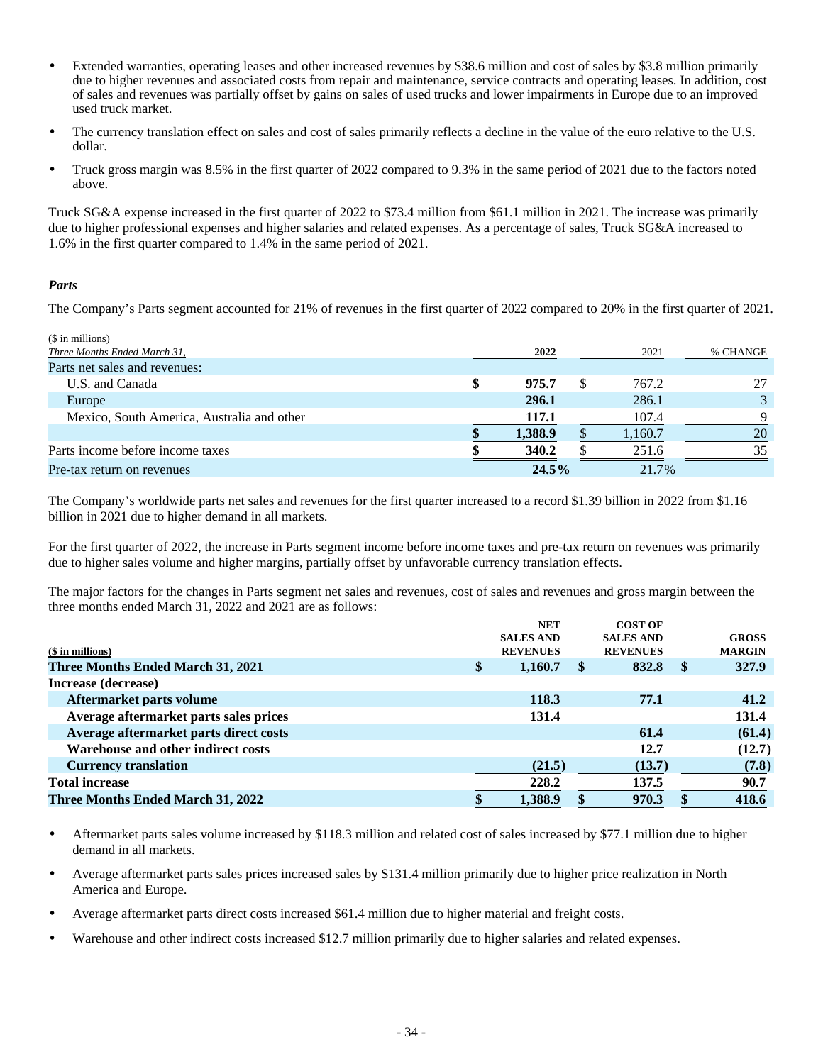- Extended warranties, operating leases and other increased revenues by $38.6 million and cost of sales by $3.8 million primarily due to higher revenues and associated costs from repair and maintenance, service contracts and operating leases. In addition, cost of sales and revenues was partially offset by gains on sales of used trucks and lower impairments in Europe due to an improved used truck market.
- The currency translation effect on sales and cost of sales primarily reflects a decline in the value of the euro relative to the U.S. dollar.
- Truck gross margin was 8.5% in the first quarter of 2022 compared to 9.3% in the same period of 2021 due to the factors noted above.

Truck SG&A expense increased in the first quarter of 2022 to $73.4 million from $61.1 million in 2021. The increase was primarily due to higher professional expenses and higher salaries and related expenses. As a percentage of sales, Truck SG&A increased to 1.6% in the first quarter compared to 1.4% in the same period of 2021.

### *Parts*

The Company's Parts segment accounted for 21% of revenues in the first quarter of 2022 compared to 20% in the first quarter of 2021.

| ($ in millions)<br>*Three Months Ended March 31,* | 2022 | 2021 | % CHANGE |
|---|---|---|---|
| Parts net sales and revenues: | | | |
| U.S. and Canada | $ **975.7** | $ 767.2 | 27 |
| Europe | **296.1** | 286.1 | 3 |
| Mexico, South America, Australia and other | **117.1** | 107.4 | 9 |
| | $ **1,388.9** | $ 1,160.7 | 20 |
| Parts income before income taxes | $ **340.2** | $ 251.6 | 35 |
| Pre-tax return on revenues | **24.5%** | 21.7% | |

The Company's worldwide parts net sales and revenues for the first quarter increased to a record $1.39 billion in 2022 from $1.16 billion in 2021 due to higher demand in all markets.

For the first quarter of 2022, the increase in Parts segment income before income taxes and pre-tax return on revenues was primarily due to higher sales volume and higher margins, partially offset by unfavorable currency translation effects.

The major factors for the changes in Parts segment net sales and revenues, cost of sales and revenues and gross margin between the three months ended March 31, 2022 and 2021 are as follows:

| ($ in millions) | NET SALES AND REVENUES | COST OF SALES AND REVENUES | GROSS MARGIN |
|---|---|---|---|
| **Three Months Ended March 31, 2021** | **$ 1,160.7** | **$ 832.8** | **$ 327.9** |
| **Increase (decrease)** | | | |
| **Aftermarket parts volume** | **118.3** | **77.1** | **41.2** |
| **Average aftermarket parts sales prices** | **131.4** | | **131.4** |
| **Average aftermarket parts direct costs** | | **61.4** | **(61.4)** |
| **Warehouse and other indirect costs** | | **12.7** | **(12.7)** |
| **Currency translation** | **(21.5)** | **(13.7)** | **(7.8)** |
| **Total increase** | **228.2** | **137.5** | **90.7** |
| **Three Months Ended March 31, 2022** | **$ 1,388.9** | **$ 970.3** | **$ 418.6** |

- Aftermarket parts sales volume increased by $118.3 million and related cost of sales increased by $77.1 million due to higher demand in all markets.
- Average aftermarket parts sales prices increased sales by $131.4 million primarily due to higher price realization in North America and Europe.
- Average aftermarket parts direct costs increased $61.4 million due to higher material and freight costs.
- Warehouse and other indirect costs increased $12.7 million primarily due to higher salaries and related expenses.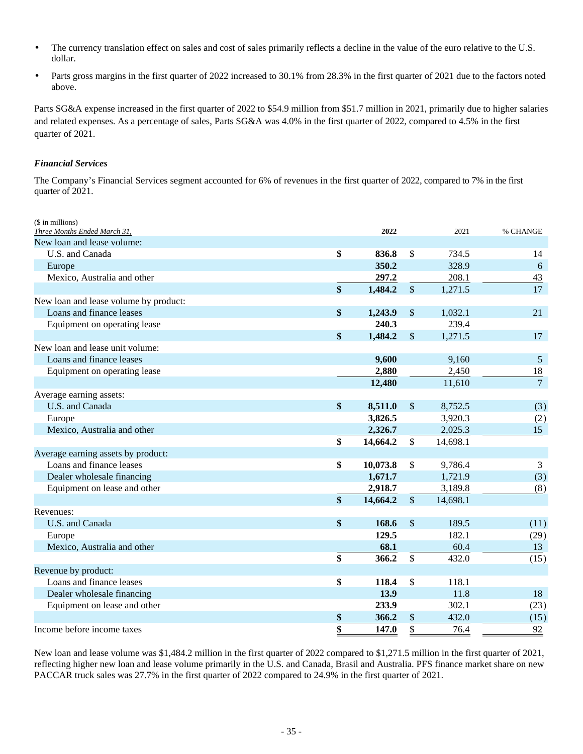- The currency translation effect on sales and cost of sales primarily reflects a decline in the value of the euro relative to the U.S. dollar.
- Parts gross margins in the first quarter of 2022 increased to 30.1% from 28.3% in the first quarter of 2021 due to the factors noted above.

Parts SG&A expense increased in the first quarter of 2022 to $54.9 million from $51.7 million in 2021, primarily due to higher salaries and related expenses. As a percentage of sales, Parts SG&A was 4.0% in the first quarter of 2022, compared to 4.5% in the first quarter of 2021.

### *Financial Services*

The Company's Financial Services segment accounted for 6% of revenues in the first quarter of 2022, compared to 7% in the first quarter of 2021.

| ($ in millions)<br>*Three Months Ended March 31,* | 2022 | 2021 | % CHANGE |
|---|---|---|---|
| New loan and lease volume: | | | |
| U.S. and Canada | $ 836.8 | $ 734.5 | 14 |
| Europe | 350.2 | 328.9 | 6 |
| Mexico, Australia and other | 297.2 | 208.1 | 43 |
| | $ 1,484.2 | $ 1,271.5 | 17 |
| New loan and lease volume by product: | | | |
| Loans and finance leases | $ 1,243.9 | $ 1,032.1 | 21 |
| Equipment on operating lease | 240.3 | 239.4 | |
| | $ 1,484.2 | $ 1,271.5 | 17 |
| New loan and lease unit volume: | | | |
| Loans and finance leases | 9,600 | 9,160 | 5 |
| Equipment on operating lease | 2,880 | 2,450 | 18 |
| | 12,480 | 11,610 | 7 |
| Average earning assets: | | | |
| U.S. and Canada | $ 8,511.0 | $ 8,752.5 | (3) |
| Europe | 3,826.5 | 3,920.3 | (2) |
| Mexico, Australia and other | 2,326.7 | 2,025.3 | 15 |
| | $ 14,664.2 | $ 14,698.1 | |
| Average earning assets by product: | | | |
| Loans and finance leases | $ 10,073.8 | $ 9,786.4 | 3 |
| Dealer wholesale financing | 1,671.7 | 1,721.9 | (3) |
| Equipment on lease and other | 2,918.7 | 3,189.8 | (8) |
| | $ 14,664.2 | $ 14,698.1 | |
| Revenues: | | | |
| U.S. and Canada | $ 168.6 | $ 189.5 | (11) |
| Europe | 129.5 | 182.1 | (29) |
| Mexico, Australia and other | 68.1 | 60.4 | 13 |
| | $ 366.2 | $ 432.0 | (15) |
| Revenue by product: | | | |
| Loans and finance leases | $ 118.4 | $ 118.1 | |
| Dealer wholesale financing | 13.9 | 11.8 | 18 |
| Equipment on lease and other | 233.9 | 302.1 | (23) |
| | $ 366.2 | $ 432.0 | (15) |
| Income before income taxes | $ 147.0 | $ 76.4 | 92 |

New loan and lease volume was $1,484.2 million in the first quarter of 2022 compared to $1,271.5 million in the first quarter of 2021, reflecting higher new loan and lease volume primarily in the U.S. and Canada, Brasil and Australia. PFS finance market share on new PACCAR truck sales was 27.7% in the first quarter of 2022 compared to 24.9% in the first quarter of 2021.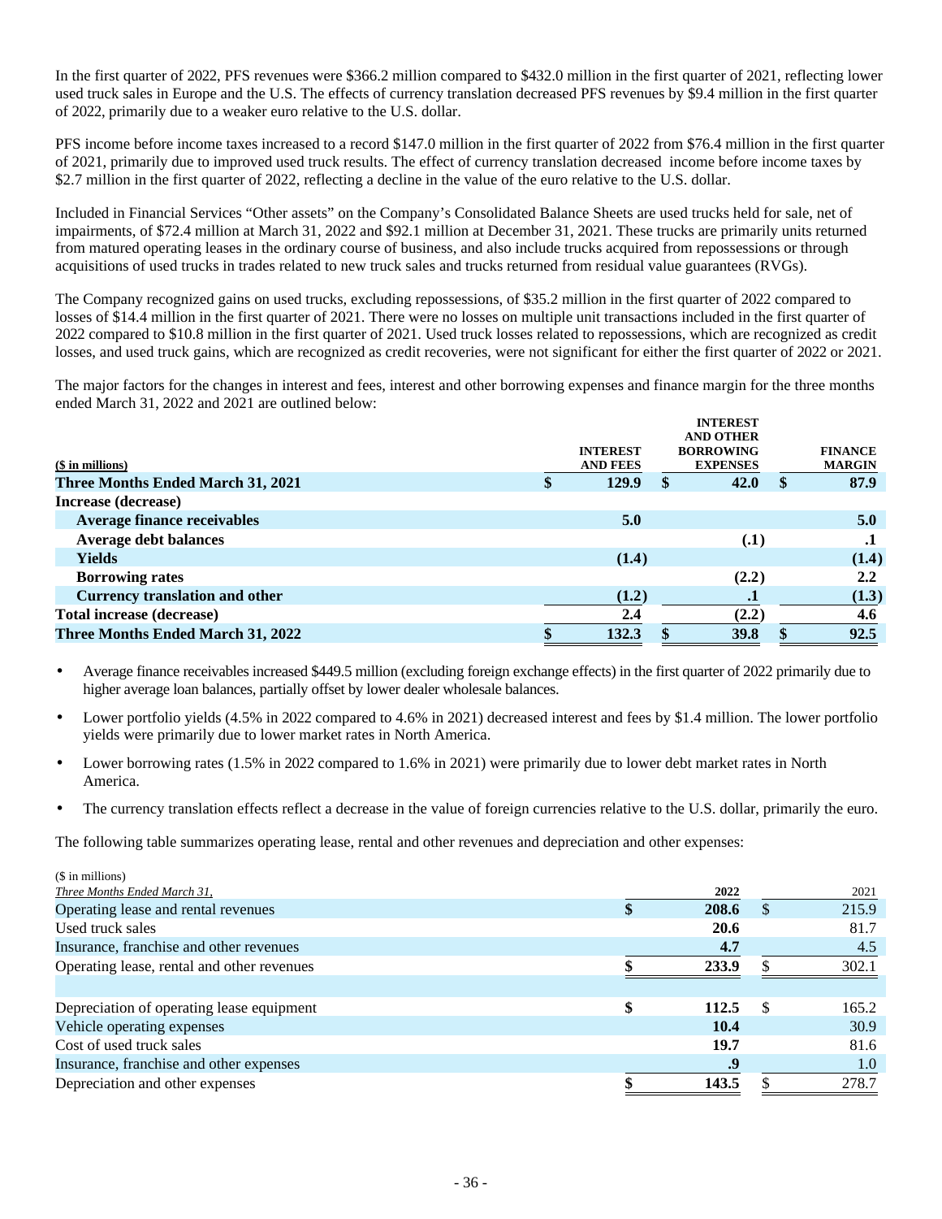In the first quarter of 2022, PFS revenues were $366.2 million compared to $432.0 million in the first quarter of 2021, reflecting lower used truck sales in Europe and the U.S. The effects of currency translation decreased PFS revenues by $9.4 million in the first quarter of 2022, primarily due to a weaker euro relative to the U.S. dollar.

PFS income before income taxes increased to a record $147.0 million in the first quarter of 2022 from $76.4 million in the first quarter of 2021, primarily due to improved used truck results. The effect of currency translation decreased income before income taxes by $2.7 million in the first quarter of 2022, reflecting a decline in the value of the euro relative to the U.S. dollar.

Included in Financial Services "Other assets" on the Company's Consolidated Balance Sheets are used trucks held for sale, net of impairments, of $72.4 million at March 31, 2022 and $92.1 million at December 31, 2021. These trucks are primarily units returned from matured operating leases in the ordinary course of business, and also include trucks acquired from repossessions or through acquisitions of used trucks in trades related to new truck sales and trucks returned from residual value guarantees (RVGs).

The Company recognized gains on used trucks, excluding repossessions, of $35.2 million in the first quarter of 2022 compared to losses of $14.4 million in the first quarter of 2021. There were no losses on multiple unit transactions included in the first quarter of 2022 compared to $10.8 million in the first quarter of 2021. Used truck losses related to repossessions, which are recognized as credit losses, and used truck gains, which are recognized as credit recoveries, were not significant for either the first quarter of 2022 or 2021.

The major factors for the changes in interest and fees, interest and other borrowing expenses and finance margin for the three months ended March 31, 2022 and 2021 are outlined below:

| ($ in millions) | INTEREST AND FEES | INTEREST AND OTHER BORROWING EXPENSES | FINANCE MARGIN |
|---|---|---|---|
| **Three Months Ended March 31, 2021** | **$ 129.9** | **$ 42.0** | **$ 87.9** |
| **Increase (decrease)** | | | |
| **Average finance receivables** | **5.0** | | **5.0** |
| **Average debt balances** | | **(.1)** | **.1** |
| **Yields** | **(1.4)** | | **(1.4)** |
| **Borrowing rates** | | **(2.2)** | **2.2** |
| **Currency translation and other** | **(1.2)** | **.1** | **(1.3)** |
| **Total increase (decrease)** | **2.4** | **(2.2)** | **4.6** |
| **Three Months Ended March 31, 2022** | **$ 132.3** | **$ 39.8** | **$ 92.5** |

- Average finance receivables increased $449.5 million (excluding foreign exchange effects) in the first quarter of 2022 primarily due to higher average loan balances, partially offset by lower dealer wholesale balances.
- Lower portfolio yields (4.5% in 2022 compared to 4.6% in 2021) decreased interest and fees by $1.4 million. The lower portfolio yields were primarily due to lower market rates in North America.
- Lower borrowing rates (1.5% in 2022 compared to 1.6% in 2021) were primarily due to lower debt market rates in North America.
- The currency translation effects reflect a decrease in the value of foreign currencies relative to the U.S. dollar, primarily the euro.

The following table summarizes operating lease, rental and other revenues and depreciation and other expenses:

| ($ in millions)<br>*Three Months Ended March 31,* | 2022 | 2021 |
|---|---|---|
| Operating lease and rental revenues | **$ 208.6** | $ 215.9 |
| Used truck sales | **20.6** | 81.7 |
| Insurance, franchise and other revenues | **4.7** | 4.5 |
| Operating lease, rental and other revenues | **$ 233.9** | $ 302.1 |
| | | |
| Depreciation of operating lease equipment | **$ 112.5** | $ 165.2 |
| Vehicle operating expenses | **10.4** | 30.9 |
| Cost of used truck sales | **19.7** | 81.6 |
| Insurance, franchise and other expenses | **.9** | 1.0 |
| Depreciation and other expenses | **$ 143.5** | $ 278.7 |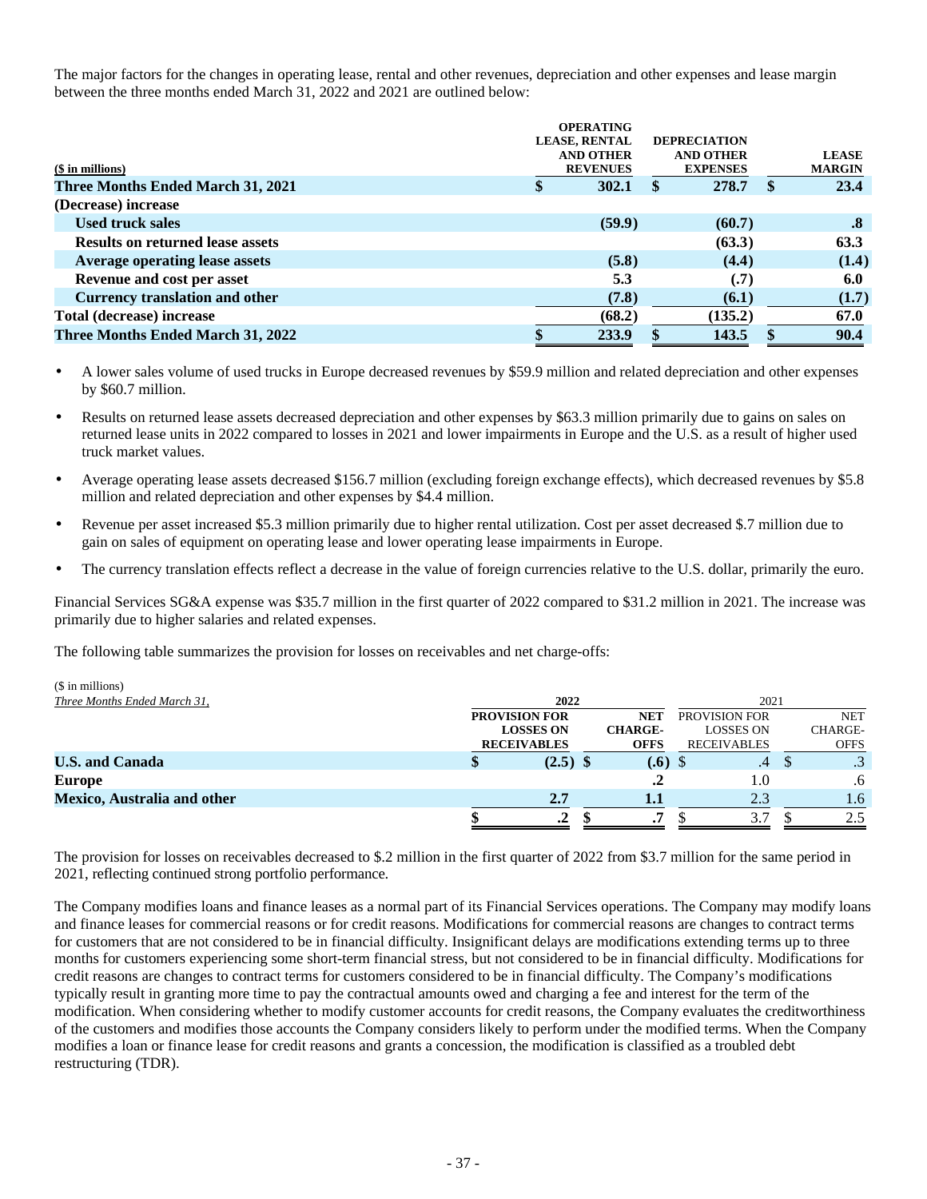The major factors for the changes in operating lease, rental and other revenues, depreciation and other expenses and lease margin between the three months ended March 31, 2022 and 2021 are outlined below:

| ($ in millions) | OPERATING LEASE, RENTAL AND OTHER REVENUES | DEPRECIATION AND OTHER EXPENSES | LEASE MARGIN |
|---|---|---|---|
| **Three Months Ended March 31, 2021** | **$ 302.1** | **$ 278.7** | **$ 23.4** |
| **(Decrease) increase** | | | |
| **Used truck sales** | **(59.9)** | **(60.7)** | **.8** |
| **Results on returned lease assets** | | **(63.3)** | **63.3** |
| **Average operating lease assets** | **(5.8)** | **(4.4)** | **(1.4)** |
| **Revenue and cost per asset** | **5.3** | **(.7)** | **6.0** |
| **Currency translation and other** | **(7.8)** | **(6.1)** | **(1.7)** |
| **Total (decrease) increase** | **(68.2)** | **(135.2)** | **67.0** |
| **Three Months Ended March 31, 2022** | **$ 233.9** | **$ 143.5** | **$ 90.4** |

- A lower sales volume of used trucks in Europe decreased revenues by $59.9 million and related depreciation and other expenses by $60.7 million.
- Results on returned lease assets decreased depreciation and other expenses by $63.3 million primarily due to gains on sales on returned lease units in 2022 compared to losses in 2021 and lower impairments in Europe and the U.S. as a result of higher used truck market values.
- Average operating lease assets decreased $156.7 million (excluding foreign exchange effects), which decreased revenues by $5.8 million and related depreciation and other expenses by $4.4 million.
- Revenue per asset increased $5.3 million primarily due to higher rental utilization. Cost per asset decreased $.7 million due to gain on sales of equipment on operating lease and lower operating lease impairments in Europe.
- The currency translation effects reflect a decrease in the value of foreign currencies relative to the U.S. dollar, primarily the euro.

Financial Services SG&A expense was $35.7 million in the first quarter of 2022 compared to $31.2 million in 2021. The increase was primarily due to higher salaries and related expenses.

The following table summarizes the provision for losses on receivables and net charge-offs:

| ($ in millions) *Three Months Ended March 31,* | 2022 | | 2021 | |
|---|---|---|---|---|
| | **PROVISION FOR LOSSES ON RECEIVABLES** | **NET CHARGE-OFFS** | PROVISION FOR LOSSES ON RECEIVABLES | NET CHARGE-OFFS |
| **U.S. and Canada** | **$ (2.5)** | **$ (.6)** | $ .4 | $ .3 |
| **Europe** | | **.2** | 1.0 | .6 |
| **Mexico, Australia and other** | **2.7** | **1.1** | 2.3 | 1.6 |
| | **$ .2** | **$ .7** | $ 3.7 | $ 2.5 |

The provision for losses on receivables decreased to $.2 million in the first quarter of 2022 from $3.7 million for the same period in 2021, reflecting continued strong portfolio performance.

The Company modifies loans and finance leases as a normal part of its Financial Services operations. The Company may modify loans and finance leases for commercial reasons or for credit reasons. Modifications for commercial reasons are changes to contract terms for customers that are not considered to be in financial difficulty. Insignificant delays are modifications extending terms up to three months for customers experiencing some short-term financial stress, but not considered to be in financial difficulty. Modifications for credit reasons are changes to contract terms for customers considered to be in financial difficulty. The Company's modifications typically result in granting more time to pay the contractual amounts owed and charging a fee and interest for the term of the modification. When considering whether to modify customer accounts for credit reasons, the Company evaluates the creditworthiness of the customers and modifies those accounts the Company considers likely to perform under the modified terms. When the Company modifies a loan or finance lease for credit reasons and grants a concession, the modification is classified as a troubled debt restructuring (TDR).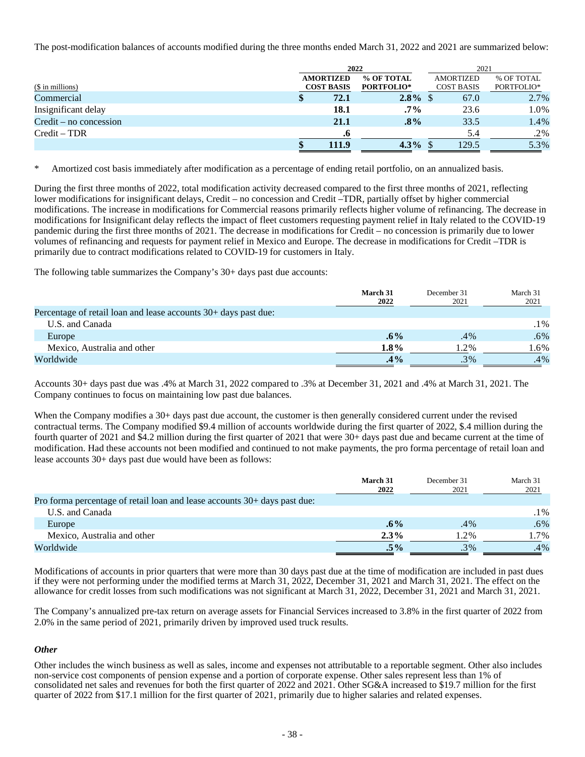The post-modification balances of accounts modified during the three months ended March 31, 2022 and 2021 are summarized below:

| ($ in millions) | 2022 | | 2021 | |
|---|---|---|---|---|
| | **AMORTIZED COST BASIS** | **% OF TOTAL PORTFOLIO*** | AMORTIZED COST BASIS | % OF TOTAL PORTFOLIO* |
| Commercial | **$ 72.1** | **2.8%** | $ 67.0 | 2.7% |
| Insignificant delay | **18.1** | **.7%** | 23.6 | 1.0% |
| Credit – no concession | **21.1** | **.8%** | 33.5 | 1.4% |
| Credit – TDR | **.6** | | 5.4 | .2% |
| | **$ 111.9** | **4.3%** | $ 129.5 | 5.3% |

\* Amortized cost basis immediately after modification as a percentage of ending retail portfolio, on an annualized basis.

During the first three months of 2022, total modification activity decreased compared to the first three months of 2021, reflecting lower modifications for insignificant delays, Credit – no concession and Credit –TDR, partially offset by higher commercial modifications. The increase in modifications for Commercial reasons primarily reflects higher volume of refinancing. The decrease in modifications for Insignificant delay reflects the impact of fleet customers requesting payment relief in Italy related to the COVID-19 pandemic during the first three months of 2021. The decrease in modifications for Credit – no concession is primarily due to lower volumes of refinancing and requests for payment relief in Mexico and Europe. The decrease in modifications for Credit –TDR is primarily due to contract modifications related to COVID-19 for customers in Italy.

The following table summarizes the Company's 30+ days past due accounts:

| | **March 31 2022** | December 31 2021 | March 31 2021 |
|---|---|---|---|
| Percentage of retail loan and lease accounts 30+ days past due: | | | |
| U.S. and Canada | | | .1% |
| Europe | **.6%** | .4% | .6% |
| Mexico, Australia and other | **1.8%** | 1.2% | 1.6% |
| Worldwide | **.4%** | .3% | .4% |

Accounts 30+ days past due was .4% at March 31, 2022 compared to .3% at December 31, 2021 and .4% at March 31, 2021. The Company continues to focus on maintaining low past due balances.

When the Company modifies a 30+ days past due account, the customer is then generally considered current under the revised contractual terms. The Company modified $9.4 million of accounts worldwide during the first quarter of 2022, $.4 million during the fourth quarter of 2021 and $4.2 million during the first quarter of 2021 that were 30+ days past due and became current at the time of modification. Had these accounts not been modified and continued to not make payments, the pro forma percentage of retail loan and lease accounts 30+ days past due would have been as follows:

| | **March 31 2022** | December 31 2021 | March 31 2021 |
|---|---|---|---|
| Pro forma percentage of retail loan and lease accounts 30+ days past due: | | | |
| U.S. and Canada | | | .1% |
| Europe | **.6%** | .4% | .6% |
| Mexico, Australia and other | **2.3%** | 1.2% | 1.7% |
| Worldwide | **.5%** | .3% | .4% |

Modifications of accounts in prior quarters that were more than 30 days past due at the time of modification are included in past dues if they were not performing under the modified terms at March 31, 2022, December 31, 2021 and March 31, 2021. The effect on the allowance for credit losses from such modifications was not significant at March 31, 2022, December 31, 2021 and March 31, 2021.

The Company's annualized pre-tax return on average assets for Financial Services increased to 3.8% in the first quarter of 2022 from 2.0% in the same period of 2021, primarily driven by improved used truck results.

***Other***

Other includes the winch business as well as sales, income and expenses not attributable to a reportable segment. Other also includes non-service cost components of pension expense and a portion of corporate expense. Other sales represent less than 1% of consolidated net sales and revenues for both the first quarter of 2022 and 2021. Other SG&A increased to $19.7 million for the first quarter of 2022 from $17.1 million for the first quarter of 2021, primarily due to higher salaries and related expenses.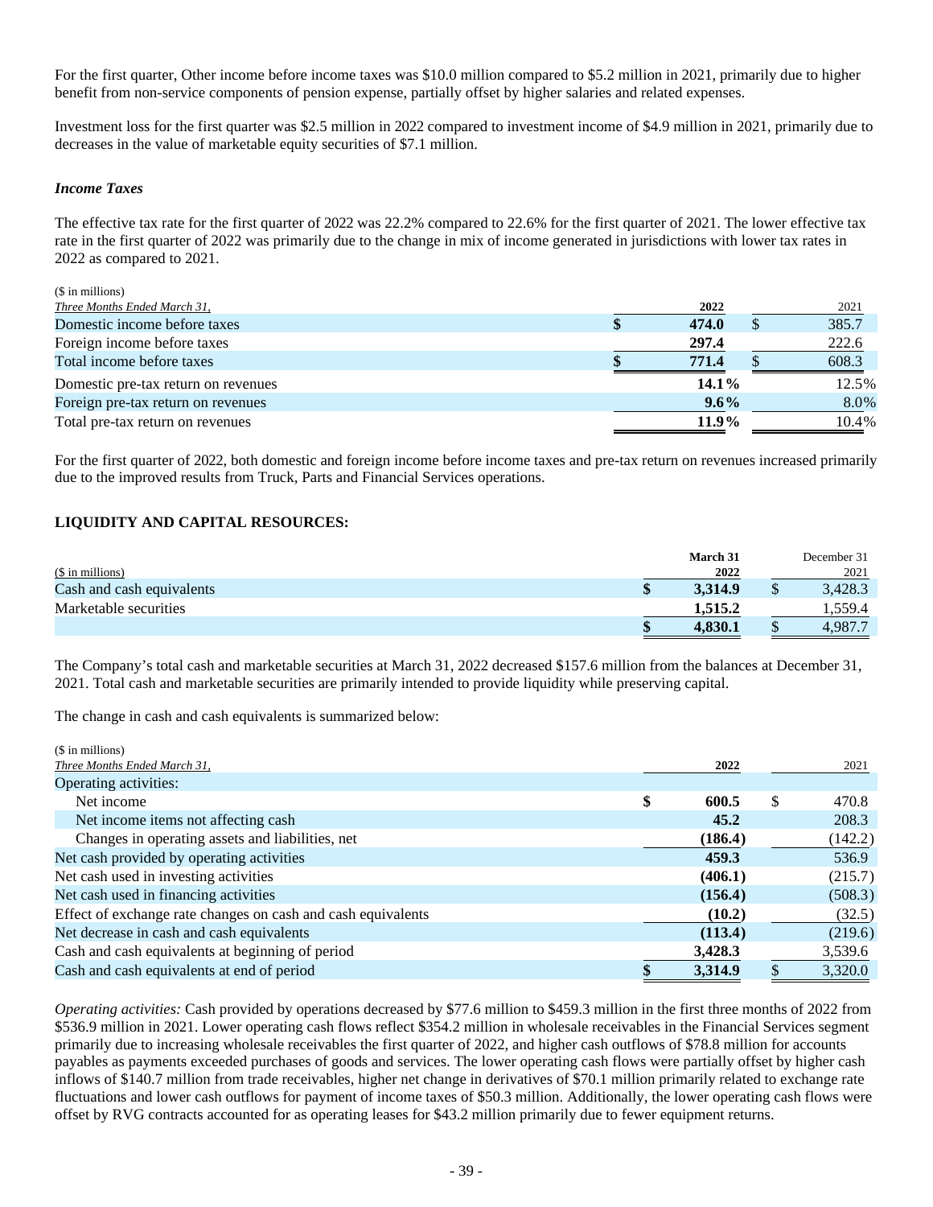For the first quarter, Other income before income taxes was $10.0 million compared to $5.2 million in 2021, primarily due to higher benefit from non-service components of pension expense, partially offset by higher salaries and related expenses.

Investment loss for the first quarter was $2.5 million in 2022 compared to investment income of $4.9 million in 2021, primarily due to decreases in the value of marketable equity securities of $7.1 million.

### *Income Taxes*

The effective tax rate for the first quarter of 2022 was 22.2% compared to 22.6% for the first quarter of 2021. The lower effective tax rate in the first quarter of 2022 was primarily due to the change in mix of income generated in jurisdictions with lower tax rates in 2022 as compared to 2021.

| ($ in millions) *Three Months Ended March 31,* | **2022** | 2021 |
|---|---|---|
| Domestic income before taxes | **$ 474.0** | $ 385.7 |
| Foreign income before taxes | **297.4** | 222.6 |
| Total income before taxes | **$ 771.4** | $ 608.3 |
| Domestic pre-tax return on revenues | **14.1%** | 12.5% |
| Foreign pre-tax return on revenues | **9.6%** | 8.0% |
| Total pre-tax return on revenues | **11.9%** | 10.4% |

For the first quarter of 2022, both domestic and foreign income before income taxes and pre-tax return on revenues increased primarily due to the improved results from Truck, Parts and Financial Services operations.

## LIQUIDITY AND CAPITAL RESOURCES:

| ($ in millions) | **March 31 2022** | December 31 2021 |
|---|---|---|
| Cash and cash equivalents | **$ 3,314.9** | $ 3,428.3 |
| Marketable securities | **1,515.2** | 1,559.4 |
| | **$ 4,830.1** | $ 4,987.7 |

The Company's total cash and marketable securities at March 31, 2022 decreased $157.6 million from the balances at December 31, 2021. Total cash and marketable securities are primarily intended to provide liquidity while preserving capital.

The change in cash and cash equivalents is summarized below:

| ($ in millions) *Three Months Ended March 31,* | **2022** | 2021 |
|---|---|---|
| Operating activities: | | |
| Net income | **$ 600.5** | $ 470.8 |
| Net income items not affecting cash | **45.2** | 208.3 |
| Changes in operating assets and liabilities, net | **(186.4)** | (142.2) |
| Net cash provided by operating activities | **459.3** | 536.9 |
| Net cash used in investing activities | **(406.1)** | (215.7) |
| Net cash used in financing activities | **(156.4)** | (508.3) |
| Effect of exchange rate changes on cash and cash equivalents | **(10.2)** | (32.5) |
| Net decrease in cash and cash equivalents | **(113.4)** | (219.6) |
| Cash and cash equivalents at beginning of period | **3,428.3** | 3,539.6 |
| Cash and cash equivalents at end of period | **$ 3,314.9** | $ 3,320.0 |

*Operating activities:* Cash provided by operations decreased by $77.6 million to $459.3 million in the first three months of 2022 from $536.9 million in 2021. Lower operating cash flows reflect $354.2 million in wholesale receivables in the Financial Services segment primarily due to increasing wholesale receivables the first quarter of 2022, and higher cash outflows of $78.8 million for accounts payables as payments exceeded purchases of goods and services. The lower operating cash flows were partially offset by higher cash inflows of $140.7 million from trade receivables, higher net change in derivatives of $70.1 million primarily related to exchange rate fluctuations and lower cash outflows for payment of income taxes of $50.3 million. Additionally, the lower operating cash flows were offset by RVG contracts accounted for as operating leases for $43.2 million primarily due to fewer equipment returns.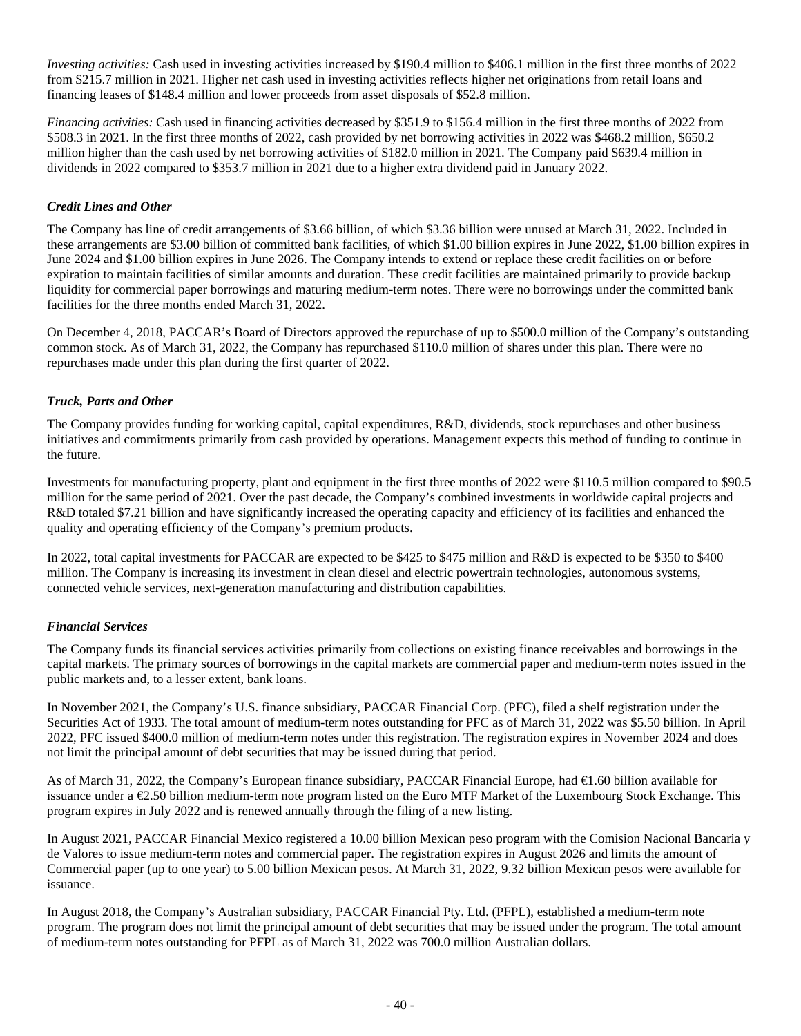*Investing activities:* Cash used in investing activities increased by $190.4 million to $406.1 million in the first three months of 2022 from $215.7 million in 2021. Higher net cash used in investing activities reflects higher net originations from retail loans and financing leases of $148.4 million and lower proceeds from asset disposals of $52.8 million.

*Financing activities:* Cash used in financing activities decreased by $351.9 to $156.4 million in the first three months of 2022 from $508.3 in 2021. In the first three months of 2022, cash provided by net borrowing activities in 2022 was $468.2 million, $650.2 million higher than the cash used by net borrowing activities of $182.0 million in 2021. The Company paid $639.4 million in dividends in 2022 compared to $353.7 million in 2021 due to a higher extra dividend paid in January 2022.

### *Credit Lines and Other*

The Company has line of credit arrangements of $3.66 billion, of which $3.36 billion were unused at March 31, 2022. Included in these arrangements are $3.00 billion of committed bank facilities, of which $1.00 billion expires in June 2022, $1.00 billion expires in June 2024 and $1.00 billion expires in June 2026. The Company intends to extend or replace these credit facilities on or before expiration to maintain facilities of similar amounts and duration. These credit facilities are maintained primarily to provide backup liquidity for commercial paper borrowings and maturing medium-term notes. There were no borrowings under the committed bank facilities for the three months ended March 31, 2022.

On December 4, 2018, PACCAR's Board of Directors approved the repurchase of up to $500.0 million of the Company's outstanding common stock. As of March 31, 2022, the Company has repurchased $110.0 million of shares under this plan. There were no repurchases made under this plan during the first quarter of 2022.

### *Truck, Parts and Other*

The Company provides funding for working capital, capital expenditures, R&D, dividends, stock repurchases and other business initiatives and commitments primarily from cash provided by operations. Management expects this method of funding to continue in the future.

Investments for manufacturing property, plant and equipment in the first three months of 2022 were $110.5 million compared to $90.5 million for the same period of 2021. Over the past decade, the Company's combined investments in worldwide capital projects and R&D totaled $7.21 billion and have significantly increased the operating capacity and efficiency of its facilities and enhanced the quality and operating efficiency of the Company's premium products.

In 2022, total capital investments for PACCAR are expected to be $425 to $475 million and R&D is expected to be $350 to $400 million. The Company is increasing its investment in clean diesel and electric powertrain technologies, autonomous systems, connected vehicle services, next-generation manufacturing and distribution capabilities.

### *Financial Services*

The Company funds its financial services activities primarily from collections on existing finance receivables and borrowings in the capital markets. The primary sources of borrowings in the capital markets are commercial paper and medium-term notes issued in the public markets and, to a lesser extent, bank loans.

In November 2021, the Company's U.S. finance subsidiary, PACCAR Financial Corp. (PFC), filed a shelf registration under the Securities Act of 1933. The total amount of medium-term notes outstanding for PFC as of March 31, 2022 was $5.50 billion. In April 2022, PFC issued $400.0 million of medium-term notes under this registration. The registration expires in November 2024 and does not limit the principal amount of debt securities that may be issued during that period.

As of March 31, 2022, the Company's European finance subsidiary, PACCAR Financial Europe, had €1.60 billion available for issuance under a €2.50 billion medium-term note program listed on the Euro MTF Market of the Luxembourg Stock Exchange. This program expires in July 2022 and is renewed annually through the filing of a new listing.

In August 2021, PACCAR Financial Mexico registered a 10.00 billion Mexican peso program with the Comision Nacional Bancaria y de Valores to issue medium-term notes and commercial paper. The registration expires in August 2026 and limits the amount of Commercial paper (up to one year) to 5.00 billion Mexican pesos. At March 31, 2022, 9.32 billion Mexican pesos were available for issuance.

In August 2018, the Company's Australian subsidiary, PACCAR Financial Pty. Ltd. (PFPL), established a medium-term note program. The program does not limit the principal amount of debt securities that may be issued under the program. The total amount of medium-term notes outstanding for PFPL as of March 31, 2022 was 700.0 million Australian dollars.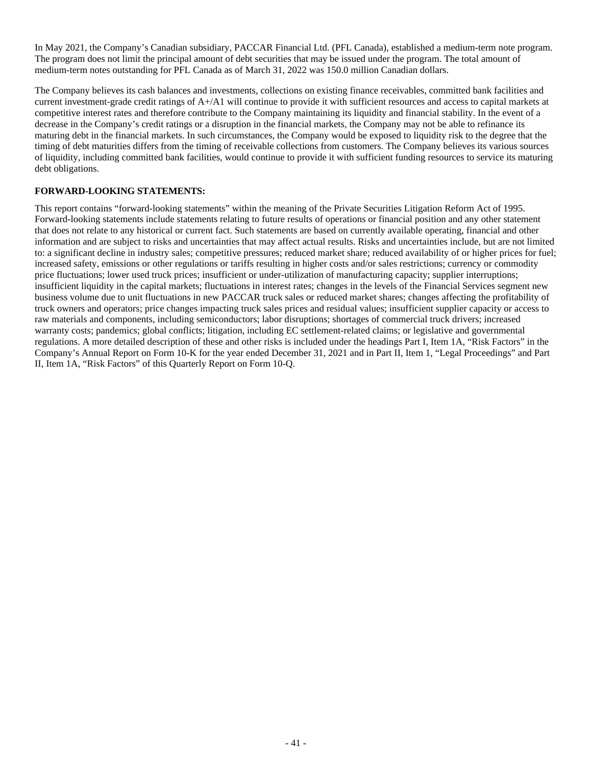In May 2021, the Company's Canadian subsidiary, PACCAR Financial Ltd. (PFL Canada), established a medium-term note program. The program does not limit the principal amount of debt securities that may be issued under the program. The total amount of medium-term notes outstanding for PFL Canada as of March 31, 2022 was 150.0 million Canadian dollars.

The Company believes its cash balances and investments, collections on existing finance receivables, committed bank facilities and current investment-grade credit ratings of A+/A1 will continue to provide it with sufficient resources and access to capital markets at competitive interest rates and therefore contribute to the Company maintaining its liquidity and financial stability. In the event of a decrease in the Company's credit ratings or a disruption in the financial markets, the Company may not be able to refinance its maturing debt in the financial markets. In such circumstances, the Company would be exposed to liquidity risk to the degree that the timing of debt maturities differs from the timing of receivable collections from customers. The Company believes its various sources of liquidity, including committed bank facilities, would continue to provide it with sufficient funding resources to service its maturing debt obligations.

**FORWARD-LOOKING STATEMENTS:**

This report contains "forward-looking statements" within the meaning of the Private Securities Litigation Reform Act of 1995. Forward-looking statements include statements relating to future results of operations or financial position and any other statement that does not relate to any historical or current fact. Such statements are based on currently available operating, financial and other information and are subject to risks and uncertainties that may affect actual results. Risks and uncertainties include, but are not limited to: a significant decline in industry sales; competitive pressures; reduced market share; reduced availability of or higher prices for fuel; increased safety, emissions or other regulations or tariffs resulting in higher costs and/or sales restrictions; currency or commodity price fluctuations; lower used truck prices; insufficient or under-utilization of manufacturing capacity; supplier interruptions; insufficient liquidity in the capital markets; fluctuations in interest rates; changes in the levels of the Financial Services segment new business volume due to unit fluctuations in new PACCAR truck sales or reduced market shares; changes affecting the profitability of truck owners and operators; price changes impacting truck sales prices and residual values; insufficient supplier capacity or access to raw materials and components, including semiconductors; labor disruptions; shortages of commercial truck drivers; increased warranty costs; pandemics; global conflicts; litigation, including EC settlement-related claims; or legislative and governmental regulations. A more detailed description of these and other risks is included under the headings Part I, Item 1A, "Risk Factors" in the Company's Annual Report on Form 10-K for the year ended December 31, 2021 and in Part II, Item 1, "Legal Proceedings" and Part II, Item 1A, "Risk Factors" of this Quarterly Report on Form 10-Q.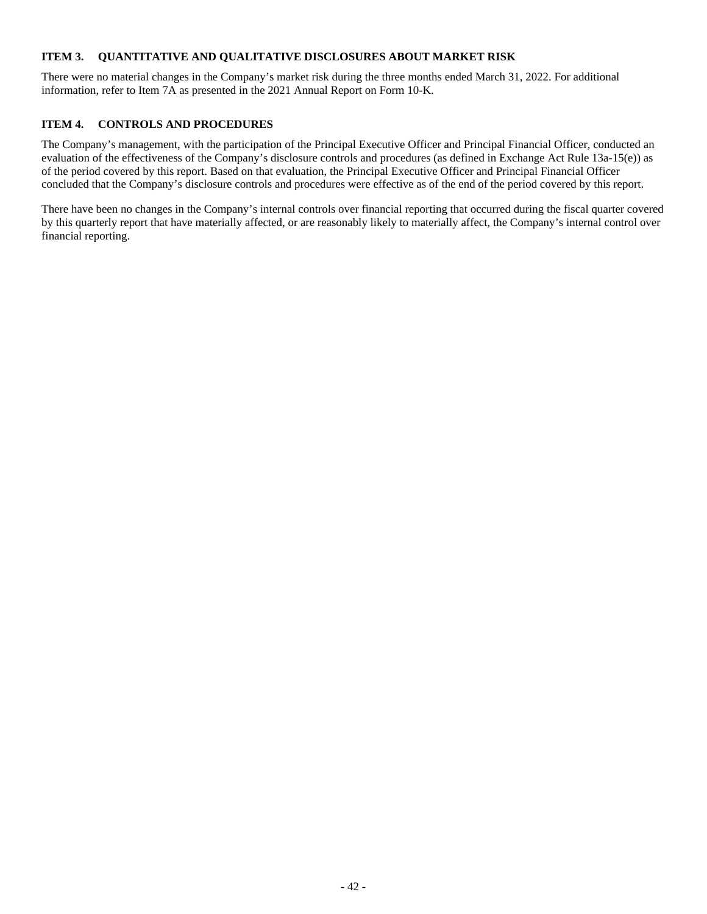## ITEM 3. QUANTITATIVE AND QUALITATIVE DISCLOSURES ABOUT MARKET RISK

There were no material changes in the Company's market risk during the three months ended March 31, 2022. For additional information, refer to Item 7A as presented in the 2021 Annual Report on Form 10-K.

## ITEM 4. CONTROLS AND PROCEDURES

The Company's management, with the participation of the Principal Executive Officer and Principal Financial Officer, conducted an evaluation of the effectiveness of the Company's disclosure controls and procedures (as defined in Exchange Act Rule 13a-15(e)) as of the period covered by this report. Based on that evaluation, the Principal Executive Officer and Principal Financial Officer concluded that the Company's disclosure controls and procedures were effective as of the end of the period covered by this report.

There have been no changes in the Company's internal controls over financial reporting that occurred during the fiscal quarter covered by this quarterly report that have materially affected, or are reasonably likely to materially affect, the Company's internal control over financial reporting.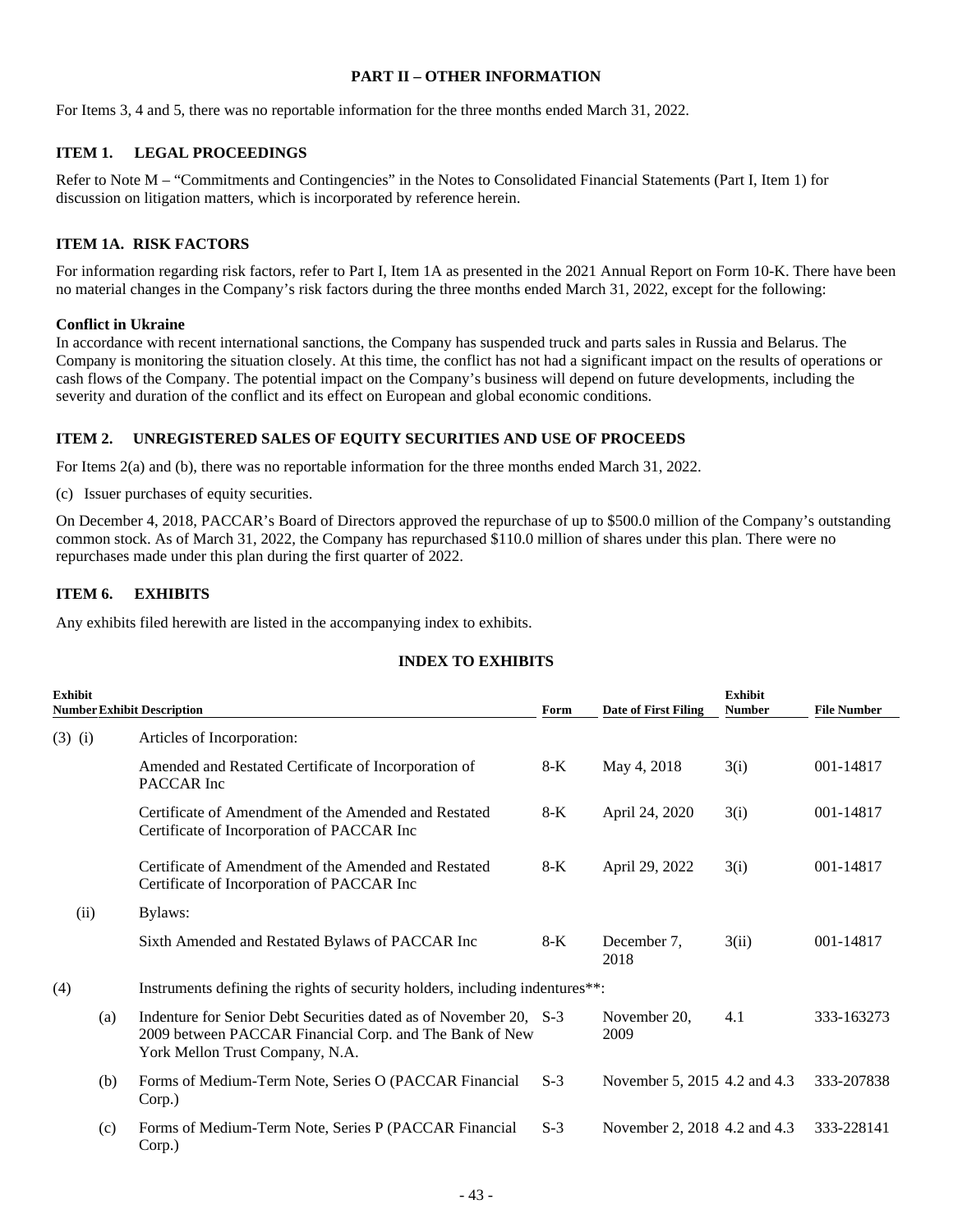## PART II – OTHER INFORMATION

For Items 3, 4 and 5, there was no reportable information for the three months ended March 31, 2022.

### ITEM 1. LEGAL PROCEEDINGS

Refer to Note M – "Commitments and Contingencies" in the Notes to Consolidated Financial Statements (Part I, Item 1) for discussion on litigation matters, which is incorporated by reference herein.

### ITEM 1A. RISK FACTORS

For information regarding risk factors, refer to Part I, Item 1A as presented in the 2021 Annual Report on Form 10-K. There have been no material changes in the Company's risk factors during the three months ended March 31, 2022, except for the following:

**Conflict in Ukraine**

In accordance with recent international sanctions, the Company has suspended truck and parts sales in Russia and Belarus. The Company is monitoring the situation closely. At this time, the conflict has not had a significant impact on the results of operations or cash flows of the Company. The potential impact on the Company's business will depend on future developments, including the severity and duration of the conflict and its effect on European and global economic conditions.

### ITEM 2. UNREGISTERED SALES OF EQUITY SECURITIES AND USE OF PROCEEDS

For Items 2(a) and (b), there was no reportable information for the three months ended March 31, 2022.

(c) Issuer purchases of equity securities.

On December 4, 2018, PACCAR's Board of Directors approved the repurchase of up to $500.0 million of the Company's outstanding common stock. As of March 31, 2022, the Company has repurchased $110.0 million of shares under this plan. There were no repurchases made under this plan during the first quarter of 2022.

### ITEM 6. EXHIBITS

Any exhibits filed herewith are listed in the accompanying index to exhibits.

## INDEX TO EXHIBITS

| Exhibit Number | | Exhibit Description | Form | Date of First Filing | Exhibit Number | File Number |
|---|---|---|---|---|---|---|
| (3) | (i) | Articles of Incorporation: | | | | |
| | | Amended and Restated Certificate of Incorporation of PACCAR Inc | 8-K | May 4, 2018 | 3(i) | 001-14817 |
| | | Certificate of Amendment of the Amended and Restated Certificate of Incorporation of PACCAR Inc | 8-K | April 24, 2020 | 3(i) | 001-14817 |
| | | Certificate of Amendment of the Amended and Restated Certificate of Incorporation of PACCAR Inc | 8-K | April 29, 2022 | 3(i) | 001-14817 |
| | (ii) | Bylaws: | | | | |
| | | Sixth Amended and Restated Bylaws of PACCAR Inc | 8-K | December 7, 2018 | 3(ii) | 001-14817 |
| (4) | | Instruments defining the rights of security holders, including indentures**: | | | | |
| | (a) | Indenture for Senior Debt Securities dated as of November 20, 2009 between PACCAR Financial Corp. and The Bank of New York Mellon Trust Company, N.A. | S-3 | November 20, 2009 | 4.1 | 333-163273 |
| | (b) | Forms of Medium-Term Note, Series O (PACCAR Financial Corp.) | S-3 | November 5, 2015 | 4.2 and 4.3 | 333-207838 |
| | (c) | Forms of Medium-Term Note, Series P (PACCAR Financial Corp.) | S-3 | November 2, 2018 | 4.2 and 4.3 | 333-228141 |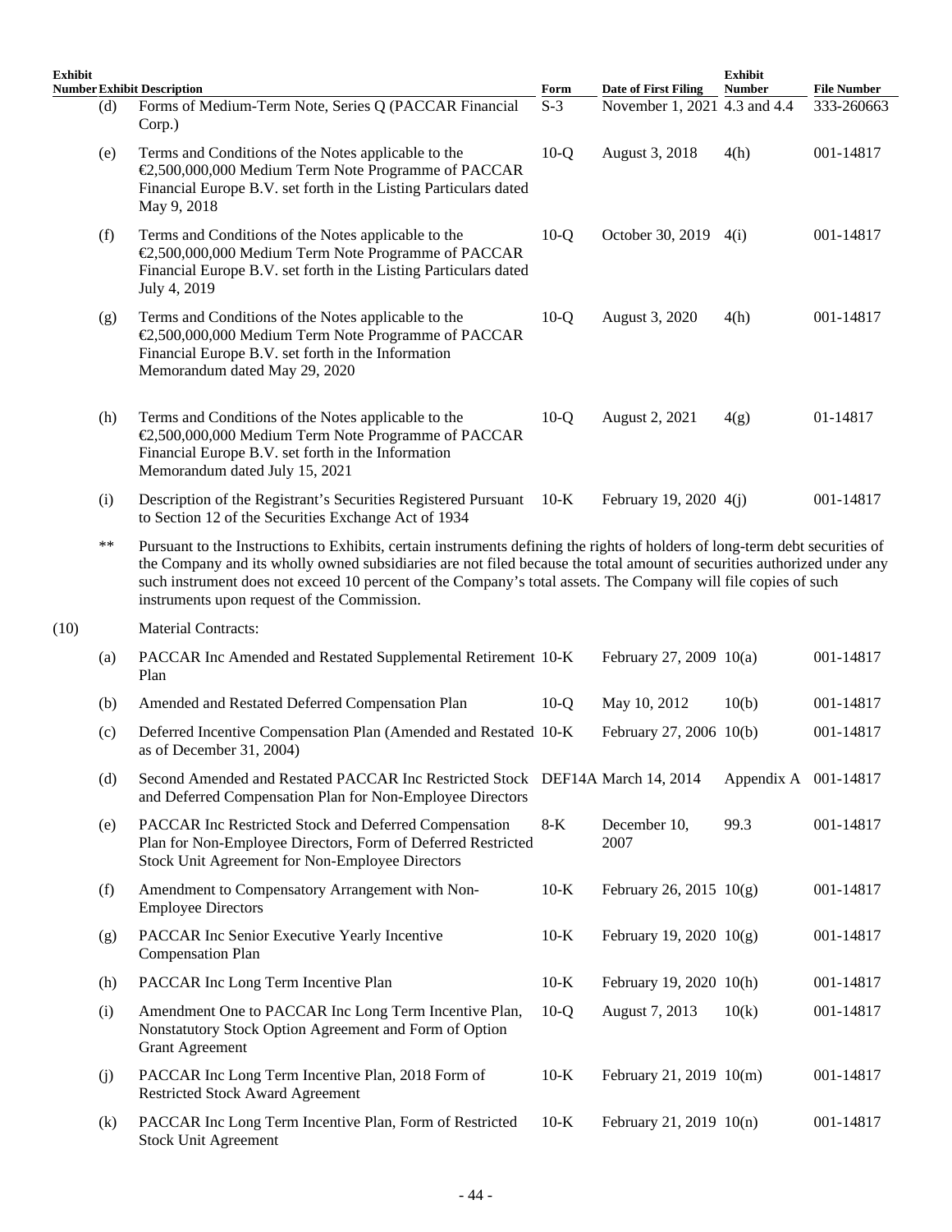| Exhibit Number | | Exhibit Description | Form | Date of First Filing | Exhibit Number | File Number |
|---|---|---|---|---|---|---|
| | (d) | Forms of Medium-Term Note, Series Q (PACCAR Financial Corp.) | S-3 | November 1, 2021 | 4.3 and 4.4 | 333-260663 |
| | (e) | Terms and Conditions of the Notes applicable to the €2,500,000,000 Medium Term Note Programme of PACCAR Financial Europe B.V. set forth in the Listing Particulars dated May 9, 2018 | 10-Q | August 3, 2018 | 4(h) | 001-14817 |
| | (f) | Terms and Conditions of the Notes applicable to the €2,500,000,000 Medium Term Note Programme of PACCAR Financial Europe B.V. set forth in the Listing Particulars dated July 4, 2019 | 10-Q | October 30, 2019 | 4(i) | 001-14817 |
| | (g) | Terms and Conditions of the Notes applicable to the €2,500,000,000 Medium Term Note Programme of PACCAR Financial Europe B.V. set forth in the Information Memorandum dated May 29, 2020 | 10-Q | August 3, 2020 | 4(h) | 001-14817 |
| | (h) | Terms and Conditions of the Notes applicable to the €2,500,000,000 Medium Term Note Programme of PACCAR Financial Europe B.V. set forth in the Information Memorandum dated July 15, 2021 | 10-Q | August 2, 2021 | 4(g) | 01-14817 |
| | (i) | Description of the Registrant's Securities Registered Pursuant to Section 12 of the Securities Exchange Act of 1934 | 10-K | February 19, 2020 | 4(j) | 001-14817 |
| | ** | Pursuant to the Instructions to Exhibits, certain instruments defining the rights of holders of long-term debt securities of the Company and its wholly owned subsidiaries are not filed because the total amount of securities authorized under any such instrument does not exceed 10 percent of the Company's total assets. The Company will file copies of such instruments upon request of the Commission. | | | | |
| (10) | | Material Contracts: | | | | |
| | (a) | PACCAR Inc Amended and Restated Supplemental Retirement Plan | 10-K | February 27, 2009 | 10(a) | 001-14817 |
| | (b) | Amended and Restated Deferred Compensation Plan | 10-Q | May 10, 2012 | 10(b) | 001-14817 |
| | (c) | Deferred Incentive Compensation Plan (Amended and Restated as of December 31, 2004) | 10-K | February 27, 2006 | 10(b) | 001-14817 |
| | (d) | Second Amended and Restated PACCAR Inc Restricted Stock and Deferred Compensation Plan for Non-Employee Directors | DEF14A | March 14, 2014 | Appendix A | 001-14817 |
| | (e) | PACCAR Inc Restricted Stock and Deferred Compensation Plan for Non-Employee Directors, Form of Deferred Restricted Stock Unit Agreement for Non-Employee Directors | 8-K | December 10, 2007 | 99.3 | 001-14817 |
| | (f) | Amendment to Compensatory Arrangement with Non-Employee Directors | 10-K | February 26, 2015 | 10(g) | 001-14817 |
| | (g) | PACCAR Inc Senior Executive Yearly Incentive Compensation Plan | 10-K | February 19, 2020 | 10(g) | 001-14817 |
| | (h) | PACCAR Inc Long Term Incentive Plan | 10-K | February 19, 2020 | 10(h) | 001-14817 |
| | (i) | Amendment One to PACCAR Inc Long Term Incentive Plan, Nonstatutory Stock Option Agreement and Form of Option Grant Agreement | 10-Q | August 7, 2013 | 10(k) | 001-14817 |
| | (j) | PACCAR Inc Long Term Incentive Plan, 2018 Form of Restricted Stock Award Agreement | 10-K | February 21, 2019 | 10(m) | 001-14817 |
| | (k) | PACCAR Inc Long Term Incentive Plan, Form of Restricted Stock Unit Agreement | 10-K | February 21, 2019 | 10(n) | 001-14817 |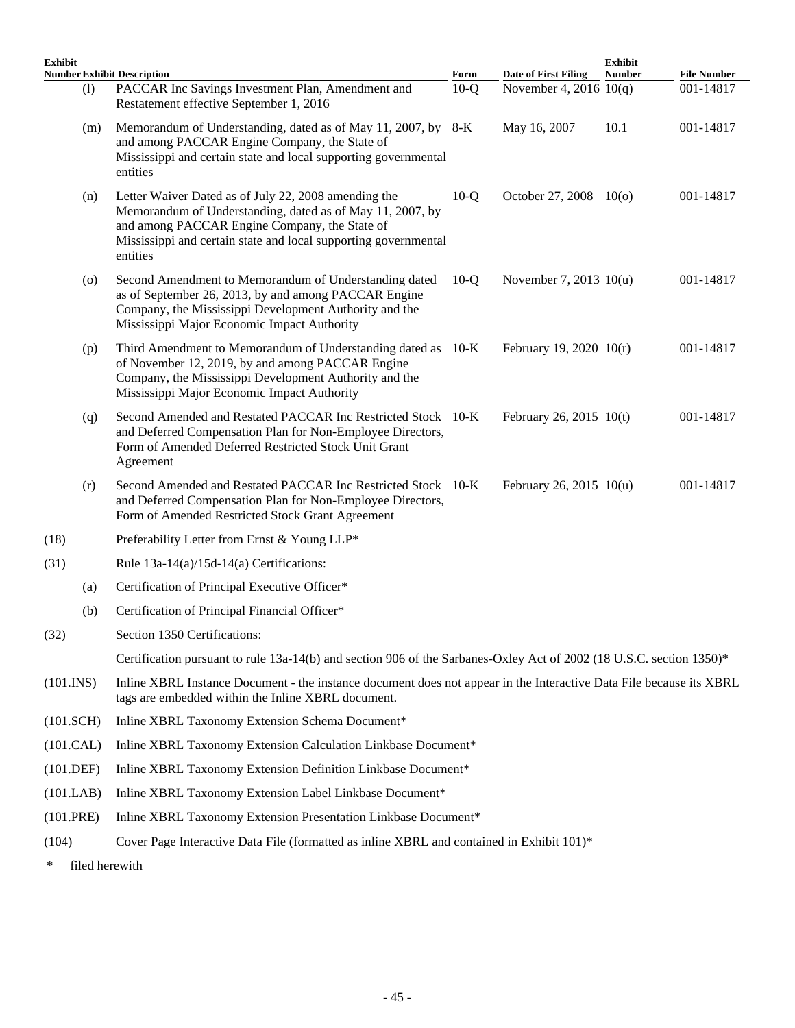| Exhibit Number | | Exhibit Description | Form | Date of First Filing | Exhibit Number | File Number |
|---|---|---|---|---|---|---|
| | (l) | PACCAR Inc Savings Investment Plan, Amendment and Restatement effective September 1, 2016 | 10-Q | November 4, 2016 | 10(q) | 001-14817 |
| | (m) | Memorandum of Understanding, dated as of May 11, 2007, by and among PACCAR Engine Company, the State of Mississippi and certain state and local supporting governmental entities | 8-K | May 16, 2007 | 10.1 | 001-14817 |
| | (n) | Letter Waiver Dated as of July 22, 2008 amending the Memorandum of Understanding, dated as of May 11, 2007, by and among PACCAR Engine Company, the State of Mississippi and certain state and local supporting governmental entities | 10-Q | October 27, 2008 | 10(o) | 001-14817 |
| | (o) | Second Amendment to Memorandum of Understanding dated as of September 26, 2013, by and among PACCAR Engine Company, the Mississippi Development Authority and the Mississippi Major Economic Impact Authority | 10-Q | November 7, 2013 | 10(u) | 001-14817 |
| | (p) | Third Amendment to Memorandum of Understanding dated as of November 12, 2019, by and among PACCAR Engine Company, the Mississippi Development Authority and the Mississippi Major Economic Impact Authority | 10-K | February 19, 2020 | 10(r) | 001-14817 |
| | (q) | Second Amended and Restated PACCAR Inc Restricted Stock and Deferred Compensation Plan for Non-Employee Directors, Form of Amended Deferred Restricted Stock Unit Grant Agreement | 10-K | February 26, 2015 | 10(t) | 001-14817 |
| | (r) | Second Amended and Restated PACCAR Inc Restricted Stock and Deferred Compensation Plan for Non-Employee Directors, Form of Amended Restricted Stock Grant Agreement | 10-K | February 26, 2015 | 10(u) | 001-14817 |
| (18) | | Preferability Letter from Ernst & Young LLP* | | | | |
| (31) | | Rule 13a-14(a)/15d-14(a) Certifications: | | | | |
| | (a) | Certification of Principal Executive Officer* | | | | |
| | (b) | Certification of Principal Financial Officer* | | | | |
| (32) | | Section 1350 Certifications: | | | | |
| | | Certification pursuant to rule 13a-14(b) and section 906 of the Sarbanes-Oxley Act of 2002 (18 U.S.C. section 1350)* | | | | |
| (101.INS) | | Inline XBRL Instance Document - the instance document does not appear in the Interactive Data File because its XBRL tags are embedded within the Inline XBRL document. | | | | |
| (101.SCH) | | Inline XBRL Taxonomy Extension Schema Document* | | | | |
| (101.CAL) | | Inline XBRL Taxonomy Extension Calculation Linkbase Document* | | | | |
| (101.DEF) | | Inline XBRL Taxonomy Extension Definition Linkbase Document* | | | | |
| (101.LAB) | | Inline XBRL Taxonomy Extension Label Linkbase Document* | | | | |
| (101.PRE) | | Inline XBRL Taxonomy Extension Presentation Linkbase Document* | | | | |
| (104) | | Cover Page Interactive Data File (formatted as inline XBRL and contained in Exhibit 101)* | | | | |

\* filed herewith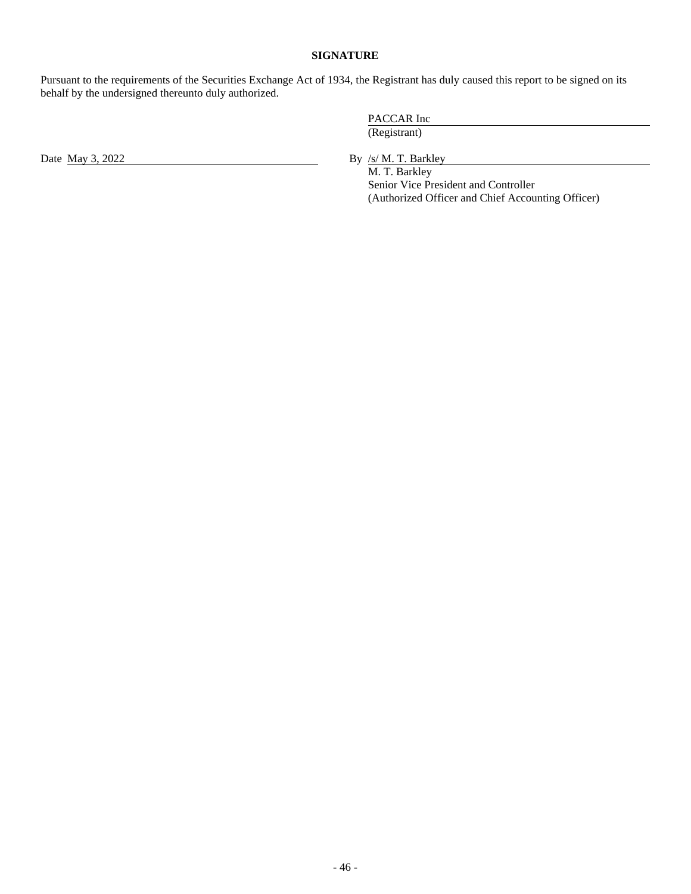**SIGNATURE**

Pursuant to the requirements of the Securities Exchange Act of 1934, the Registrant has duly caused this report to be signed on its behalf by the undersigned thereunto duly authorized.

PACCAR Inc
(Registrant)

Date May 3, 2022

By /s/ M. T. Barkley
M. T. Barkley
Senior Vice President and Controller
(Authorized Officer and Chief Accounting Officer)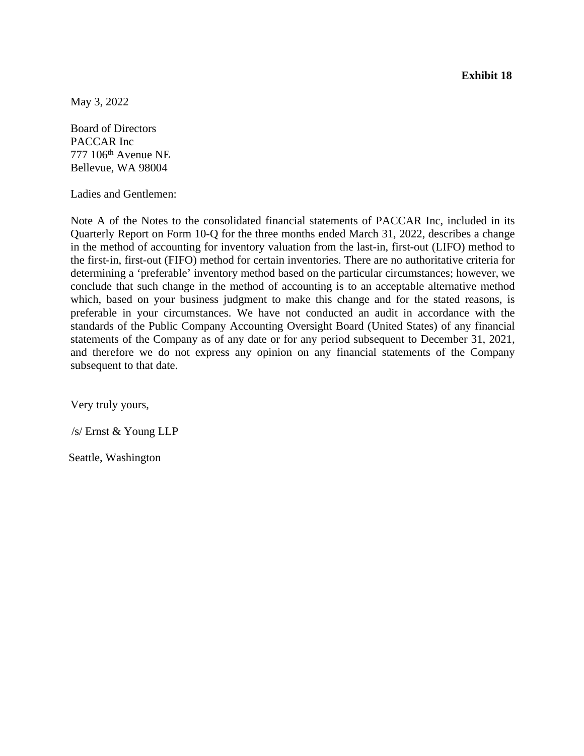**Exhibit 18**

May 3, 2022

Board of Directors
PACCAR Inc
777 106th Avenue NE
Bellevue, WA 98004

Ladies and Gentlemen:

Note A of the Notes to the consolidated financial statements of PACCAR Inc, included in its Quarterly Report on Form 10-Q for the three months ended March 31, 2022, describes a change in the method of accounting for inventory valuation from the last-in, first-out (LIFO) method to the first-in, first-out (FIFO) method for certain inventories. There are no authoritative criteria for determining a 'preferable' inventory method based on the particular circumstances; however, we conclude that such change in the method of accounting is to an acceptable alternative method which, based on your business judgment to make this change and for the stated reasons, is preferable in your circumstances. We have not conducted an audit in accordance with the standards of the Public Company Accounting Oversight Board (United States) of any financial statements of the Company as of any date or for any period subsequent to December 31, 2021, and therefore we do not express any opinion on any financial statements of the Company subsequent to that date.

Very truly yours,

/s/ Ernst & Young LLP

Seattle, Washington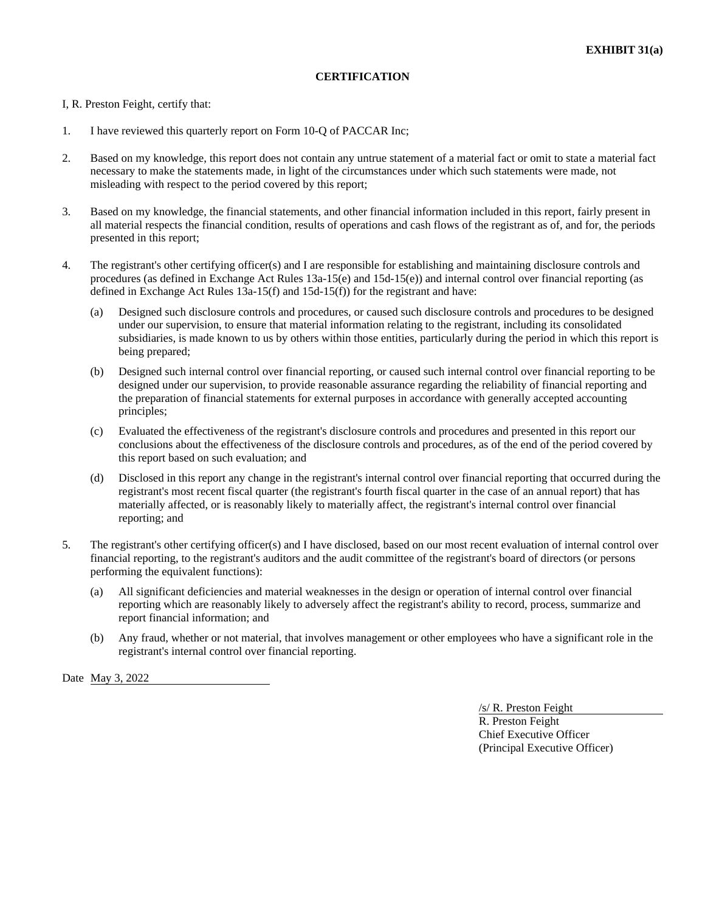**EXHIBIT 31(a)**

**CERTIFICATION**

I, R. Preston Feight, certify that:

1. I have reviewed this quarterly report on Form 10-Q of PACCAR Inc;

2. Based on my knowledge, this report does not contain any untrue statement of a material fact or omit to state a material fact necessary to make the statements made, in light of the circumstances under which such statements were made, not misleading with respect to the period covered by this report;

3. Based on my knowledge, the financial statements, and other financial information included in this report, fairly present in all material respects the financial condition, results of operations and cash flows of the registrant as of, and for, the periods presented in this report;

4. The registrant's other certifying officer(s) and I are responsible for establishing and maintaining disclosure controls and procedures (as defined in Exchange Act Rules 13a-15(e) and 15d-15(e)) and internal control over financial reporting (as defined in Exchange Act Rules 13a-15(f) and 15d-15(f)) for the registrant and have:

   (a) Designed such disclosure controls and procedures, or caused such disclosure controls and procedures to be designed under our supervision, to ensure that material information relating to the registrant, including its consolidated subsidiaries, is made known to us by others within those entities, particularly during the period in which this report is being prepared;

   (b) Designed such internal control over financial reporting, or caused such internal control over financial reporting to be designed under our supervision, to provide reasonable assurance regarding the reliability of financial reporting and the preparation of financial statements for external purposes in accordance with generally accepted accounting principles;

   (c) Evaluated the effectiveness of the registrant's disclosure controls and procedures and presented in this report our conclusions about the effectiveness of the disclosure controls and procedures, as of the end of the period covered by this report based on such evaluation; and

   (d) Disclosed in this report any change in the registrant's internal control over financial reporting that occurred during the registrant's most recent fiscal quarter (the registrant's fourth fiscal quarter in the case of an annual report) that has materially affected, or is reasonably likely to materially affect, the registrant's internal control over financial reporting; and

5. The registrant's other certifying officer(s) and I have disclosed, based on our most recent evaluation of internal control over financial reporting, to the registrant's auditors and the audit committee of the registrant's board of directors (or persons performing the equivalent functions):

   (a) All significant deficiencies and material weaknesses in the design or operation of internal control over financial reporting which are reasonably likely to adversely affect the registrant's ability to record, process, summarize and report financial information; and

   (b) Any fraud, whether or not material, that involves management or other employees who have a significant role in the registrant's internal control over financial reporting.

Date May 3, 2022

/s/ R. Preston Feight
R. Preston Feight
Chief Executive Officer
(Principal Executive Officer)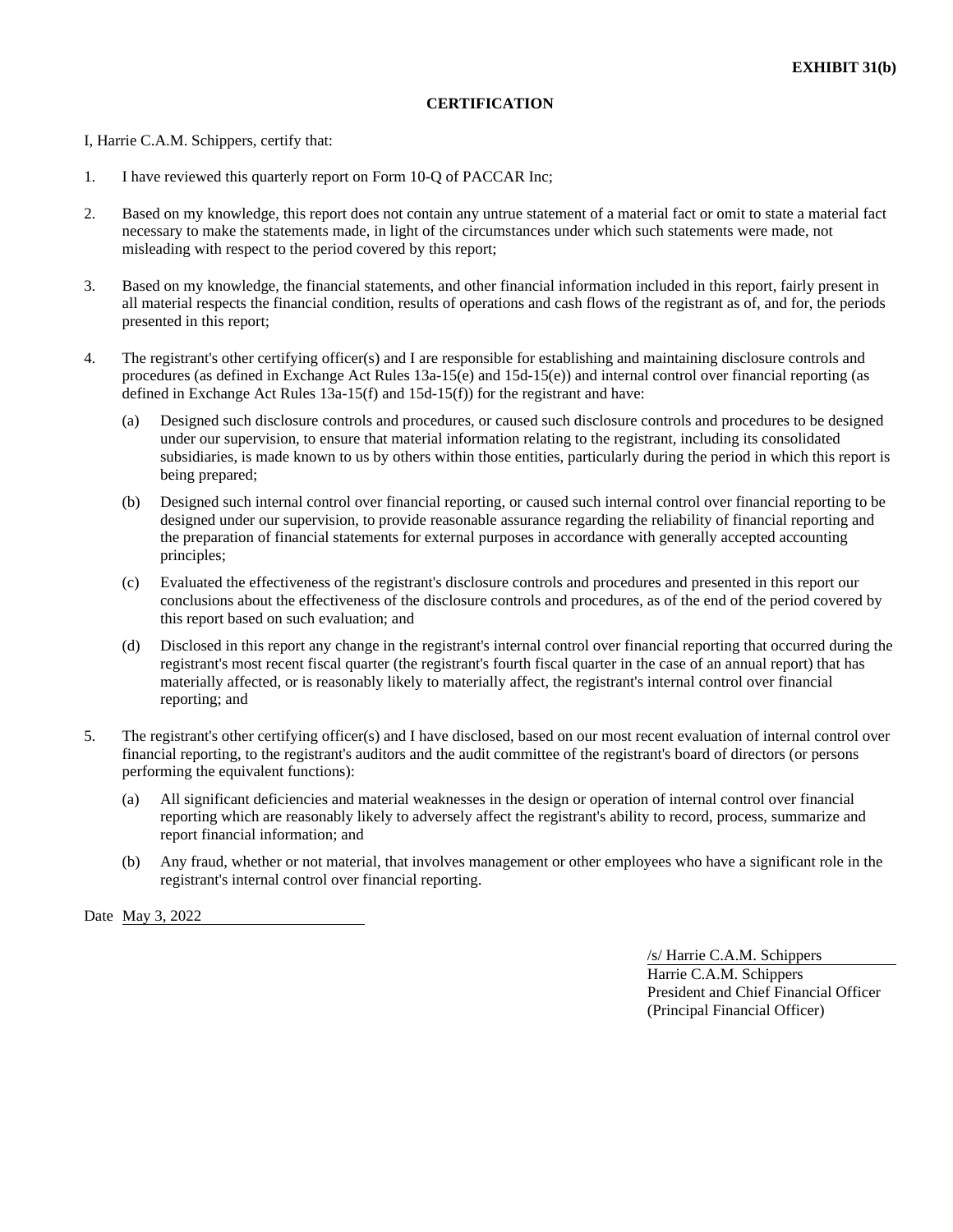**EXHIBIT 31(b)**

**CERTIFICATION**

I, Harrie C.A.M. Schippers, certify that:

1. I have reviewed this quarterly report on Form 10-Q of PACCAR Inc;

2. Based on my knowledge, this report does not contain any untrue statement of a material fact or omit to state a material fact necessary to make the statements made, in light of the circumstances under which such statements were made, not misleading with respect to the period covered by this report;

3. Based on my knowledge, the financial statements, and other financial information included in this report, fairly present in all material respects the financial condition, results of operations and cash flows of the registrant as of, and for, the periods presented in this report;

4. The registrant's other certifying officer(s) and I are responsible for establishing and maintaining disclosure controls and procedures (as defined in Exchange Act Rules 13a-15(e) and 15d-15(e)) and internal control over financial reporting (as defined in Exchange Act Rules 13a-15(f) and 15d-15(f)) for the registrant and have:

   (a) Designed such disclosure controls and procedures, or caused such disclosure controls and procedures to be designed under our supervision, to ensure that material information relating to the registrant, including its consolidated subsidiaries, is made known to us by others within those entities, particularly during the period in which this report is being prepared;

   (b) Designed such internal control over financial reporting, or caused such internal control over financial reporting to be designed under our supervision, to provide reasonable assurance regarding the reliability of financial reporting and the preparation of financial statements for external purposes in accordance with generally accepted accounting principles;

   (c) Evaluated the effectiveness of the registrant's disclosure controls and procedures and presented in this report our conclusions about the effectiveness of the disclosure controls and procedures, as of the end of the period covered by this report based on such evaluation; and

   (d) Disclosed in this report any change in the registrant's internal control over financial reporting that occurred during the registrant's most recent fiscal quarter (the registrant's fourth fiscal quarter in the case of an annual report) that has materially affected, or is reasonably likely to materially affect, the registrant's internal control over financial reporting; and

5. The registrant's other certifying officer(s) and I have disclosed, based on our most recent evaluation of internal control over financial reporting, to the registrant's auditors and the audit committee of the registrant's board of directors (or persons performing the equivalent functions):

   (a) All significant deficiencies and material weaknesses in the design or operation of internal control over financial reporting which are reasonably likely to adversely affect the registrant's ability to record, process, summarize and report financial information; and

   (b) Any fraud, whether or not material, that involves management or other employees who have a significant role in the registrant's internal control over financial reporting.

Date May 3, 2022

/s/ Harrie C.A.M. Schippers
Harrie C.A.M. Schippers
President and Chief Financial Officer
(Principal Financial Officer)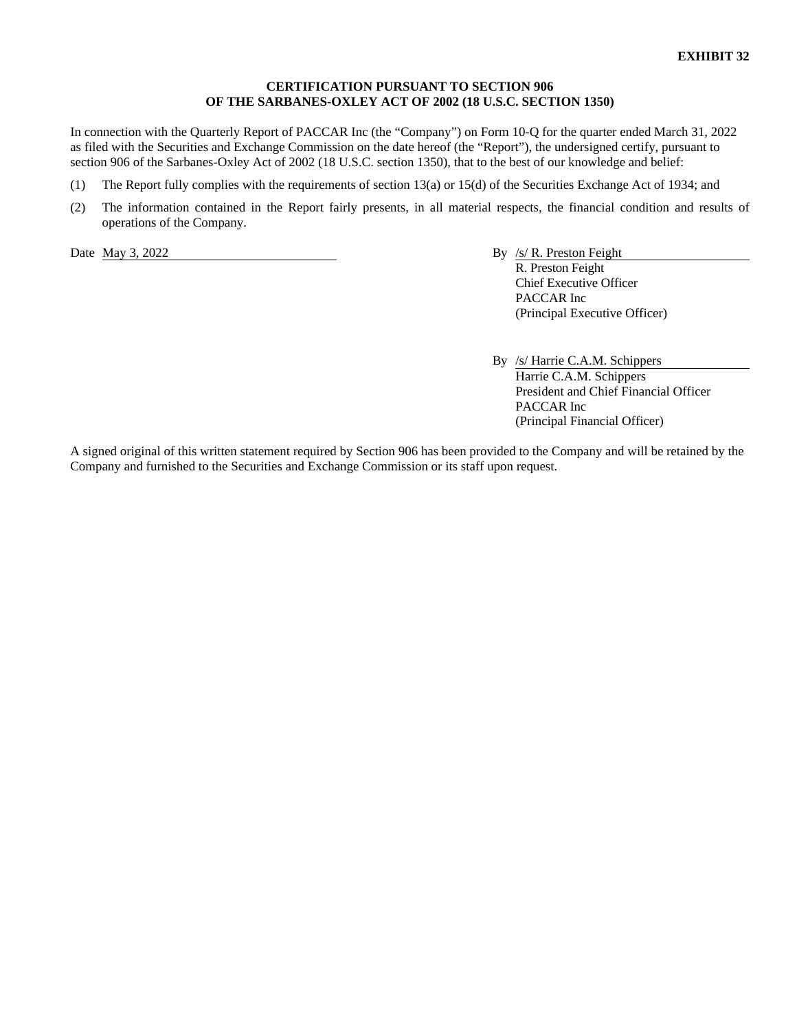**EXHIBIT 32**

**CERTIFICATION PURSUANT TO SECTION 906**
**OF THE SARBANES-OXLEY ACT OF 2002 (18 U.S.C. SECTION 1350)**

In connection with the Quarterly Report of PACCAR Inc (the "Company") on Form 10-Q for the quarter ended March 31, 2022 as filed with the Securities and Exchange Commission on the date hereof (the "Report"), the undersigned certify, pursuant to section 906 of the Sarbanes-Oxley Act of 2002 (18 U.S.C. section 1350), that to the best of our knowledge and belief:

(1) The Report fully complies with the requirements of section 13(a) or 15(d) of the Securities Exchange Act of 1934; and

(2) The information contained in the Report fairly presents, in all material respects, the financial condition and results of operations of the Company.

Date May 3, 2022

By /s/ R. Preston Feight
R. Preston Feight
Chief Executive Officer
PACCAR Inc
(Principal Executive Officer)

By /s/ Harrie C.A.M. Schippers
Harrie C.A.M. Schippers
President and Chief Financial Officer
PACCAR Inc
(Principal Financial Officer)

A signed original of this written statement required by Section 906 has been provided to the Company and will be retained by the Company and furnished to the Securities and Exchange Commission or its staff upon request.